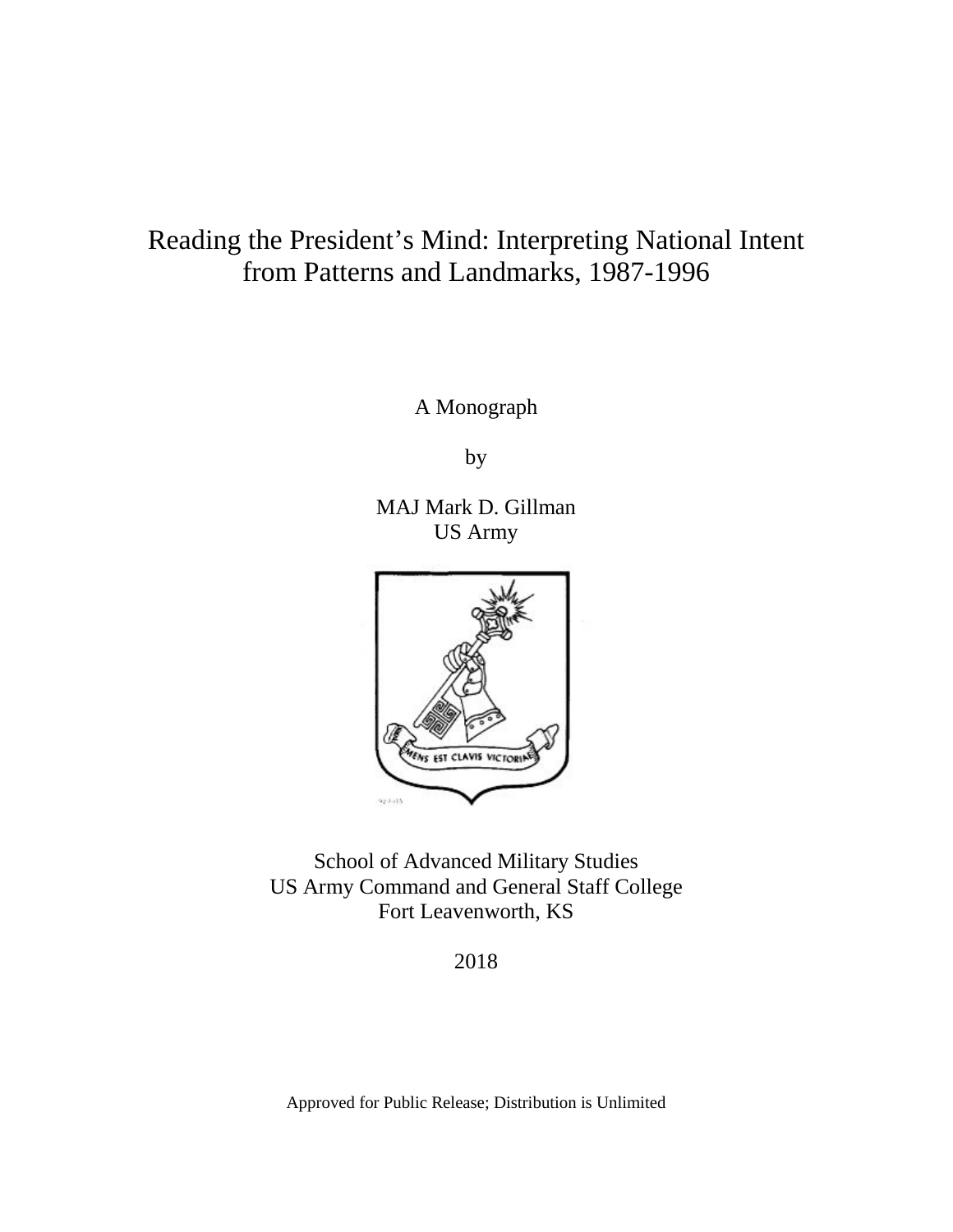# Reading the President's Mind: Interpreting National Intent from Patterns and Landmarks, 1987-1996

A Monograph

by

MAJ Mark D. Gillman
US Army

MENS EST CLAVIS VICTORIAE

School of Advanced Military Studies
US Army Command and General Staff College
Fort Leavenworth, KS

2018

Approved for Public Release; Distribution is Unlimited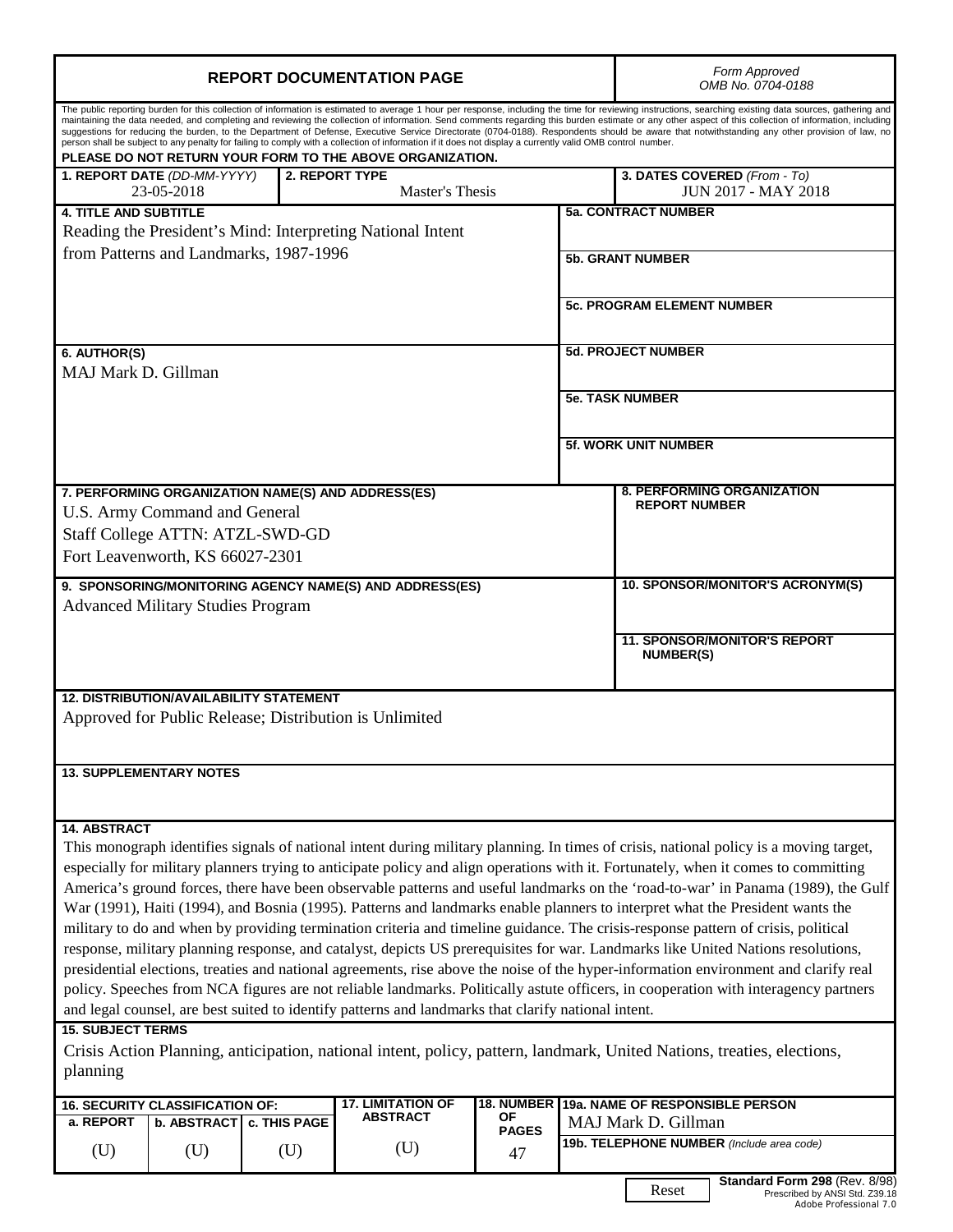# REPORT DOCUMENTATION PAGE

*Form Approved OMB No. 0704-0188*

The public reporting burden for this collection of information is estimated to average 1 hour per response, including the time for reviewing instructions, searching existing data sources, gathering and maintaining the data needed, and completing and reviewing the collection of information. Send comments regarding this burden estimate or any other aspect of this collection of information, including suggestions for reducing the burden, to the Department of Defense, Executive Service Directorate (0704-0188). Respondents should be aware that notwithstanding any other provision of law, no person shall be subject to any penalty for failing to comply with a collection of information if it does not display a currently valid OMB control number.

**PLEASE DO NOT RETURN YOUR FORM TO THE ABOVE ORGANIZATION.**

**1. REPORT DATE** *(DD-MM-YYYY)*: 23-05-2018

**2. REPORT TYPE**: Master's Thesis

**3. DATES COVERED** *(From - To)*: JUN 2017 - MAY 2018

**4. TITLE AND SUBTITLE**
Reading the President's Mind: Interpreting National Intent from Patterns and Landmarks, 1987-1996

**5a. CONTRACT NUMBER**

**5b. GRANT NUMBER**

**5c. PROGRAM ELEMENT NUMBER**

**6. AUTHOR(S)**
MAJ Mark D. Gillman

**5d. PROJECT NUMBER**

**5e. TASK NUMBER**

**5f. WORK UNIT NUMBER**

**7. PERFORMING ORGANIZATION NAME(S) AND ADDRESS(ES)**
U.S. Army Command and General Staff College ATTN: ATZL-SWD-GD
Fort Leavenworth, KS 66027-2301

**8. PERFORMING ORGANIZATION REPORT NUMBER**

**9. SPONSORING/MONITORING AGENCY NAME(S) AND ADDRESS(ES)**
Advanced Military Studies Program

**10. SPONSOR/MONITOR'S ACRONYM(S)**

**11. SPONSOR/MONITOR'S REPORT NUMBER(S)**

**12. DISTRIBUTION/AVAILABILITY STATEMENT**
Approved for Public Release; Distribution is Unlimited

**13. SUPPLEMENTARY NOTES**

**14. ABSTRACT**
This monograph identifies signals of national intent during military planning. In times of crisis, national policy is a moving target, especially for military planners trying to anticipate policy and align operations with it. Fortunately, when it comes to committing America's ground forces, there have been observable patterns and useful landmarks on the 'road-to-war' in Panama (1989), the Gulf War (1991), Haiti (1994), and Bosnia (1995). Patterns and landmarks enable planners to interpret what the President wants the military to do and when by providing termination criteria and timeline guidance. The crisis-response pattern of crisis, political response, military planning response, and catalyst, depicts US prerequisites for war. Landmarks like United Nations resolutions, presidential elections, treaties and national agreements, rise above the noise of the hyper-information environment and clarify real policy. Speeches from NCA figures are not reliable landmarks. Politically astute officers, in cooperation with interagency partners and legal counsel, are best suited to identify patterns and landmarks that clarify national intent.

**15. SUBJECT TERMS**
Crisis Action Planning, anticipation, national intent, policy, pattern, landmark, United Nations, treaties, elections, planning

| 16. SECURITY CLASSIFICATION OF: a. REPORT | b. ABSTRACT | c. THIS PAGE | 17. LIMITATION OF ABSTRACT | 18. NUMBER OF PAGES | 19a. NAME OF RESPONSIBLE PERSON |
|---|---|---|---|---|---|
| (U) | (U) | (U) | (U) | 47 | MAJ Mark D. Gillman |

**19b. TELEPHONE NUMBER** *(Include area code)*

**Standard Form 298** (Rev. 8/98)
Prescribed by ANSI Std. Z39.18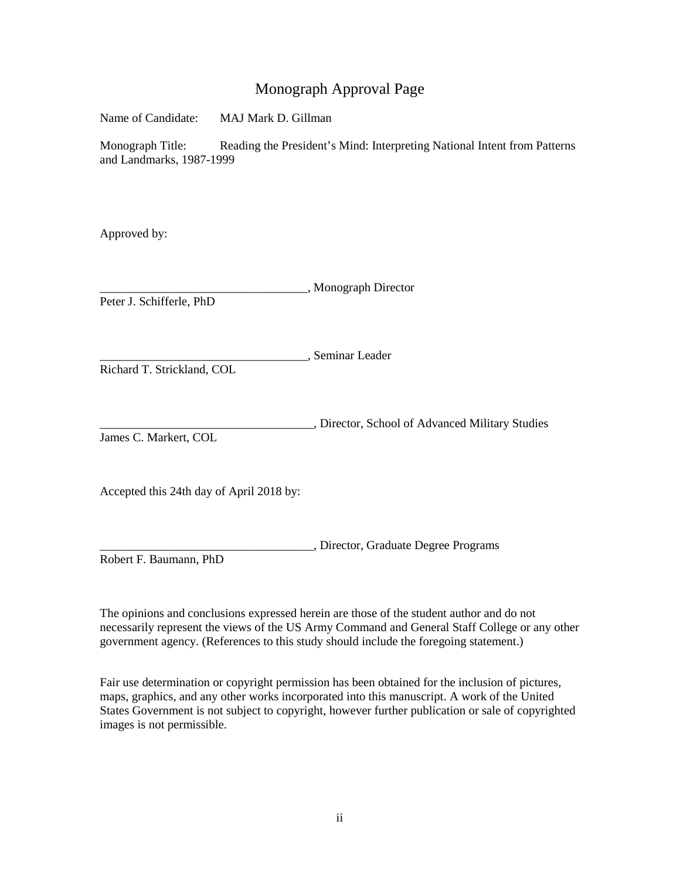# Monograph Approval Page

Name of Candidate: MAJ Mark D. Gillman

Monograph Title: Reading the President's Mind: Interpreting National Intent from Patterns and Landmarks, 1987-1999

Approved by:

__________________________________, Monograph Director
Peter J. Schifferle, PhD

__________________________________, Seminar Leader
Richard T. Strickland, COL

___________________________________, Director, School of Advanced Military Studies
James C. Markert, COL

Accepted this 24th day of April 2018 by:

___________________________________, Director, Graduate Degree Programs
Robert F. Baumann, PhD

The opinions and conclusions expressed herein are those of the student author and do not necessarily represent the views of the US Army Command and General Staff College or any other government agency. (References to this study should include the foregoing statement.)

Fair use determination or copyright permission has been obtained for the inclusion of pictures, maps, graphics, and any other works incorporated into this manuscript. A work of the United States Government is not subject to copyright, however further publication or sale of copyrighted images is not permissible.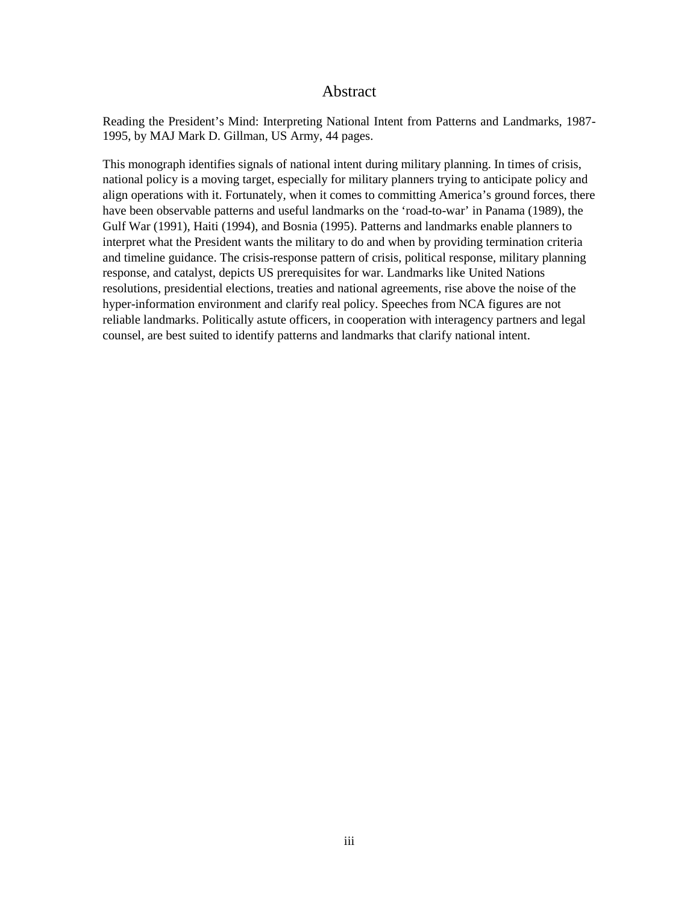# Abstract

Reading the President's Mind: Interpreting National Intent from Patterns and Landmarks, 1987-1995, by MAJ Mark D. Gillman, US Army, 44 pages.

This monograph identifies signals of national intent during military planning. In times of crisis, national policy is a moving target, especially for military planners trying to anticipate policy and align operations with it. Fortunately, when it comes to committing America's ground forces, there have been observable patterns and useful landmarks on the 'road-to-war' in Panama (1989), the Gulf War (1991), Haiti (1994), and Bosnia (1995). Patterns and landmarks enable planners to interpret what the President wants the military to do and when by providing termination criteria and timeline guidance. The crisis-response pattern of crisis, political response, military planning response, and catalyst, depicts US prerequisites for war. Landmarks like United Nations resolutions, presidential elections, treaties and national agreements, rise above the noise of the hyper-information environment and clarify real policy. Speeches from NCA figures are not reliable landmarks. Politically astute officers, in cooperation with interagency partners and legal counsel, are best suited to identify patterns and landmarks that clarify national intent.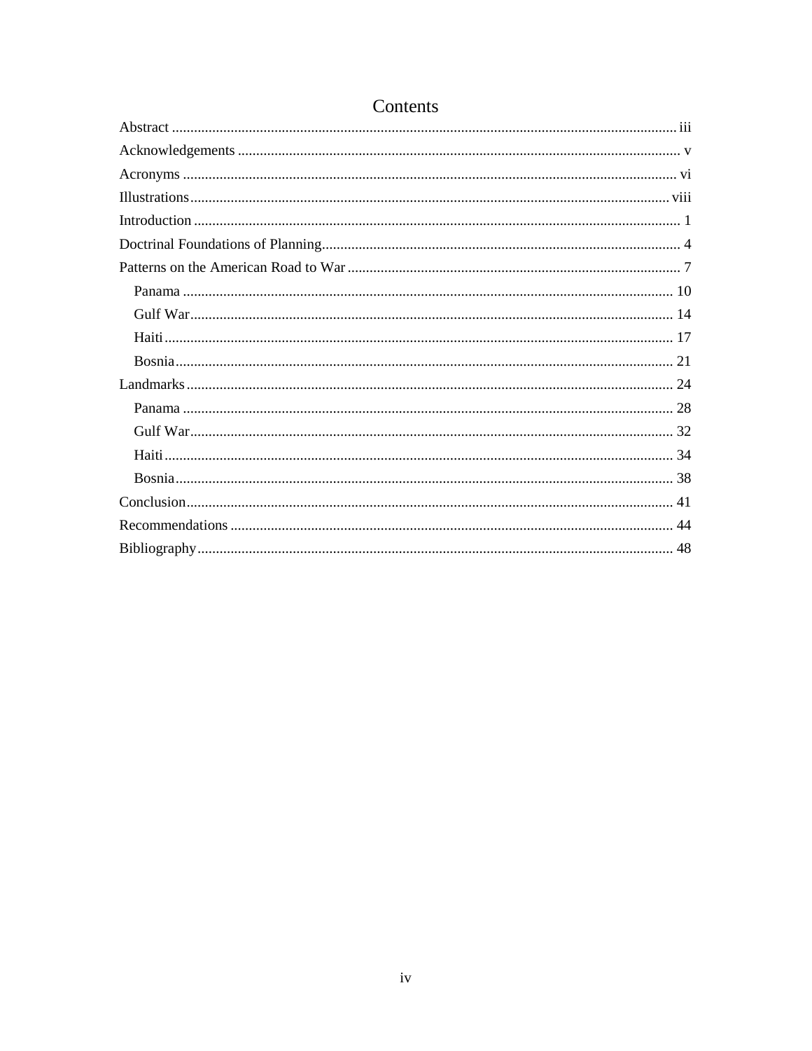# Contents

- Abstract ........ iii
- Acknowledgements ........ v
- Acronyms ........ vi
- Illustrations ........ viii
- Introduction ........ 1
- Doctrinal Foundations of Planning ........ 4
- Patterns on the American Road to War ........ 7
  - Panama ........ 10
  - Gulf War ........ 14
  - Haiti ........ 17
  - Bosnia ........ 21
- Landmarks ........ 24
  - Panama ........ 28
  - Gulf War ........ 32
  - Haiti ........ 34
  - Bosnia ........ 38
- Conclusion ........ 41
- Recommendations ........ 44
- Bibliography ........ 48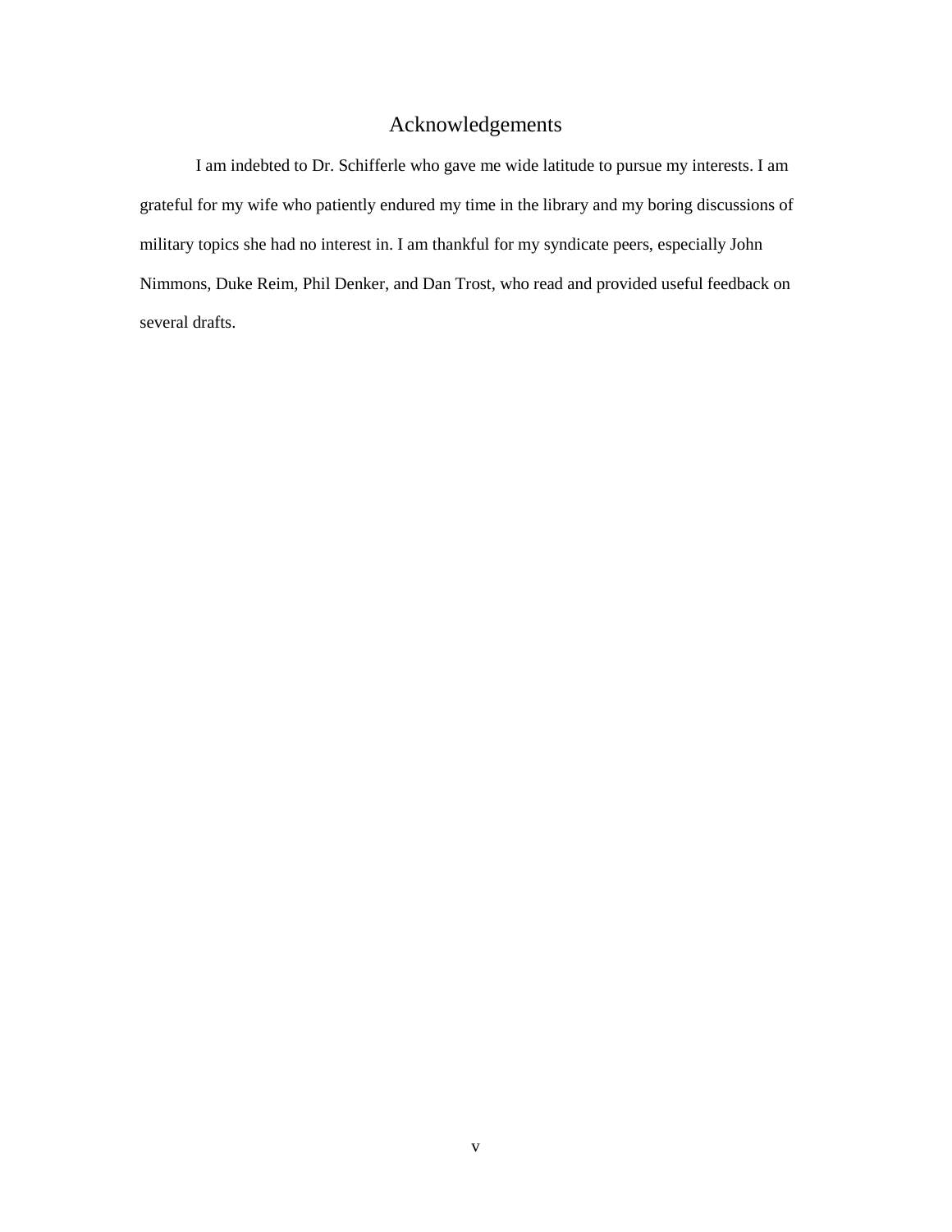# Acknowledgements

I am indebted to Dr. Schifferle who gave me wide latitude to pursue my interests. I am grateful for my wife who patiently endured my time in the library and my boring discussions of military topics she had no interest in. I am thankful for my syndicate peers, especially John Nimmons, Duke Reim, Phil Denker, and Dan Trost, who read and provided useful feedback on several drafts.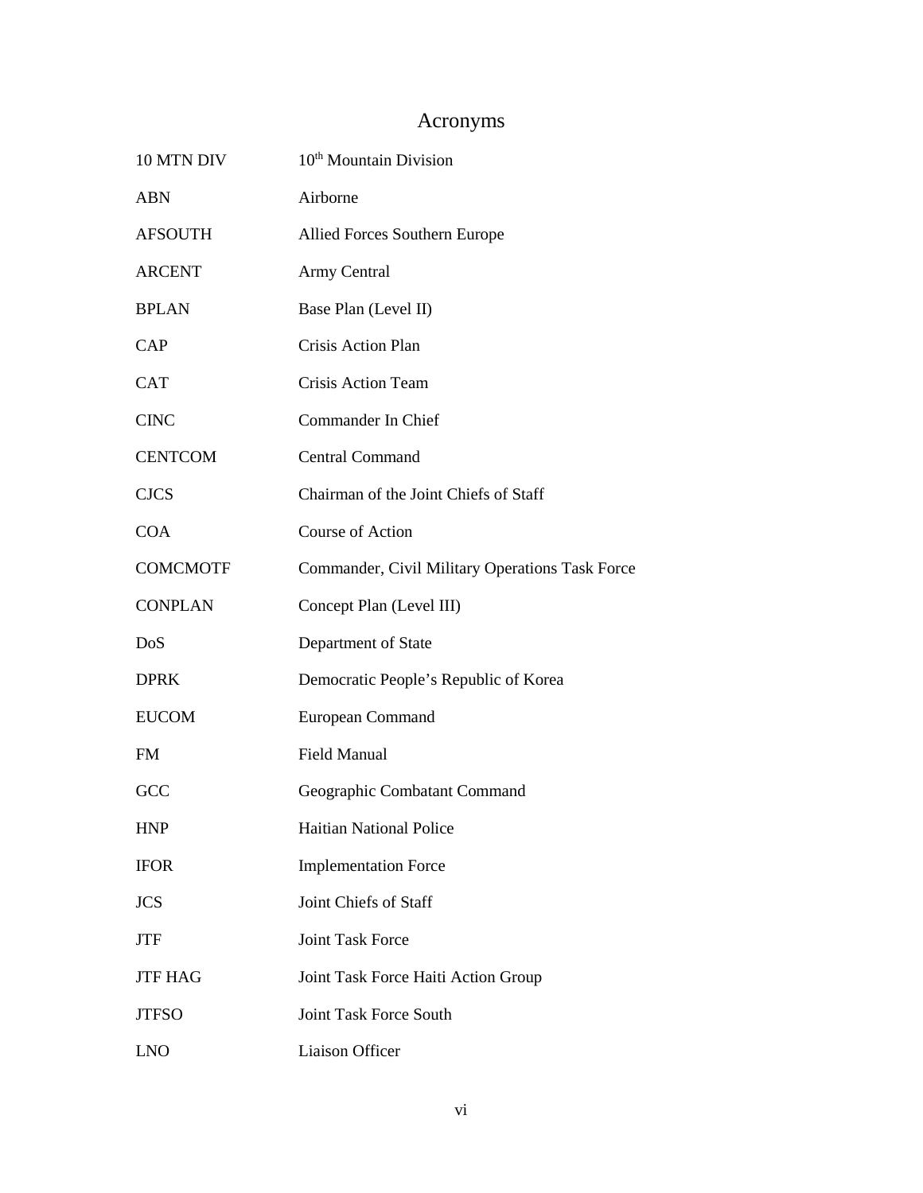# Acronyms

| | |
|---|---|
| 10 MTN DIV | 10th Mountain Division |
| ABN | Airborne |
| AFSOUTH | Allied Forces Southern Europe |
| ARCENT | Army Central |
| BPLAN | Base Plan (Level II) |
| CAP | Crisis Action Plan |
| CAT | Crisis Action Team |
| CINC | Commander In Chief |
| CENTCOM | Central Command |
| CJCS | Chairman of the Joint Chiefs of Staff |
| COA | Course of Action |
| COMCMOTF | Commander, Civil Military Operations Task Force |
| CONPLAN | Concept Plan (Level III) |
| DoS | Department of State |
| DPRK | Democratic People's Republic of Korea |
| EUCOM | European Command |
| FM | Field Manual |
| GCC | Geographic Combatant Command |
| HNP | Haitian National Police |
| IFOR | Implementation Force |
| JCS | Joint Chiefs of Staff |
| JTF | Joint Task Force |
| JTF HAG | Joint Task Force Haiti Action Group |
| JTFSO | Joint Task Force South |
| LNO | Liaison Officer |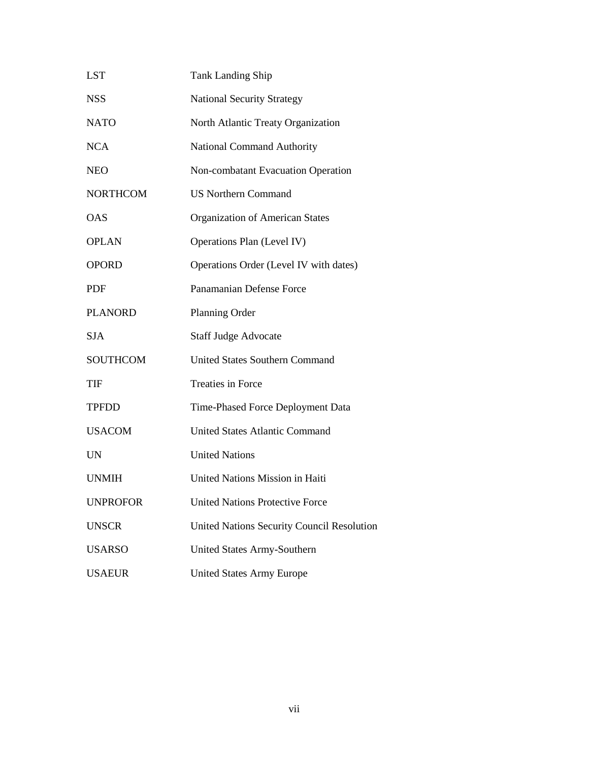| | |
|---|---|
| LST | Tank Landing Ship |
| NSS | National Security Strategy |
| NATO | North Atlantic Treaty Organization |
| NCA | National Command Authority |
| NEO | Non-combatant Evacuation Operation |
| NORTHCOM | US Northern Command |
| OAS | Organization of American States |
| OPLAN | Operations Plan (Level IV) |
| OPORD | Operations Order (Level IV with dates) |
| PDF | Panamanian Defense Force |
| PLANORD | Planning Order |
| SJA | Staff Judge Advocate |
| SOUTHCOM | United States Southern Command |
| TIF | Treaties in Force |
| TPFDD | Time-Phased Force Deployment Data |
| USACOM | United States Atlantic Command |
| UN | United Nations |
| UNMIH | United Nations Mission in Haiti |
| UNPROFOR | United Nations Protective Force |
| UNSCR | United Nations Security Council Resolution |
| USARSO | United States Army-Southern |
| USAEUR | United States Army Europe |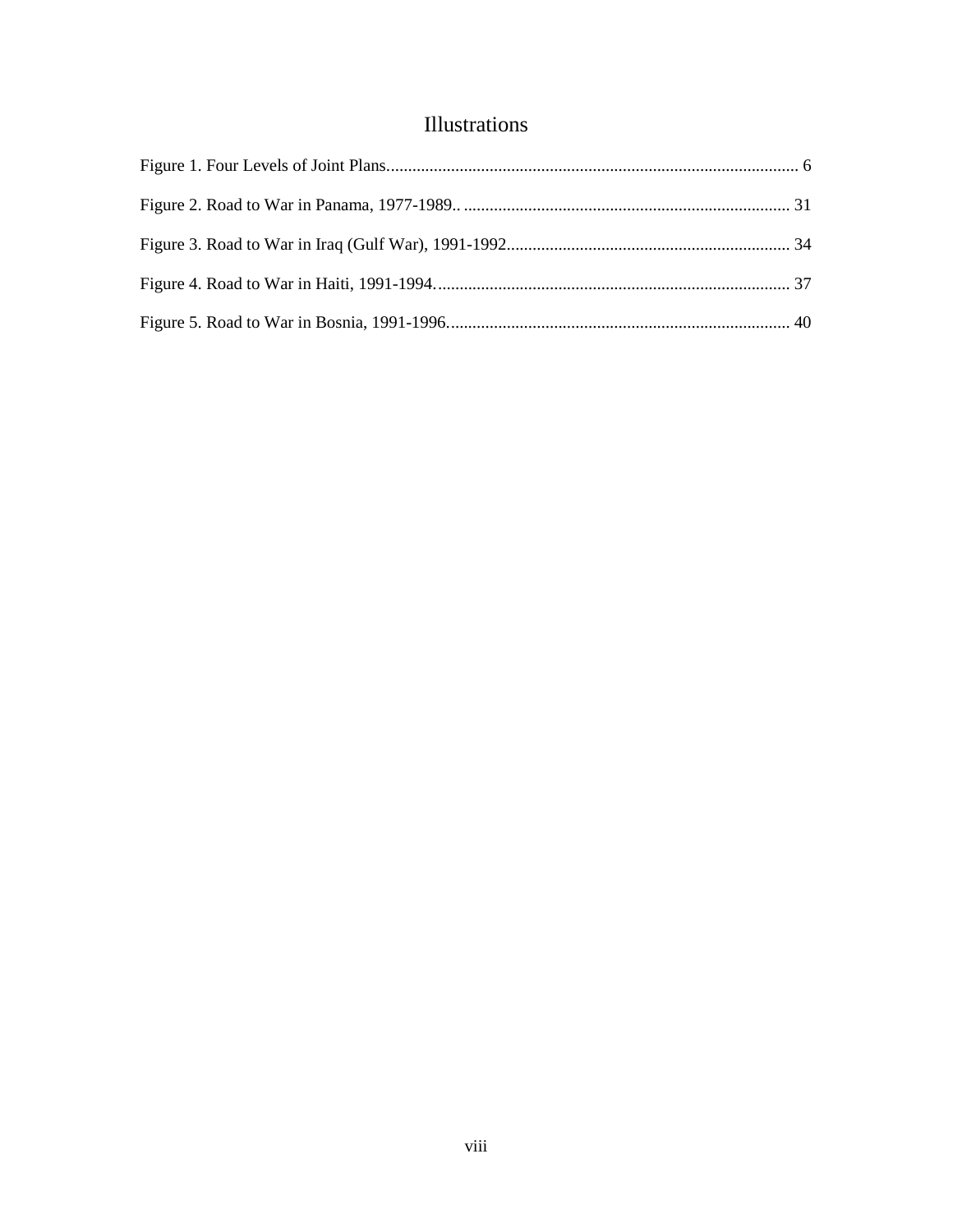# Illustrations

Figure 1. Four Levels of Joint Plans................................................................................................ 6

Figure 2. Road to War in Panama, 1977-1989.. ........................................................................... 31

Figure 3. Road to War in Iraq (Gulf War), 1991-1992.................................................................. 34

Figure 4. Road to War in Haiti, 1991-1994................................................................................... 37

Figure 5. Road to War in Bosnia, 1991-1996................................................................................ 40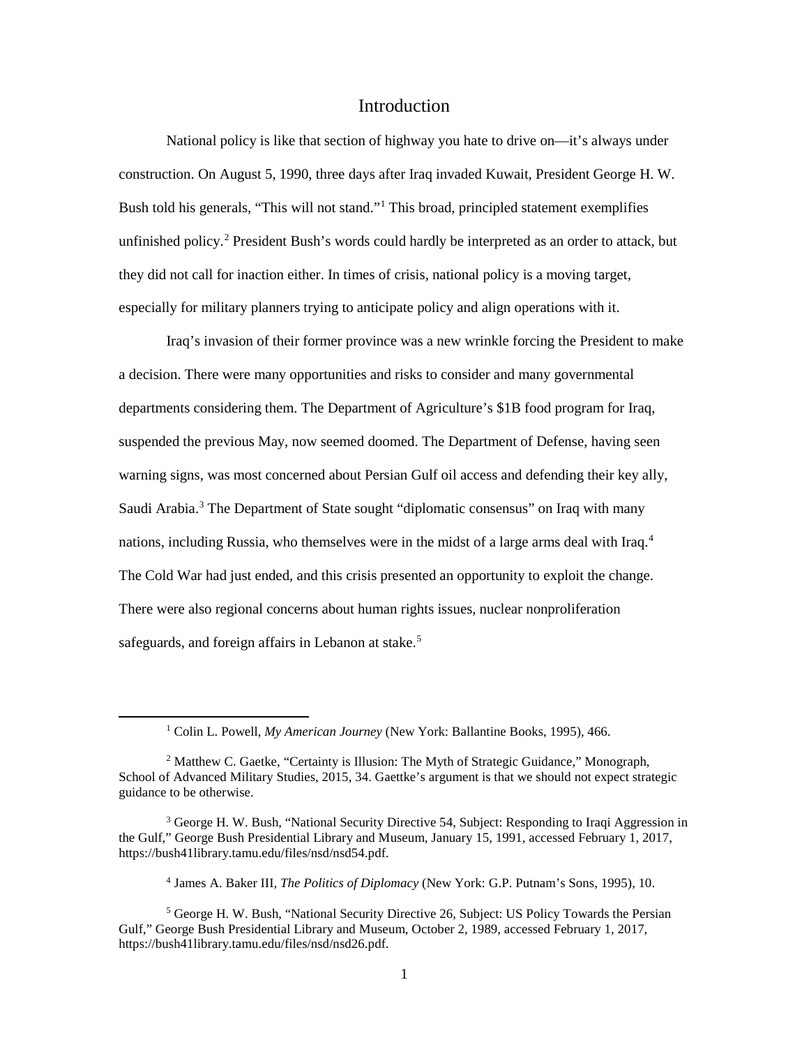# Introduction

National policy is like that section of highway you hate to drive on—it's always under construction. On August 5, 1990, three days after Iraq invaded Kuwait, President George H. W. Bush told his generals, "This will not stand."[1] This broad, principled statement exemplifies unfinished policy.[2] President Bush's words could hardly be interpreted as an order to attack, but they did not call for inaction either. In times of crisis, national policy is a moving target, especially for military planners trying to anticipate policy and align operations with it.

Iraq's invasion of their former province was a new wrinkle forcing the President to make a decision. There were many opportunities and risks to consider and many governmental departments considering them. The Department of Agriculture's $1B food program for Iraq, suspended the previous May, now seemed doomed. The Department of Defense, having seen warning signs, was most concerned about Persian Gulf oil access and defending their key ally, Saudi Arabia.[3] The Department of State sought "diplomatic consensus" on Iraq with many nations, including Russia, who themselves were in the midst of a large arms deal with Iraq.[4] The Cold War had just ended, and this crisis presented an opportunity to exploit the change. There were also regional concerns about human rights issues, nuclear nonproliferation safeguards, and foreign affairs in Lebanon at stake.[5]

---

[1] Colin L. Powell, *My American Journey* (New York: Ballantine Books, 1995), 466.

[2] Matthew C. Gaetke, "Certainty is Illusion: The Myth of Strategic Guidance," Monograph, School of Advanced Military Studies, 2015, 34. Gaettke's argument is that we should not expect strategic guidance to be otherwise.

[3] George H. W. Bush, "National Security Directive 54, Subject: Responding to Iraqi Aggression in the Gulf," George Bush Presidential Library and Museum, January 15, 1991, accessed February 1, 2017, https://bush41library.tamu.edu/files/nsd/nsd54.pdf.

[4] James A. Baker III, *The Politics of Diplomacy* (New York: G.P. Putnam's Sons, 1995), 10.

[5] George H. W. Bush, "National Security Directive 26, Subject: US Policy Towards the Persian Gulf," George Bush Presidential Library and Museum, October 2, 1989, accessed February 1, 2017, https://bush41library.tamu.edu/files/nsd/nsd26.pdf.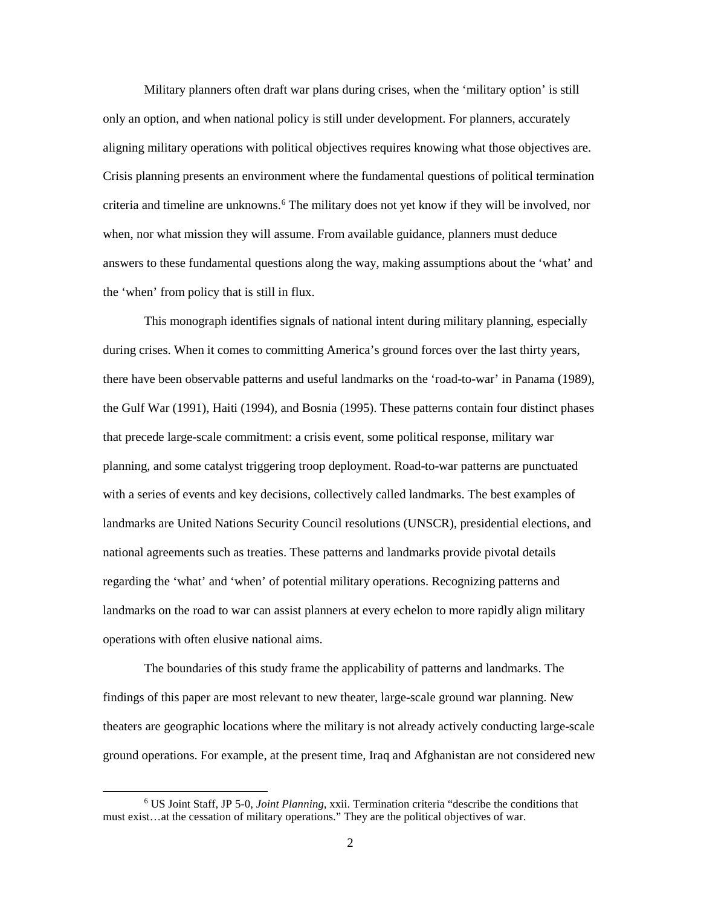Military planners often draft war plans during crises, when the 'military option' is still only an option, and when national policy is still under development. For planners, accurately aligning military operations with political objectives requires knowing what those objectives are. Crisis planning presents an environment where the fundamental questions of political termination criteria and timeline are unknowns.[6] The military does not yet know if they will be involved, nor when, nor what mission they will assume. From available guidance, planners must deduce answers to these fundamental questions along the way, making assumptions about the 'what' and the 'when' from policy that is still in flux.

This monograph identifies signals of national intent during military planning, especially during crises. When it comes to committing America's ground forces over the last thirty years, there have been observable patterns and useful landmarks on the 'road-to-war' in Panama (1989), the Gulf War (1991), Haiti (1994), and Bosnia (1995). These patterns contain four distinct phases that precede large-scale commitment: a crisis event, some political response, military war planning, and some catalyst triggering troop deployment. Road-to-war patterns are punctuated with a series of events and key decisions, collectively called landmarks. The best examples of landmarks are United Nations Security Council resolutions (UNSCR), presidential elections, and national agreements such as treaties. These patterns and landmarks provide pivotal details regarding the 'what' and 'when' of potential military operations. Recognizing patterns and landmarks on the road to war can assist planners at every echelon to more rapidly align military operations with often elusive national aims.

The boundaries of this study frame the applicability of patterns and landmarks. The findings of this paper are most relevant to new theater, large-scale ground war planning. New theaters are geographic locations where the military is not already actively conducting large-scale ground operations. For example, at the present time, Iraq and Afghanistan are not considered new

---

[6] US Joint Staff, JP 5-0, *Joint Planning*, xxii. Termination criteria "describe the conditions that must exist…at the cessation of military operations." They are the political objectives of war.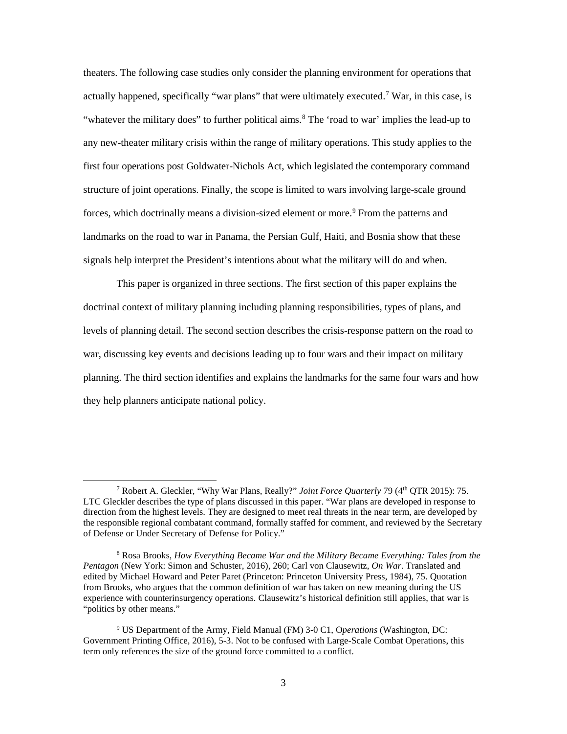theaters. The following case studies only consider the planning environment for operations that actually happened, specifically "war plans" that were ultimately executed.[7] War, in this case, is "whatever the military does" to further political aims.[8] The 'road to war' implies the lead-up to any new-theater military crisis within the range of military operations. This study applies to the first four operations post Goldwater-Nichols Act, which legislated the contemporary command structure of joint operations. Finally, the scope is limited to wars involving large-scale ground forces, which doctrinally means a division-sized element or more.[9] From the patterns and landmarks on the road to war in Panama, the Persian Gulf, Haiti, and Bosnia show that these signals help interpret the President's intentions about what the military will do and when.

This paper is organized in three sections. The first section of this paper explains the doctrinal context of military planning including planning responsibilities, types of plans, and levels of planning detail. The second section describes the crisis-response pattern on the road to war, discussing key events and decisions leading up to four wars and their impact on military planning. The third section identifies and explains the landmarks for the same four wars and how they help planners anticipate national policy.

---

[7] Robert A. Gleckler, "Why War Plans, Really?" *Joint Force Quarterly* 79 (4th QTR 2015): 75. LTC Gleckler describes the type of plans discussed in this paper. "War plans are developed in response to direction from the highest levels. They are designed to meet real threats in the near term, are developed by the responsible regional combatant command, formally staffed for comment, and reviewed by the Secretary of Defense or Under Secretary of Defense for Policy."

[8] Rosa Brooks, *How Everything Became War and the Military Became Everything: Tales from the Pentagon* (New York: Simon and Schuster, 2016), 260; Carl von Clausewitz, *On War*. Translated and edited by Michael Howard and Peter Paret (Princeton: Princeton University Press, 1984), 75. Quotation from Brooks, who argues that the common definition of war has taken on new meaning during the US experience with counterinsurgency operations. Clausewitz's historical definition still applies, that war is "politics by other means."

[9] US Department of the Army, Field Manual (FM) 3-0 C1, O*perations* (Washington, DC: Government Printing Office, 2016), 5-3. Not to be confused with Large-Scale Combat Operations, this term only references the size of the ground force committed to a conflict.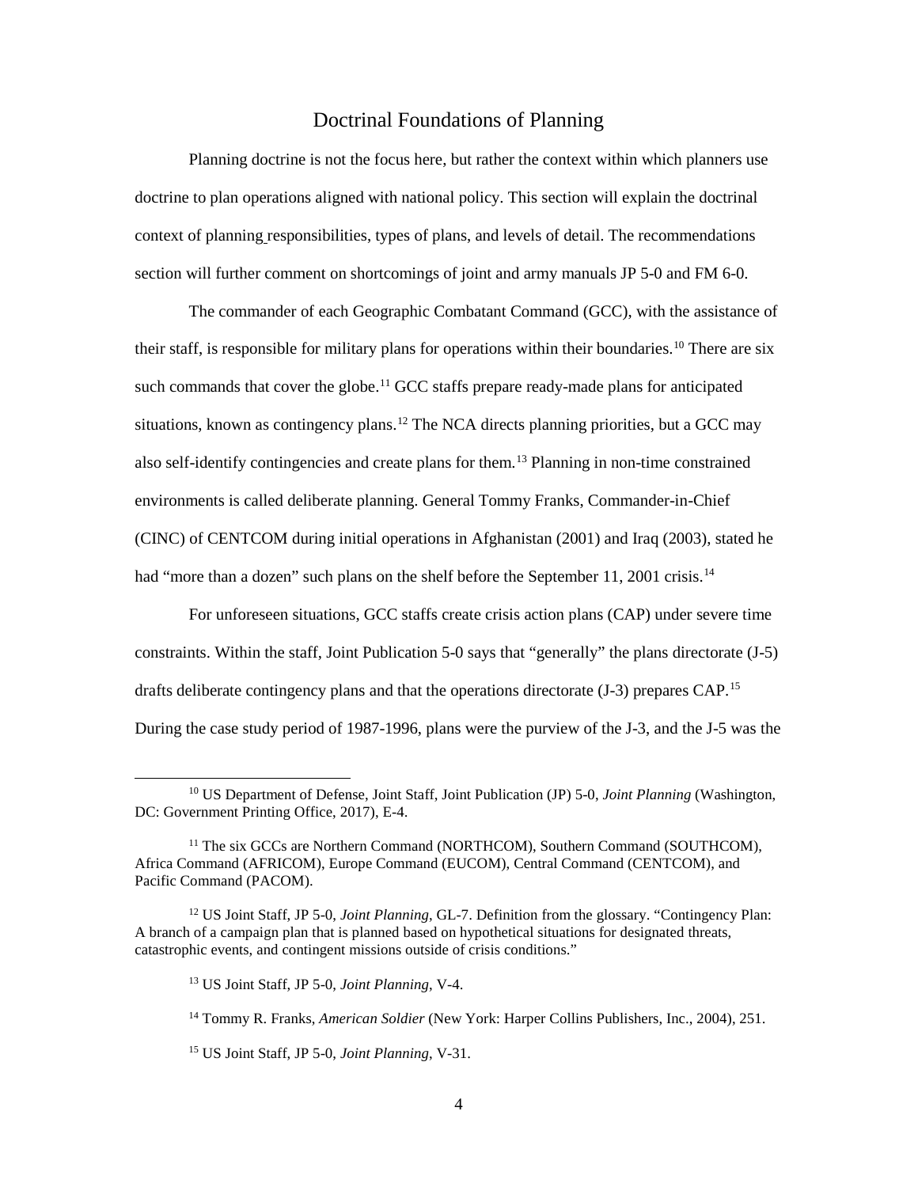## Doctrinal Foundations of Planning

Planning doctrine is not the focus here, but rather the context within which planners use doctrine to plan operations aligned with national policy. This section will explain the doctrinal context of planning responsibilities, types of plans, and levels of detail. The recommendations section will further comment on shortcomings of joint and army manuals JP 5-0 and FM 6-0.

The commander of each Geographic Combatant Command (GCC), with the assistance of their staff, is responsible for military plans for operations within their boundaries.[10] There are six such commands that cover the globe.[11] GCC staffs prepare ready-made plans for anticipated situations, known as contingency plans.[12] The NCA directs planning priorities, but a GCC may also self-identify contingencies and create plans for them.[13] Planning in non-time constrained environments is called deliberate planning. General Tommy Franks, Commander-in-Chief (CINC) of CENTCOM during initial operations in Afghanistan (2001) and Iraq (2003), stated he had "more than a dozen" such plans on the shelf before the September 11, 2001 crisis.[14]

For unforeseen situations, GCC staffs create crisis action plans (CAP) under severe time constraints. Within the staff, Joint Publication 5-0 says that "generally" the plans directorate (J-5) drafts deliberate contingency plans and that the operations directorate (J-3) prepares CAP.[15] During the case study period of 1987-1996, plans were the purview of the J-3, and the J-5 was the

---

[10] US Department of Defense, Joint Staff, Joint Publication (JP) 5-0, *Joint Planning* (Washington, DC: Government Printing Office, 2017), E-4.

[11] The six GCCs are Northern Command (NORTHCOM), Southern Command (SOUTHCOM), Africa Command (AFRICOM), Europe Command (EUCOM), Central Command (CENTCOM), and Pacific Command (PACOM).

[12] US Joint Staff, JP 5-0, *Joint Planning*, GL-7. Definition from the glossary. "Contingency Plan: A branch of a campaign plan that is planned based on hypothetical situations for designated threats, catastrophic events, and contingent missions outside of crisis conditions."

[13] US Joint Staff, JP 5-0, *Joint Planning*, V-4.

[14] Tommy R. Franks, *American Soldier* (New York: Harper Collins Publishers, Inc., 2004), 251.

[15] US Joint Staff, JP 5-0, *Joint Planning*, V-31.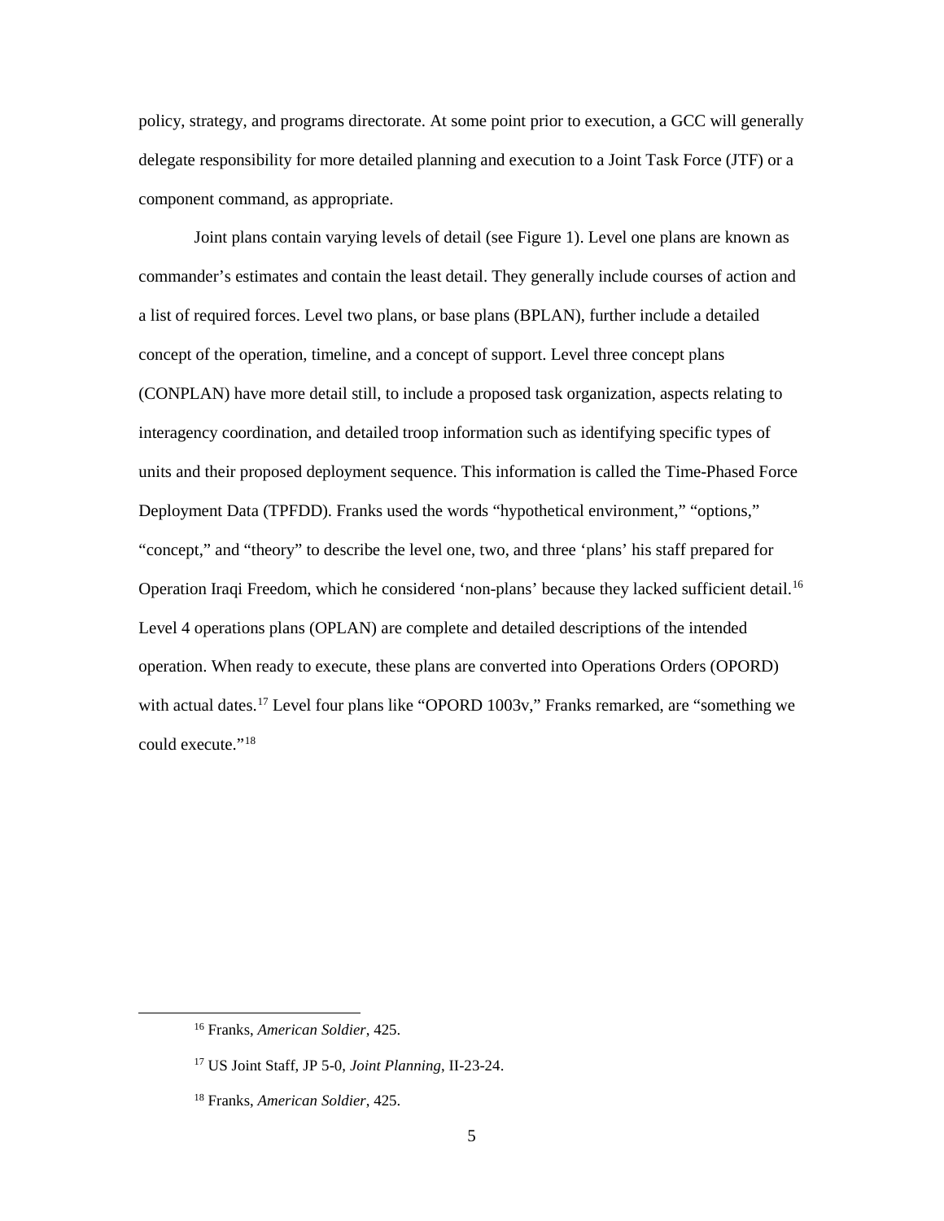policy, strategy, and programs directorate. At some point prior to execution, a GCC will generally delegate responsibility for more detailed planning and execution to a Joint Task Force (JTF) or a component command, as appropriate.

Joint plans contain varying levels of detail (see Figure 1). Level one plans are known as commander's estimates and contain the least detail. They generally include courses of action and a list of required forces. Level two plans, or base plans (BPLAN), further include a detailed concept of the operation, timeline, and a concept of support. Level three concept plans (CONPLAN) have more detail still, to include a proposed task organization, aspects relating to interagency coordination, and detailed troop information such as identifying specific types of units and their proposed deployment sequence. This information is called the Time-Phased Force Deployment Data (TPFDD). Franks used the words "hypothetical environment," "options," "concept," and "theory" to describe the level one, two, and three 'plans' his staff prepared for Operation Iraqi Freedom, which he considered 'non-plans' because they lacked sufficient detail.[16] Level 4 operations plans (OPLAN) are complete and detailed descriptions of the intended operation. When ready to execute, these plans are converted into Operations Orders (OPORD) with actual dates.[17] Level four plans like "OPORD 1003v," Franks remarked, are "something we could execute."[18]

---

[16] Franks, *American Soldier*, 425.

[17] US Joint Staff, JP 5-0, *Joint Planning*, II-23-24.

[18] Franks, *American Soldier*, 425.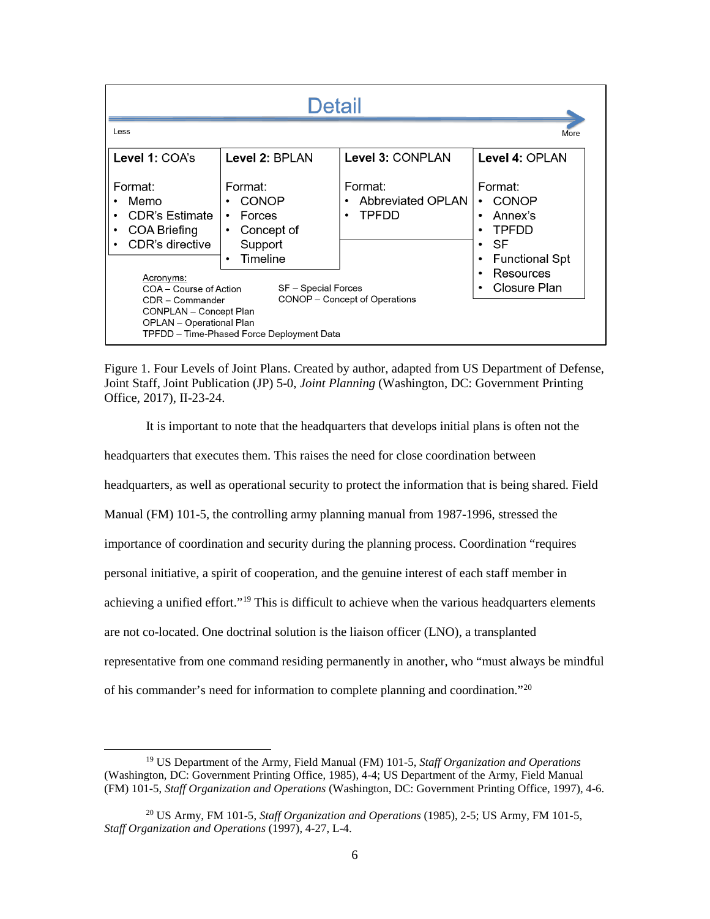**Detail**

Less → More

| Level 1: COA's | Level 2: BPLAN | Level 3: CONPLAN | Level 4: OPLAN |
|---|---|---|---|
| Format: | Format: | Format: | Format: |
| • Memo<br>• CDR's Estimate<br>• COA Briefing<br>• CDR's directive | • CONOP<br>• Forces<br>• Concept of Support<br>• Timeline | • Abbreviated OPLAN<br>• TPFDD | • CONOP<br>• Annex's<br>• TPFDD<br>• SF<br>• Functional Spt<br>• Resources<br>• Closure Plan |

Acronyms:
COA – Course of Action
CDR – Commander
CONPLAN – Concept Plan
OPLAN – Operational Plan
TPFDD – Time-Phased Force Deployment Data
SF – Special Forces
CONOP – Concept of Operations

Figure 1. Four Levels of Joint Plans. Created by author, adapted from US Department of Defense, Joint Staff, Joint Publication (JP) 5-0, *Joint Planning* (Washington, DC: Government Printing Office, 2017), II-23-24.

It is important to note that the headquarters that develops initial plans is often not the headquarters that executes them. This raises the need for close coordination between headquarters, as well as operational security to protect the information that is being shared. Field Manual (FM) 101-5, the controlling army planning manual from 1987-1996, stressed the importance of coordination and security during the planning process. Coordination "requires personal initiative, a spirit of cooperation, and the genuine interest of each staff member in achieving a unified effort."[19] This is difficult to achieve when the various headquarters elements are not co-located. One doctrinal solution is the liaison officer (LNO), a transplanted representative from one command residing permanently in another, who "must always be mindful of his commander's need for information to complete planning and coordination."[20]

---

[19] US Department of the Army, Field Manual (FM) 101-5, *Staff Organization and Operations* (Washington, DC: Government Printing Office, 1985), 4-4; US Department of the Army, Field Manual (FM) 101-5, *Staff Organization and Operations* (Washington, DC: Government Printing Office, 1997), 4-6.

[20] US Army, FM 101-5, *Staff Organization and Operations* (1985), 2-5; US Army, FM 101-5, *Staff Organization and Operations* (1997), 4-27, L-4.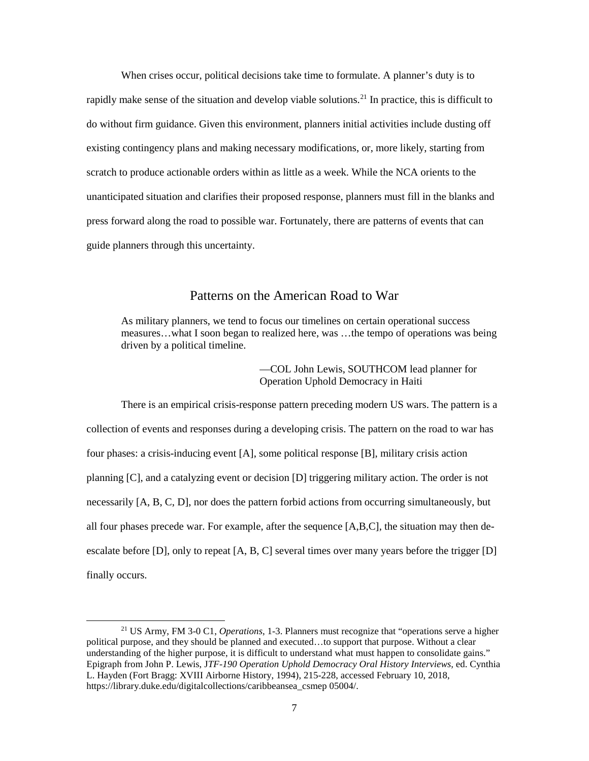When crises occur, political decisions take time to formulate. A planner's duty is to rapidly make sense of the situation and develop viable solutions.[21] In practice, this is difficult to do without firm guidance. Given this environment, planners initial activities include dusting off existing contingency plans and making necessary modifications, or, more likely, starting from scratch to produce actionable orders within as little as a week. While the NCA orients to the unanticipated situation and clarifies their proposed response, planners must fill in the blanks and press forward along the road to possible war. Fortunately, there are patterns of events that can guide planners through this uncertainty.

## Patterns on the American Road to War

> As military planners, we tend to focus our timelines on certain operational success measures…what I soon began to realized here, was …the tempo of operations was being driven by a political timeline.
>
> —COL John Lewis, SOUTHCOM lead planner for Operation Uphold Democracy in Haiti

There is an empirical crisis-response pattern preceding modern US wars. The pattern is a collection of events and responses during a developing crisis. The pattern on the road to war has four phases: a crisis-inducing event [A], some political response [B], military crisis action planning [C], and a catalyzing event or decision [D] triggering military action. The order is not necessarily [A, B, C, D], nor does the pattern forbid actions from occurring simultaneously, but all four phases precede war. For example, after the sequence [A,B,C], the situation may then de-escalate before [D], only to repeat [A, B, C] several times over many years before the trigger [D] finally occurs.

---

[21] US Army, FM 3-0 C1, *Operations*, 1-3. Planners must recognize that "operations serve a higher political purpose, and they should be planned and executed…to support that purpose. Without a clear understanding of the higher purpose, it is difficult to understand what must happen to consolidate gains." Epigraph from John P. Lewis, *JTF-190 Operation Uphold Democracy Oral History Interviews*, ed. Cynthia L. Hayden (Fort Bragg: XVIII Airborne History, 1994), 215-228, accessed February 10, 2018, https://library.duke.edu/digitalcollections/caribbeansea_csmep 05004/.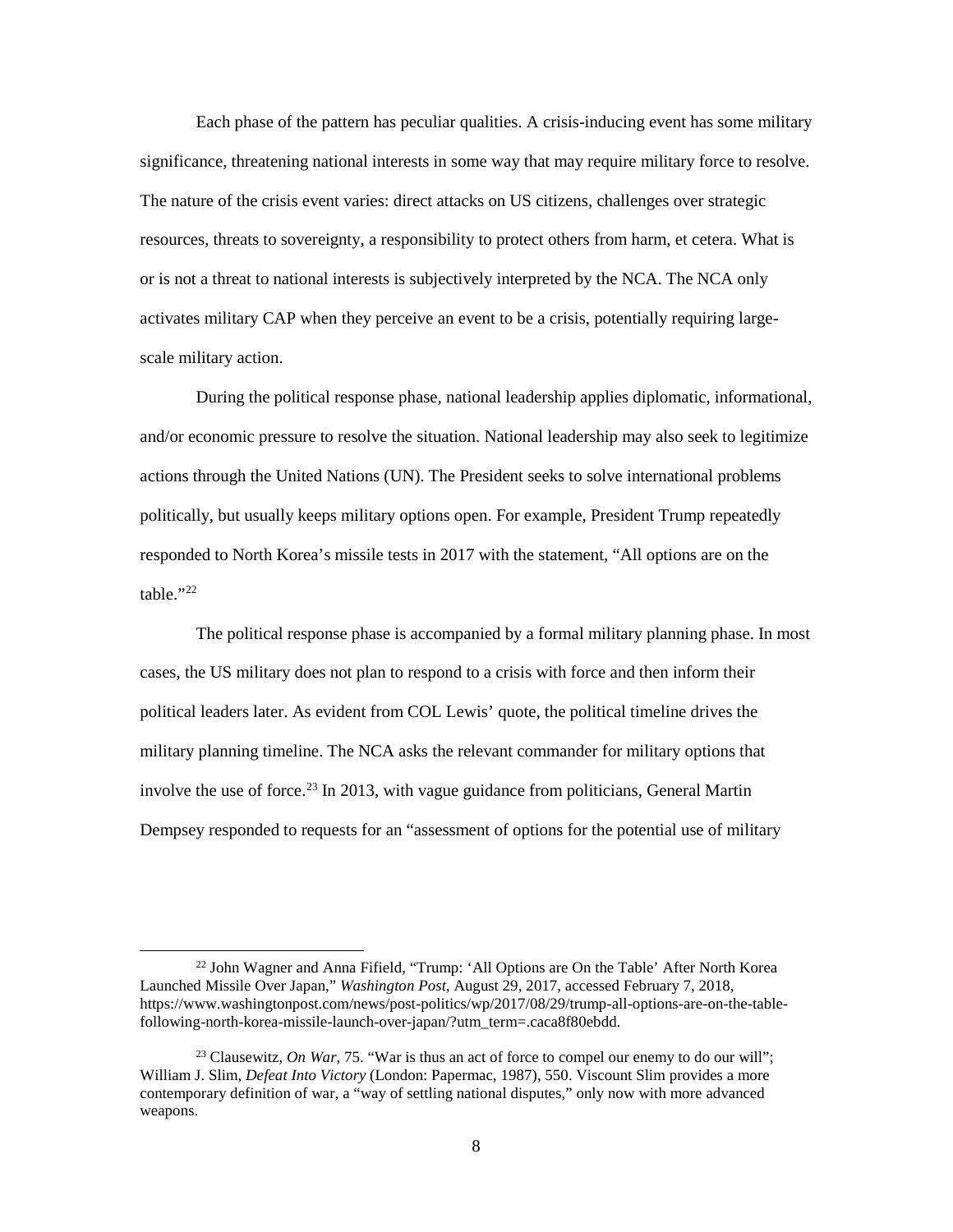Each phase of the pattern has peculiar qualities. A crisis-inducing event has some military significance, threatening national interests in some way that may require military force to resolve. The nature of the crisis event varies: direct attacks on US citizens, challenges over strategic resources, threats to sovereignty, a responsibility to protect others from harm, et cetera. What is or is not a threat to national interests is subjectively interpreted by the NCA. The NCA only activates military CAP when they perceive an event to be a crisis, potentially requiring large-scale military action.

During the political response phase, national leadership applies diplomatic, informational, and/or economic pressure to resolve the situation. National leadership may also seek to legitimize actions through the United Nations (UN). The President seeks to solve international problems politically, but usually keeps military options open. For example, President Trump repeatedly responded to North Korea's missile tests in 2017 with the statement, "All options are on the table."[22]

The political response phase is accompanied by a formal military planning phase. In most cases, the US military does not plan to respond to a crisis with force and then inform their political leaders later. As evident from COL Lewis' quote, the political timeline drives the military planning timeline. The NCA asks the relevant commander for military options that involve the use of force.[23] In 2013, with vague guidance from politicians, General Martin Dempsey responded to requests for an "assessment of options for the potential use of military

---

[22] John Wagner and Anna Fifield, "Trump: 'All Options are On the Table' After North Korea Launched Missile Over Japan," *Washington Post*, August 29, 2017, accessed February 7, 2018, https://www.washingtonpost.com/news/post-politics/wp/2017/08/29/trump-all-options-are-on-the-table-following-north-korea-missile-launch-over-japan/?utm_term=.caca8f80ebdd.

[23] Clausewitz, *On War*, 75. "War is thus an act of force to compel our enemy to do our will"; William J. Slim, *Defeat Into Victory* (London: Papermac, 1987), 550. Viscount Slim provides a more contemporary definition of war, a "way of settling national disputes," only now with more advanced weapons.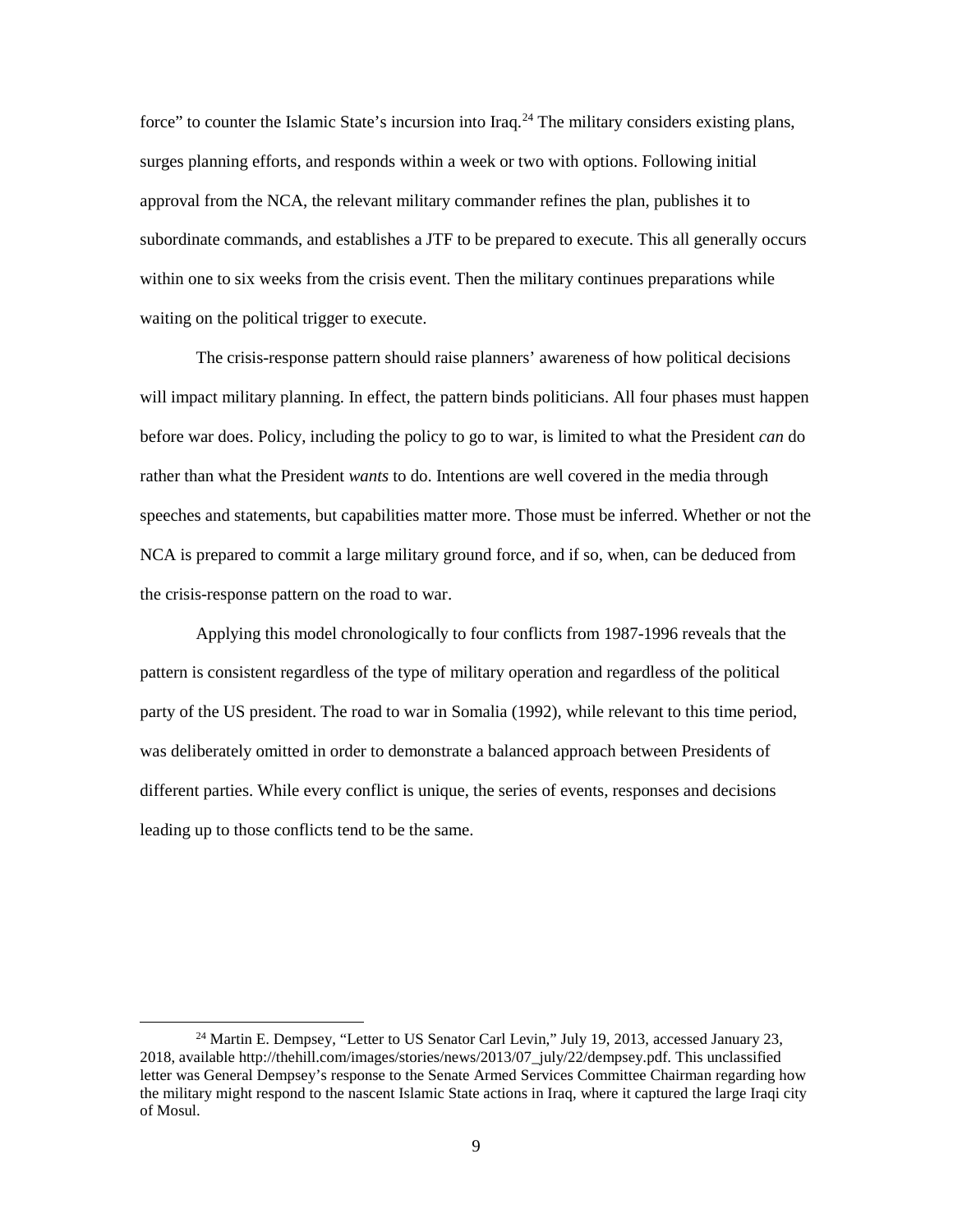force" to counter the Islamic State's incursion into Iraq.[24] The military considers existing plans, surges planning efforts, and responds within a week or two with options. Following initial approval from the NCA, the relevant military commander refines the plan, publishes it to subordinate commands, and establishes a JTF to be prepared to execute. This all generally occurs within one to six weeks from the crisis event. Then the military continues preparations while waiting on the political trigger to execute.

The crisis-response pattern should raise planners' awareness of how political decisions will impact military planning. In effect, the pattern binds politicians. All four phases must happen before war does. Policy, including the policy to go to war, is limited to what the President *can* do rather than what the President *wants* to do. Intentions are well covered in the media through speeches and statements, but capabilities matter more. Those must be inferred. Whether or not the NCA is prepared to commit a large military ground force, and if so, when, can be deduced from the crisis-response pattern on the road to war.

Applying this model chronologically to four conflicts from 1987-1996 reveals that the pattern is consistent regardless of the type of military operation and regardless of the political party of the US president. The road to war in Somalia (1992), while relevant to this time period, was deliberately omitted in order to demonstrate a balanced approach between Presidents of different parties. While every conflict is unique, the series of events, responses and decisions leading up to those conflicts tend to be the same.

---

[24] Martin E. Dempsey, "Letter to US Senator Carl Levin," July 19, 2013, accessed January 23, 2018, available http://thehill.com/images/stories/news/2013/07_july/22/dempsey.pdf. This unclassified letter was General Dempsey's response to the Senate Armed Services Committee Chairman regarding how the military might respond to the nascent Islamic State actions in Iraq, where it captured the large Iraqi city of Mosul.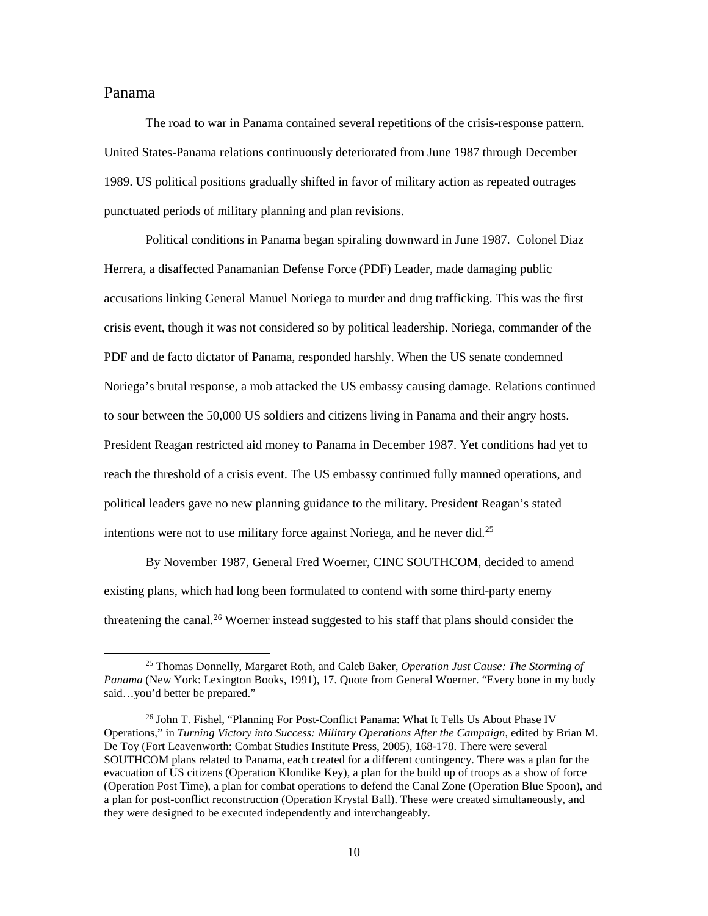## Panama

The road to war in Panama contained several repetitions of the crisis-response pattern. United States-Panama relations continuously deteriorated from June 1987 through December 1989. US political positions gradually shifted in favor of military action as repeated outrages punctuated periods of military planning and plan revisions.

Political conditions in Panama began spiraling downward in June 1987. Colonel Diaz Herrera, a disaffected Panamanian Defense Force (PDF) Leader, made damaging public accusations linking General Manuel Noriega to murder and drug trafficking. This was the first crisis event, though it was not considered so by political leadership. Noriega, commander of the PDF and de facto dictator of Panama, responded harshly. When the US senate condemned Noriega's brutal response, a mob attacked the US embassy causing damage. Relations continued to sour between the 50,000 US soldiers and citizens living in Panama and their angry hosts. President Reagan restricted aid money to Panama in December 1987. Yet conditions had yet to reach the threshold of a crisis event. The US embassy continued fully manned operations, and political leaders gave no new planning guidance to the military. President Reagan's stated intentions were not to use military force against Noriega, and he never did.[25]

By November 1987, General Fred Woerner, CINC SOUTHCOM, decided to amend existing plans, which had long been formulated to contend with some third-party enemy threatening the canal.[26] Woerner instead suggested to his staff that plans should consider the

[25] Thomas Donnelly, Margaret Roth, and Caleb Baker, *Operation Just Cause: The Storming of Panama* (New York: Lexington Books, 1991), 17. Quote from General Woerner. "Every bone in my body said…you'd better be prepared."

[26] John T. Fishel, "Planning For Post-Conflict Panama: What It Tells Us About Phase IV Operations," in *Turning Victory into Success: Military Operations After the Campaign*, edited by Brian M. De Toy (Fort Leavenworth: Combat Studies Institute Press, 2005), 168-178. There were several SOUTHCOM plans related to Panama, each created for a different contingency. There was a plan for the evacuation of US citizens (Operation Klondike Key), a plan for the build up of troops as a show of force (Operation Post Time), a plan for combat operations to defend the Canal Zone (Operation Blue Spoon), and a plan for post-conflict reconstruction (Operation Krystal Ball). These were created simultaneously, and they were designed to be executed independently and interchangeably.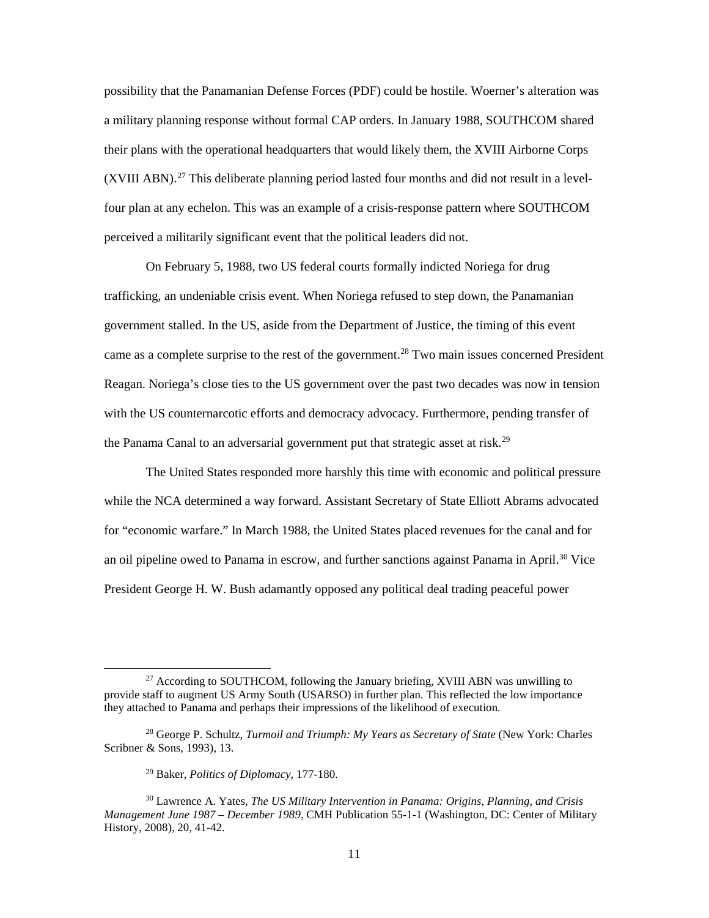possibility that the Panamanian Defense Forces (PDF) could be hostile. Woerner's alteration was a military planning response without formal CAP orders. In January 1988, SOUTHCOM shared their plans with the operational headquarters that would likely them, the XVIII Airborne Corps (XVIII ABN).[27] This deliberate planning period lasted four months and did not result in a level-four plan at any echelon. This was an example of a crisis-response pattern where SOUTHCOM perceived a militarily significant event that the political leaders did not.

On February 5, 1988, two US federal courts formally indicted Noriega for drug trafficking, an undeniable crisis event. When Noriega refused to step down, the Panamanian government stalled. In the US, aside from the Department of Justice, the timing of this event came as a complete surprise to the rest of the government.[28] Two main issues concerned President Reagan. Noriega's close ties to the US government over the past two decades was now in tension with the US counternarcotic efforts and democracy advocacy. Furthermore, pending transfer of the Panama Canal to an adversarial government put that strategic asset at risk.[29]

The United States responded more harshly this time with economic and political pressure while the NCA determined a way forward. Assistant Secretary of State Elliott Abrams advocated for "economic warfare." In March 1988, the United States placed revenues for the canal and for an oil pipeline owed to Panama in escrow, and further sanctions against Panama in April.[30] Vice President George H. W. Bush adamantly opposed any political deal trading peaceful power

[27] According to SOUTHCOM, following the January briefing, XVIII ABN was unwilling to provide staff to augment US Army South (USARSO) in further plan. This reflected the low importance they attached to Panama and perhaps their impressions of the likelihood of execution.

[28] George P. Schultz, *Turmoil and Triumph: My Years as Secretary of State* (New York: Charles Scribner & Sons, 1993), 13.

[29] Baker, *Politics of Diplomacy*, 177-180.

[30] Lawrence A. Yates, *The US Military Intervention in Panama: Origins, Planning, and Crisis Management June 1987 – December 1989*, CMH Publication 55-1-1 (Washington, DC: Center of Military History, 2008), 20, 41-42.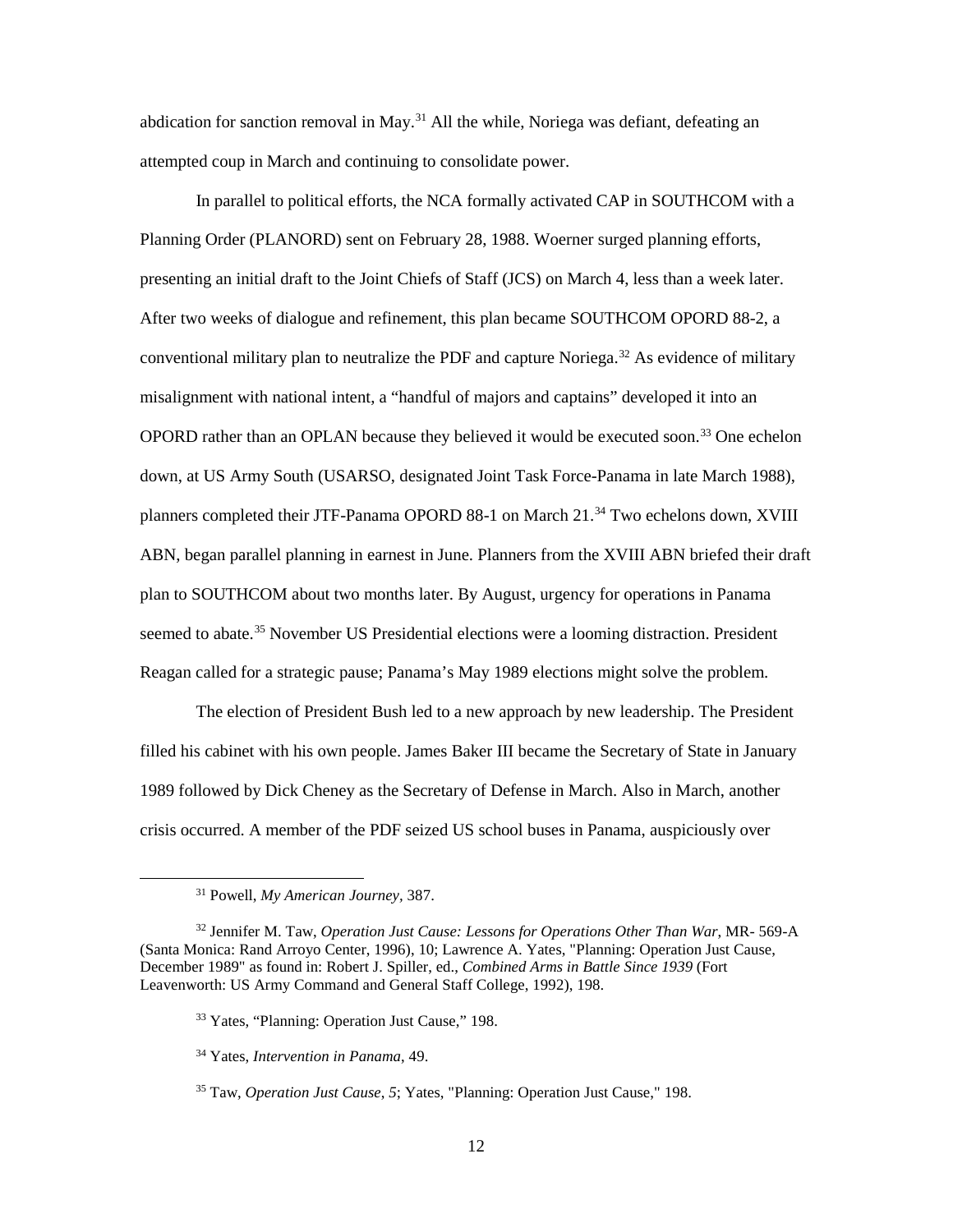abdication for sanction removal in May.[31] All the while, Noriega was defiant, defeating an attempted coup in March and continuing to consolidate power.

In parallel to political efforts, the NCA formally activated CAP in SOUTHCOM with a Planning Order (PLANORD) sent on February 28, 1988. Woerner surged planning efforts, presenting an initial draft to the Joint Chiefs of Staff (JCS) on March 4, less than a week later. After two weeks of dialogue and refinement, this plan became SOUTHCOM OPORD 88-2, a conventional military plan to neutralize the PDF and capture Noriega.[32] As evidence of military misalignment with national intent, a "handful of majors and captains" developed it into an OPORD rather than an OPLAN because they believed it would be executed soon.[33] One echelon down, at US Army South (USARSO, designated Joint Task Force-Panama in late March 1988), planners completed their JTF-Panama OPORD 88-1 on March 21.[34] Two echelons down, XVIII ABN, began parallel planning in earnest in June. Planners from the XVIII ABN briefed their draft plan to SOUTHCOM about two months later. By August, urgency for operations in Panama seemed to abate.[35] November US Presidential elections were a looming distraction. President Reagan called for a strategic pause; Panama's May 1989 elections might solve the problem.

The election of President Bush led to a new approach by new leadership. The President filled his cabinet with his own people. James Baker III became the Secretary of State in January 1989 followed by Dick Cheney as the Secretary of Defense in March. Also in March, another crisis occurred. A member of the PDF seized US school buses in Panama, auspiciously over

---

[31] Powell, *My American Journey*, 387.

[32] Jennifer M. Taw, *Operation Just Cause: Lessons for Operations Other Than War*, MR- 569-A (Santa Monica: Rand Arroyo Center, 1996), 10; Lawrence A. Yates, "Planning: Operation Just Cause, December 1989" as found in: Robert J. Spiller, ed., *Combined Arms in Battle Since 1939* (Fort Leavenworth: US Army Command and General Staff College, 1992), 198.

[33] Yates, "Planning: Operation Just Cause," 198.

[34] Yates, *Intervention in Panama*, 49.

[35] Taw, *Operation Just Cause*, *5*; Yates, "Planning: Operation Just Cause," 198.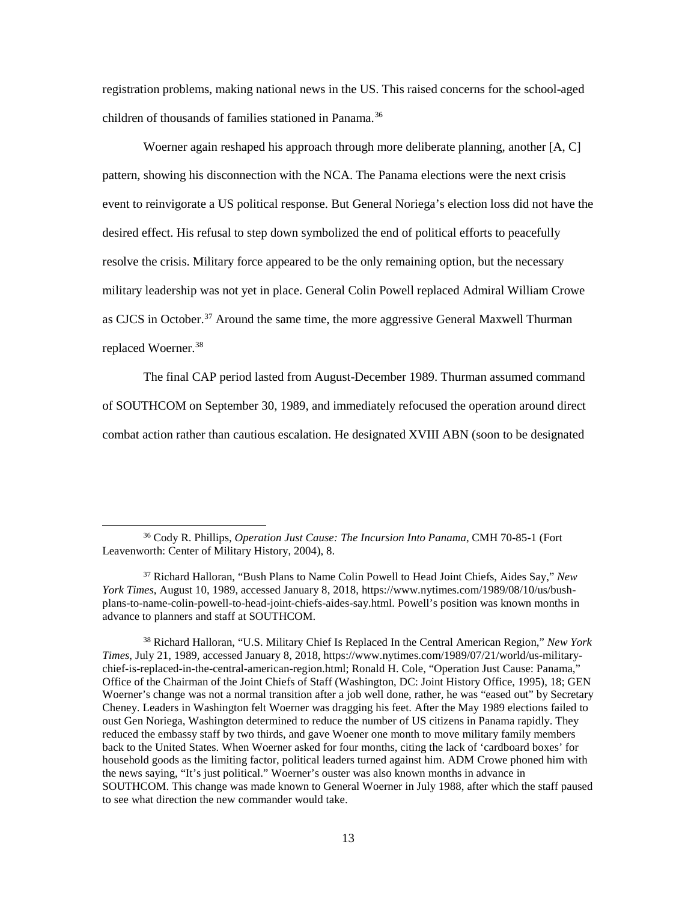registration problems, making national news in the US. This raised concerns for the school-aged children of thousands of families stationed in Panama.[36]

Woerner again reshaped his approach through more deliberate planning, another [A, C] pattern, showing his disconnection with the NCA. The Panama elections were the next crisis event to reinvigorate a US political response. But General Noriega's election loss did not have the desired effect. His refusal to step down symbolized the end of political efforts to peacefully resolve the crisis. Military force appeared to be the only remaining option, but the necessary military leadership was not yet in place. General Colin Powell replaced Admiral William Crowe as CJCS in October.[37] Around the same time, the more aggressive General Maxwell Thurman replaced Woerner.[38]

The final CAP period lasted from August-December 1989. Thurman assumed command of SOUTHCOM on September 30, 1989, and immediately refocused the operation around direct combat action rather than cautious escalation. He designated XVIII ABN (soon to be designated

---

[36] Cody R. Phillips, *Operation Just Cause: The Incursion Into Panama*, CMH 70-85-1 (Fort Leavenworth: Center of Military History, 2004), 8.

[37] Richard Halloran, "Bush Plans to Name Colin Powell to Head Joint Chiefs, Aides Say," *New York Times*, August 10, 1989, accessed January 8, 2018, https://www.nytimes.com/1989/08/10/us/bush-plans-to-name-colin-powell-to-head-joint-chiefs-aides-say.html. Powell's position was known months in advance to planners and staff at SOUTHCOM.

[38] Richard Halloran, "U.S. Military Chief Is Replaced In the Central American Region," *New York Times*, July 21, 1989, accessed January 8, 2018, https://www.nytimes.com/1989/07/21/world/us-military-chief-is-replaced-in-the-central-american-region.html; Ronald H. Cole, "Operation Just Cause: Panama," Office of the Chairman of the Joint Chiefs of Staff (Washington, DC: Joint History Office, 1995), 18; GEN Woerner's change was not a normal transition after a job well done, rather, he was "eased out" by Secretary Cheney. Leaders in Washington felt Woerner was dragging his feet. After the May 1989 elections failed to oust Gen Noriega, Washington determined to reduce the number of US citizens in Panama rapidly. They reduced the embassy staff by two thirds, and gave Woener one month to move military family members back to the United States. When Woerner asked for four months, citing the lack of 'cardboard boxes' for household goods as the limiting factor, political leaders turned against him. ADM Crowe phoned him with the news saying, "It's just political." Woerner's ouster was also known months in advance in SOUTHCOM. This change was made known to General Woerner in July 1988, after which the staff paused to see what direction the new commander would take.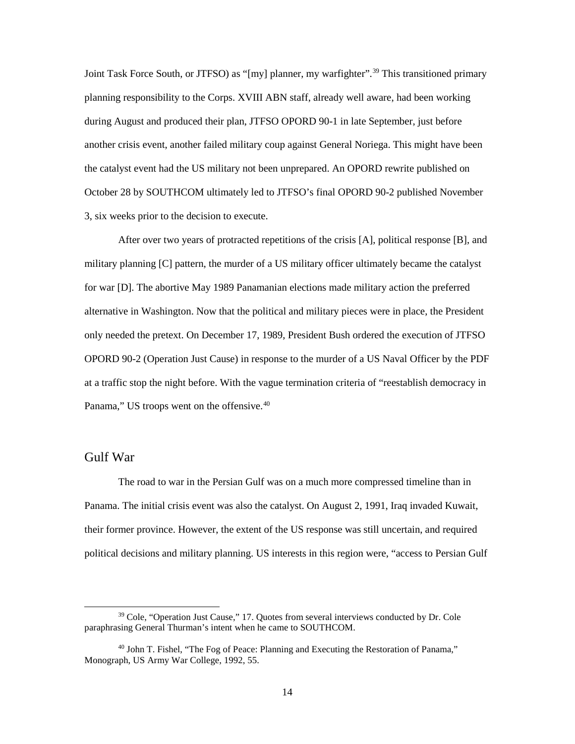Joint Task Force South, or JTFSO) as "[my] planner, my warfighter".[39] This transitioned primary planning responsibility to the Corps. XVIII ABN staff, already well aware, had been working during August and produced their plan, JTFSO OPORD 90-1 in late September, just before another crisis event, another failed military coup against General Noriega. This might have been the catalyst event had the US military not been unprepared. An OPORD rewrite published on October 28 by SOUTHCOM ultimately led to JTFSO's final OPORD 90-2 published November 3, six weeks prior to the decision to execute.

After over two years of protracted repetitions of the crisis [A], political response [B], and military planning [C] pattern, the murder of a US military officer ultimately became the catalyst for war [D]. The abortive May 1989 Panamanian elections made military action the preferred alternative in Washington. Now that the political and military pieces were in place, the President only needed the pretext. On December 17, 1989, President Bush ordered the execution of JTFSO OPORD 90-2 (Operation Just Cause) in response to the murder of a US Naval Officer by the PDF at a traffic stop the night before. With the vague termination criteria of "reestablish democracy in Panama," US troops went on the offensive.[40]

## Gulf War

The road to war in the Persian Gulf was on a much more compressed timeline than in Panama. The initial crisis event was also the catalyst. On August 2, 1991, Iraq invaded Kuwait, their former province. However, the extent of the US response was still uncertain, and required political decisions and military planning. US interests in this region were, "access to Persian Gulf

---

[39] Cole, "Operation Just Cause," 17. Quotes from several interviews conducted by Dr. Cole paraphrasing General Thurman's intent when he came to SOUTHCOM.

[40] John T. Fishel, "The Fog of Peace: Planning and Executing the Restoration of Panama," Monograph, US Army War College, 1992, 55.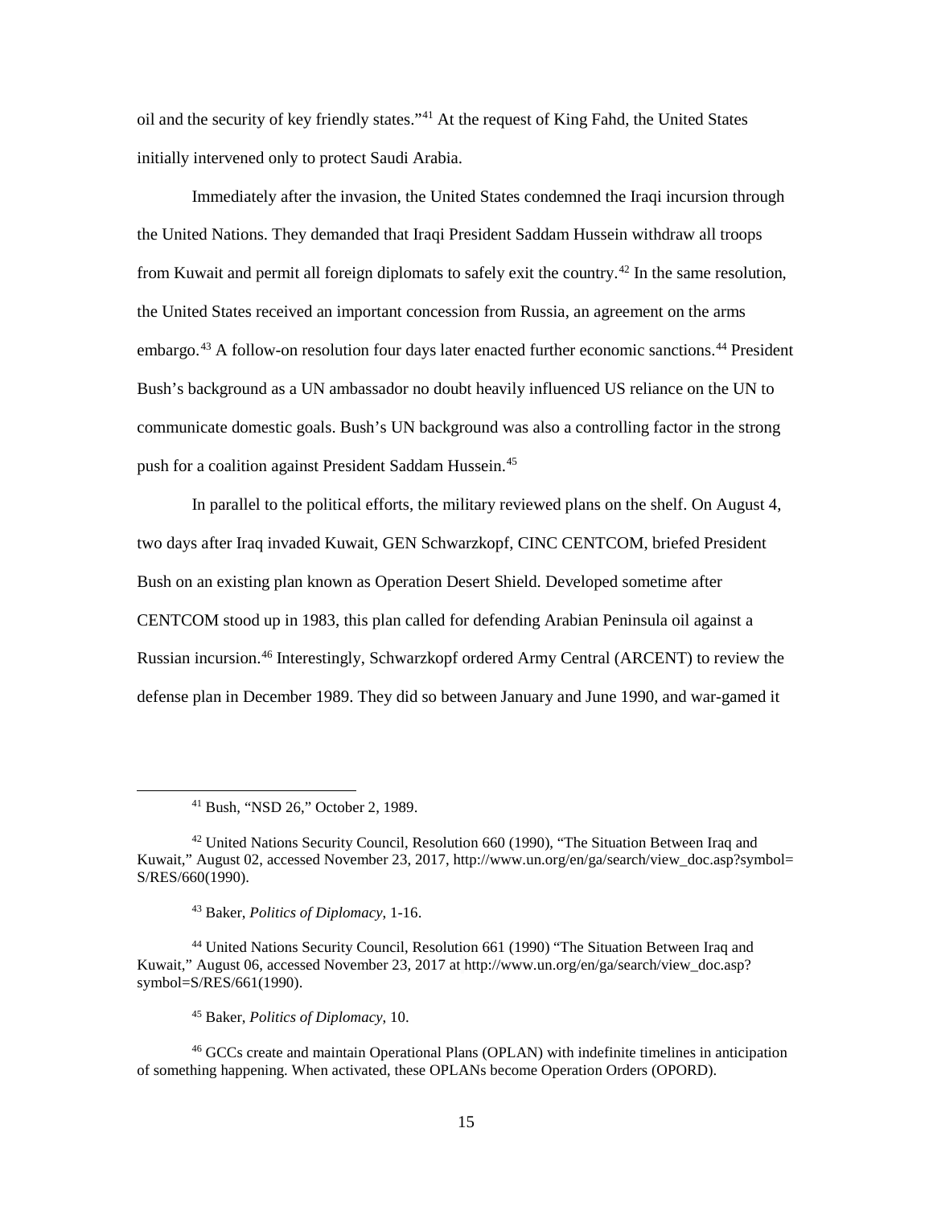oil and the security of key friendly states."[41] At the request of King Fahd, the United States initially intervened only to protect Saudi Arabia.

Immediately after the invasion, the United States condemned the Iraqi incursion through the United Nations. They demanded that Iraqi President Saddam Hussein withdraw all troops from Kuwait and permit all foreign diplomats to safely exit the country.[42] In the same resolution, the United States received an important concession from Russia, an agreement on the arms embargo.[43] A follow-on resolution four days later enacted further economic sanctions.[44] President Bush's background as a UN ambassador no doubt heavily influenced US reliance on the UN to communicate domestic goals. Bush's UN background was also a controlling factor in the strong push for a coalition against President Saddam Hussein.[45]

In parallel to the political efforts, the military reviewed plans on the shelf. On August 4, two days after Iraq invaded Kuwait, GEN Schwarzkopf, CINC CENTCOM, briefed President Bush on an existing plan known as Operation Desert Shield. Developed sometime after CENTCOM stood up in 1983, this plan called for defending Arabian Peninsula oil against a Russian incursion.[46] Interestingly, Schwarzkopf ordered Army Central (ARCENT) to review the defense plan in December 1989. They did so between January and June 1990, and war-gamed it

---

[41] Bush, "NSD 26," October 2, 1989.

[42] United Nations Security Council, Resolution 660 (1990), "The Situation Between Iraq and Kuwait," August 02, accessed November 23, 2017, http://www.un.org/en/ga/search/view_doc.asp?symbol=S/RES/660(1990).

[43] Baker, *Politics of Diplomacy*, 1-16.

[44] United Nations Security Council, Resolution 661 (1990) "The Situation Between Iraq and Kuwait," August 06, accessed November 23, 2017 at http://www.un.org/en/ga/search/view_doc.asp?symbol=S/RES/661(1990).

[45] Baker, *Politics of Diplomacy*, 10.

[46] GCCs create and maintain Operational Plans (OPLAN) with indefinite timelines in anticipation of something happening. When activated, these OPLANs become Operation Orders (OPORD).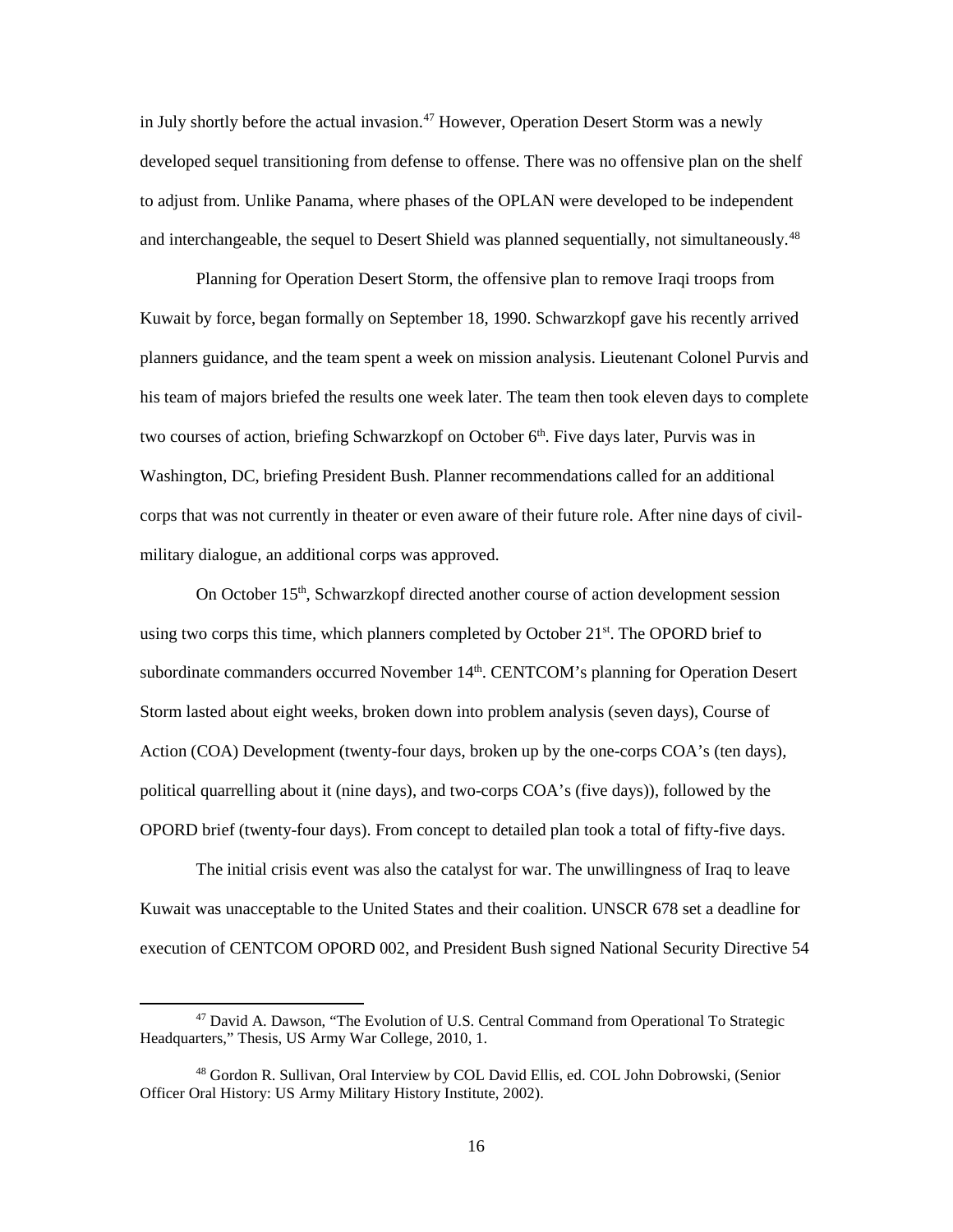in July shortly before the actual invasion.[47] However, Operation Desert Storm was a newly developed sequel transitioning from defense to offense. There was no offensive plan on the shelf to adjust from. Unlike Panama, where phases of the OPLAN were developed to be independent and interchangeable, the sequel to Desert Shield was planned sequentially, not simultaneously.[48]

Planning for Operation Desert Storm, the offensive plan to remove Iraqi troops from Kuwait by force, began formally on September 18, 1990. Schwarzkopf gave his recently arrived planners guidance, and the team spent a week on mission analysis. Lieutenant Colonel Purvis and his team of majors briefed the results one week later. The team then took eleven days to complete two courses of action, briefing Schwarzkopf on October 6th. Five days later, Purvis was in Washington, DC, briefing President Bush. Planner recommendations called for an additional corps that was not currently in theater or even aware of their future role. After nine days of civil-military dialogue, an additional corps was approved.

On October 15th, Schwarzkopf directed another course of action development session using two corps this time, which planners completed by October 21st. The OPORD brief to subordinate commanders occurred November 14th. CENTCOM's planning for Operation Desert Storm lasted about eight weeks, broken down into problem analysis (seven days), Course of Action (COA) Development (twenty-four days, broken up by the one-corps COA's (ten days), political quarrelling about it (nine days), and two-corps COA's (five days)), followed by the OPORD brief (twenty-four days). From concept to detailed plan took a total of fifty-five days.

The initial crisis event was also the catalyst for war. The unwillingness of Iraq to leave Kuwait was unacceptable to the United States and their coalition. UNSCR 678 set a deadline for execution of CENTCOM OPORD 002, and President Bush signed National Security Directive 54

---

[47] David A. Dawson, "The Evolution of U.S. Central Command from Operational To Strategic Headquarters," Thesis, US Army War College, 2010, 1.

[48] Gordon R. Sullivan, Oral Interview by COL David Ellis, ed. COL John Dobrowski, (Senior Officer Oral History: US Army Military History Institute, 2002).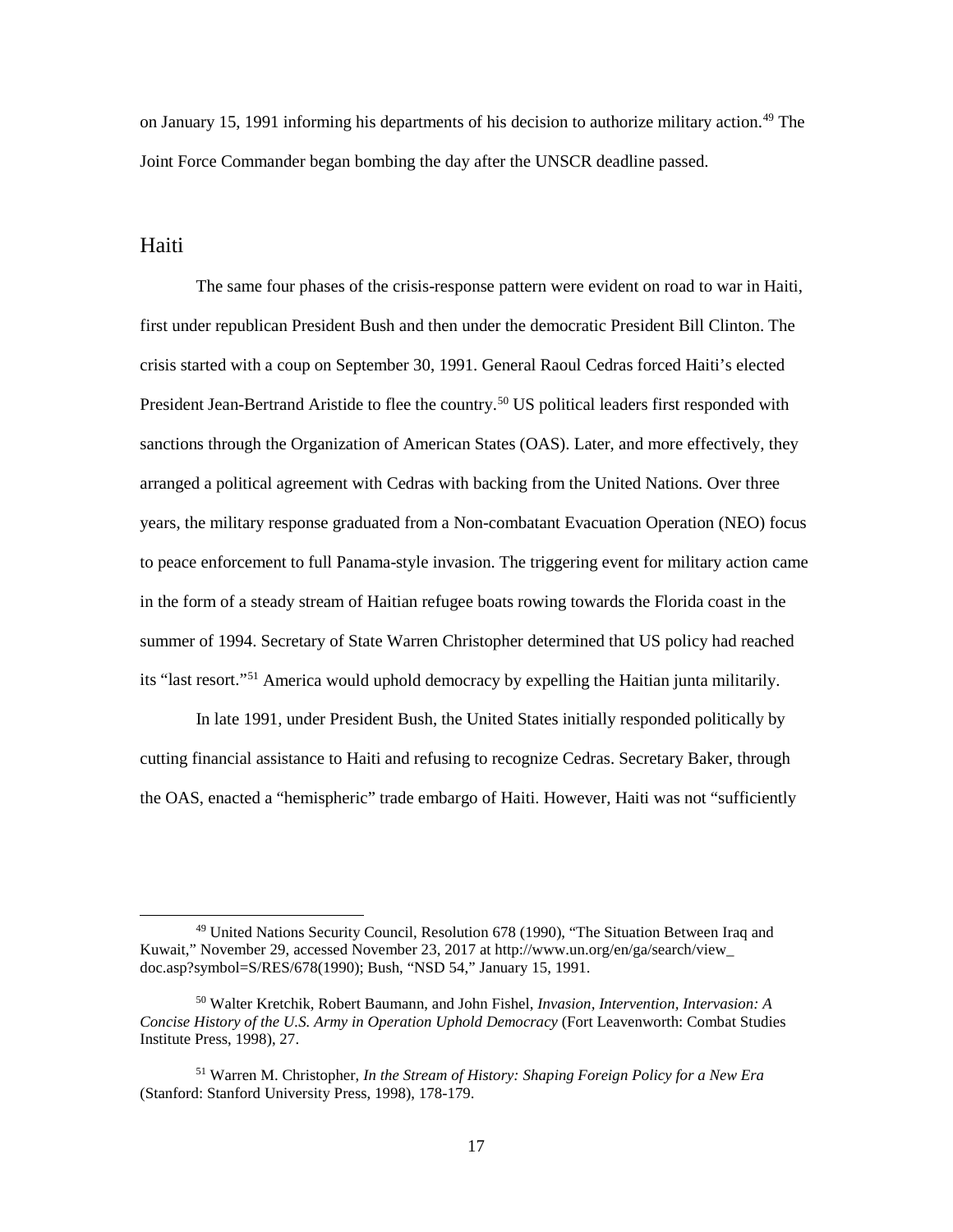on January 15, 1991 informing his departments of his decision to authorize military action.[49] The Joint Force Commander began bombing the day after the UNSCR deadline passed.

## Haiti

The same four phases of the crisis-response pattern were evident on road to war in Haiti, first under republican President Bush and then under the democratic President Bill Clinton. The crisis started with a coup on September 30, 1991. General Raoul Cedras forced Haiti's elected President Jean-Bertrand Aristide to flee the country.[50] US political leaders first responded with sanctions through the Organization of American States (OAS). Later, and more effectively, they arranged a political agreement with Cedras with backing from the United Nations. Over three years, the military response graduated from a Non-combatant Evacuation Operation (NEO) focus to peace enforcement to full Panama-style invasion. The triggering event for military action came in the form of a steady stream of Haitian refugee boats rowing towards the Florida coast in the summer of 1994. Secretary of State Warren Christopher determined that US policy had reached its "last resort."[51] America would uphold democracy by expelling the Haitian junta militarily.

In late 1991, under President Bush, the United States initially responded politically by cutting financial assistance to Haiti and refusing to recognize Cedras. Secretary Baker, through the OAS, enacted a "hemispheric" trade embargo of Haiti. However, Haiti was not "sufficiently

---

[49] United Nations Security Council, Resolution 678 (1990), "The Situation Between Iraq and Kuwait," November 29, accessed November 23, 2017 at http://www.un.org/en/ga/search/view_doc.asp?symbol=S/RES/678(1990); Bush, "NSD 54," January 15, 1991.

[50] Walter Kretchik, Robert Baumann, and John Fishel, *Invasion, Intervention, Intervasion: A Concise History of the U.S. Army in Operation Uphold Democracy* (Fort Leavenworth: Combat Studies Institute Press, 1998), 27.

[51] Warren M. Christopher, *In the Stream of History: Shaping Foreign Policy for a New Era* (Stanford: Stanford University Press, 1998), 178-179.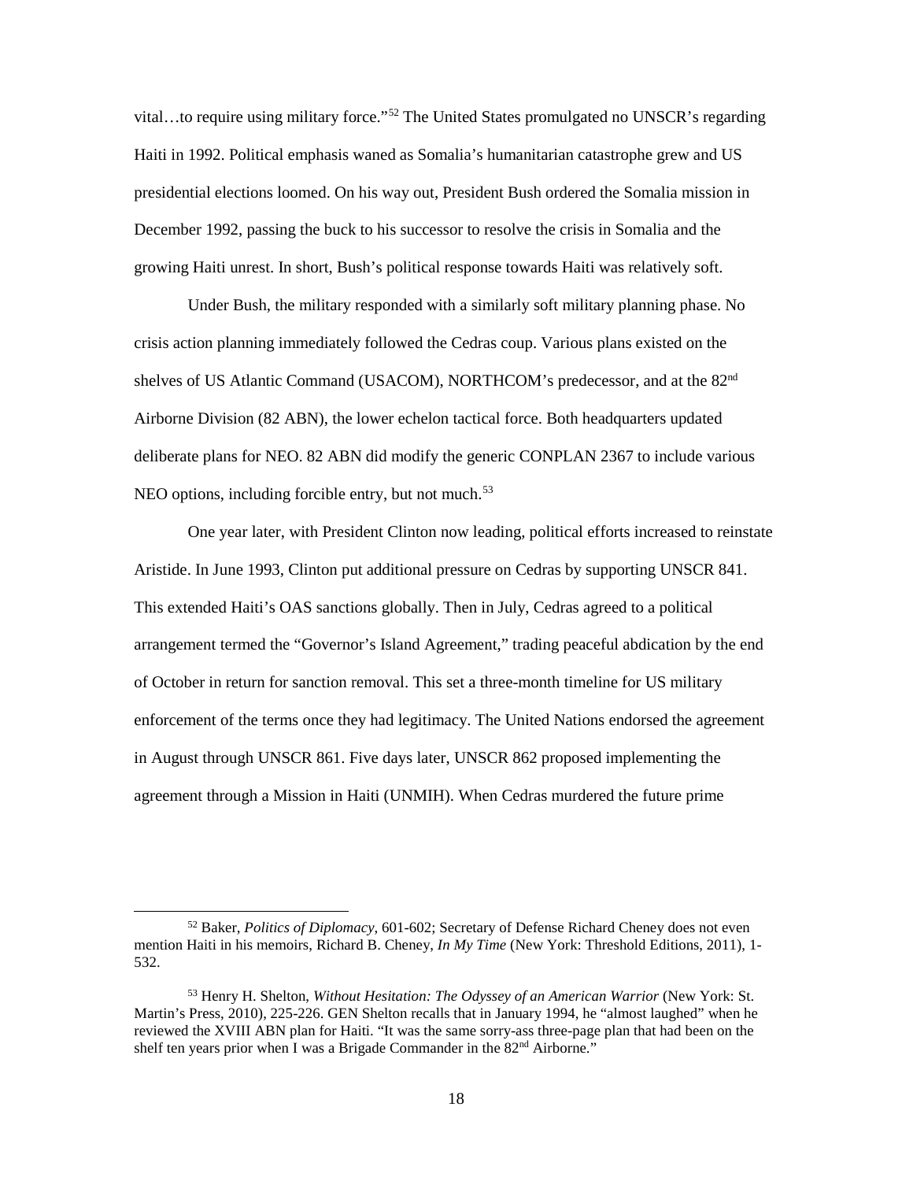vital…to require using military force."[52] The United States promulgated no UNSCR's regarding Haiti in 1992. Political emphasis waned as Somalia's humanitarian catastrophe grew and US presidential elections loomed. On his way out, President Bush ordered the Somalia mission in December 1992, passing the buck to his successor to resolve the crisis in Somalia and the growing Haiti unrest. In short, Bush's political response towards Haiti was relatively soft.

Under Bush, the military responded with a similarly soft military planning phase. No crisis action planning immediately followed the Cedras coup. Various plans existed on the shelves of US Atlantic Command (USACOM), NORTHCOM's predecessor, and at the 82nd Airborne Division (82 ABN), the lower echelon tactical force. Both headquarters updated deliberate plans for NEO. 82 ABN did modify the generic CONPLAN 2367 to include various NEO options, including forcible entry, but not much.[53]

One year later, with President Clinton now leading, political efforts increased to reinstate Aristide. In June 1993, Clinton put additional pressure on Cedras by supporting UNSCR 841. This extended Haiti's OAS sanctions globally. Then in July, Cedras agreed to a political arrangement termed the "Governor's Island Agreement," trading peaceful abdication by the end of October in return for sanction removal. This set a three-month timeline for US military enforcement of the terms once they had legitimacy. The United Nations endorsed the agreement in August through UNSCR 861. Five days later, UNSCR 862 proposed implementing the agreement through a Mission in Haiti (UNMIH). When Cedras murdered the future prime

---

[52] Baker, *Politics of Diplomacy*, 601-602; Secretary of Defense Richard Cheney does not even mention Haiti in his memoirs, Richard B. Cheney, *In My Time* (New York: Threshold Editions, 2011), 1-532.

[53] Henry H. Shelton, *Without Hesitation: The Odyssey of an American Warrior* (New York: St. Martin's Press, 2010), 225-226. GEN Shelton recalls that in January 1994, he "almost laughed" when he reviewed the XVIII ABN plan for Haiti. "It was the same sorry-ass three-page plan that had been on the shelf ten years prior when I was a Brigade Commander in the 82nd Airborne."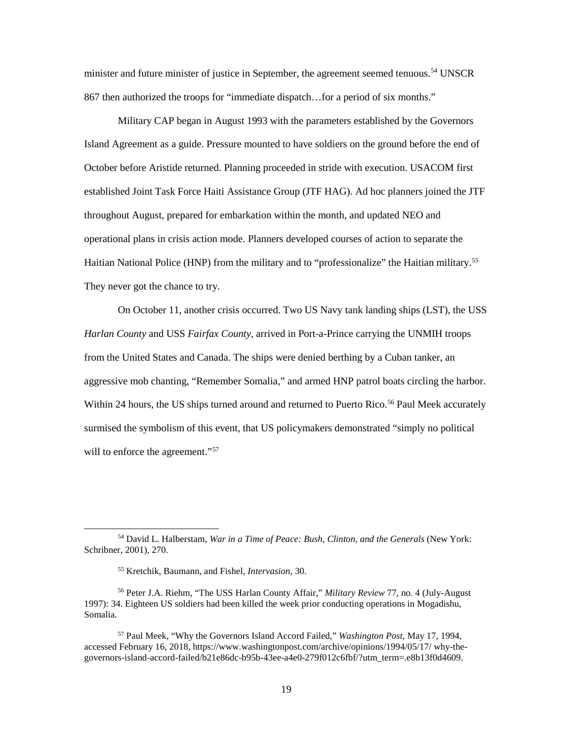minister and future minister of justice in September, the agreement seemed tenuous.[54] UNSCR 867 then authorized the troops for "immediate dispatch…for a period of six months."

Military CAP began in August 1993 with the parameters established by the Governors Island Agreement as a guide. Pressure mounted to have soldiers on the ground before the end of October before Aristide returned. Planning proceeded in stride with execution. USACOM first established Joint Task Force Haiti Assistance Group (JTF HAG). Ad hoc planners joined the JTF throughout August, prepared for embarkation within the month, and updated NEO and operational plans in crisis action mode. Planners developed courses of action to separate the Haitian National Police (HNP) from the military and to "professionalize" the Haitian military.[55] They never got the chance to try.

On October 11, another crisis occurred. Two US Navy tank landing ships (LST), the USS *Harlan County* and USS *Fairfax County*, arrived in Port-a-Prince carrying the UNMIH troops from the United States and Canada. The ships were denied berthing by a Cuban tanker, an aggressive mob chanting, "Remember Somalia," and armed HNP patrol boats circling the harbor. Within 24 hours, the US ships turned around and returned to Puerto Rico.[56] Paul Meek accurately surmised the symbolism of this event, that US policymakers demonstrated "simply no political will to enforce the agreement."[57]

---

[54] David L. Halberstam, *War in a Time of Peace: Bush, Clinton, and the Generals* (New York: Schribner, 2001), 270.

[55] Kretchik, Baumann, and Fishel, *Intervasion*, 30.

[56] Peter J.A. Riehm, "The USS Harlan County Affair," *Military Review* 77, no. 4 (July-August 1997): 34. Eighteen US soldiers had been killed the week prior conducting operations in Mogadishu, Somalia.

[57] Paul Meek, "Why the Governors Island Accord Failed," *Washington Post*, May 17, 1994, accessed February 16, 2018, https://www.washingtonpost.com/archive/opinions/1994/05/17/ why-the-governors-island-accord-failed/b21e86dc-b95b-43ee-a4e0-279f012c6fbf/?utm_term=.e8b13f0d4609.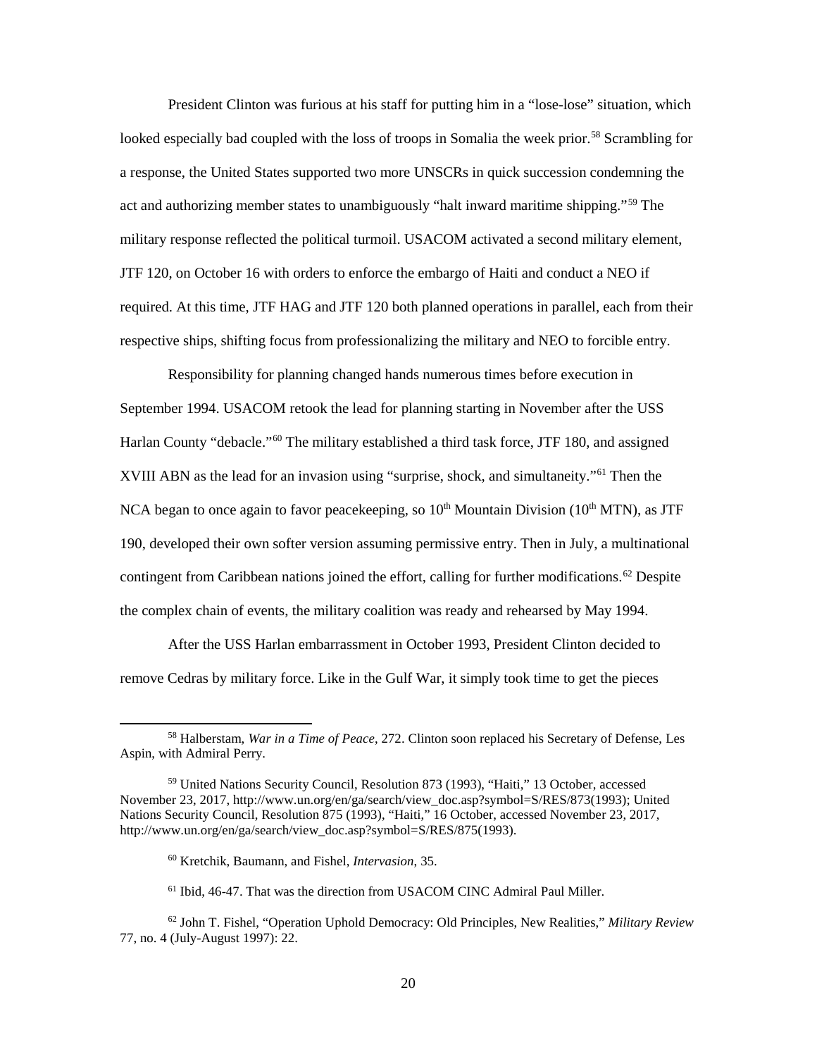President Clinton was furious at his staff for putting him in a "lose-lose" situation, which looked especially bad coupled with the loss of troops in Somalia the week prior.[58] Scrambling for a response, the United States supported two more UNSCRs in quick succession condemning the act and authorizing member states to unambiguously "halt inward maritime shipping."[59] The military response reflected the political turmoil. USACOM activated a second military element, JTF 120, on October 16 with orders to enforce the embargo of Haiti and conduct a NEO if required. At this time, JTF HAG and JTF 120 both planned operations in parallel, each from their respective ships, shifting focus from professionalizing the military and NEO to forcible entry.

Responsibility for planning changed hands numerous times before execution in September 1994. USACOM retook the lead for planning starting in November after the USS Harlan County "debacle."[60] The military established a third task force, JTF 180, and assigned XVIII ABN as the lead for an invasion using "surprise, shock, and simultaneity."[61] Then the NCA began to once again to favor peacekeeping, so 10th Mountain Division (10th MTN), as JTF 190, developed their own softer version assuming permissive entry. Then in July, a multinational contingent from Caribbean nations joined the effort, calling for further modifications.[62] Despite the complex chain of events, the military coalition was ready and rehearsed by May 1994.

After the USS Harlan embarrassment in October 1993, President Clinton decided to remove Cedras by military force. Like in the Gulf War, it simply took time to get the pieces

---

[58] Halberstam, *War in a Time of Peace*, 272. Clinton soon replaced his Secretary of Defense, Les Aspin, with Admiral Perry.

[59] United Nations Security Council, Resolution 873 (1993), "Haiti," 13 October, accessed November 23, 2017, http://www.un.org/en/ga/search/view_doc.asp?symbol=S/RES/873(1993); United Nations Security Council, Resolution 875 (1993), "Haiti," 16 October, accessed November 23, 2017, http://www.un.org/en/ga/search/view_doc.asp?symbol=S/RES/875(1993).

[60] Kretchik, Baumann, and Fishel, *Intervasion*, 35.

[61] Ibid, 46-47. That was the direction from USACOM CINC Admiral Paul Miller.

[62] John T. Fishel, "Operation Uphold Democracy: Old Principles, New Realities," *Military Review* 77, no. 4 (July-August 1997): 22.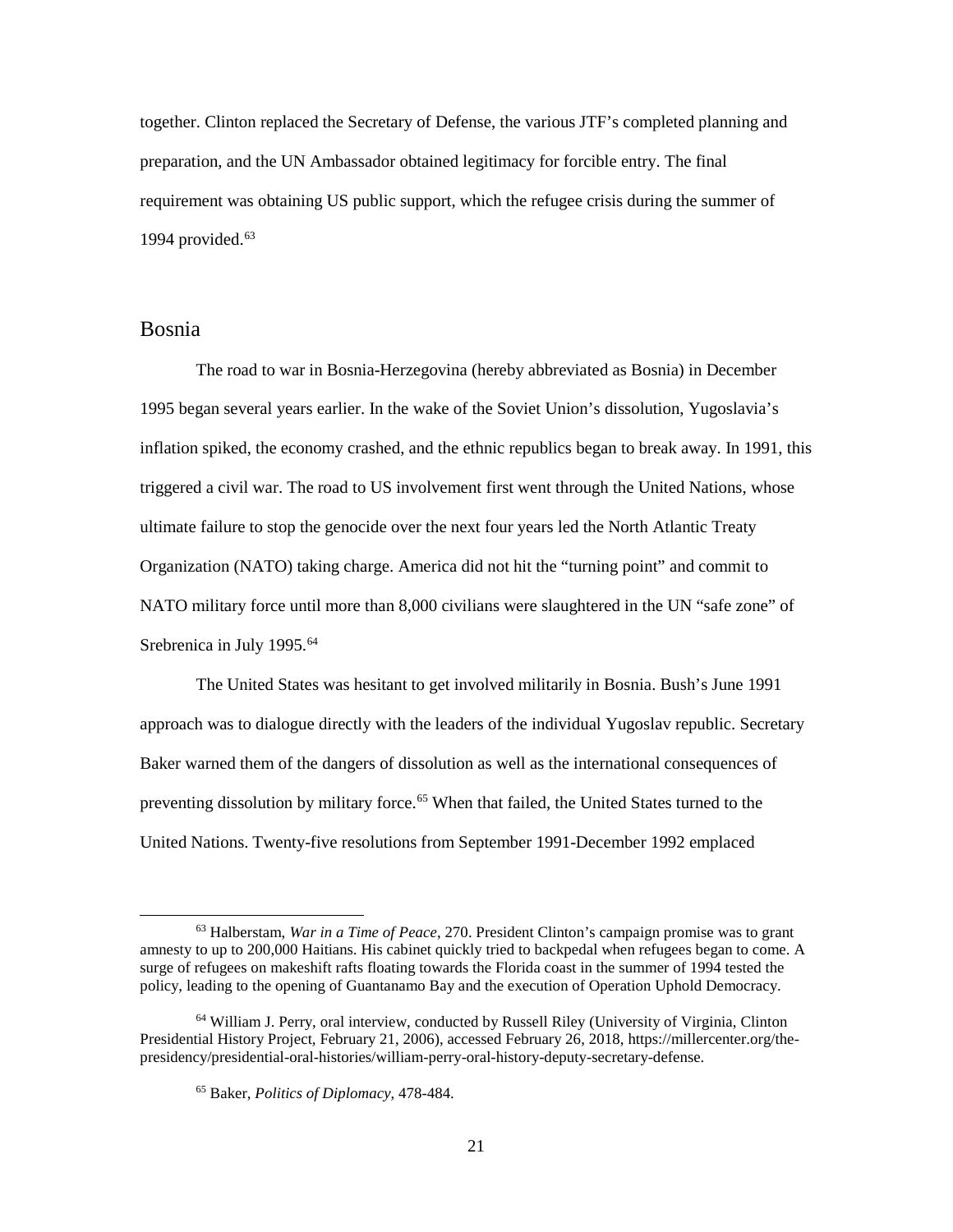together. Clinton replaced the Secretary of Defense, the various JTF's completed planning and preparation, and the UN Ambassador obtained legitimacy for forcible entry. The final requirement was obtaining US public support, which the refugee crisis during the summer of 1994 provided.[63]

## Bosnia

The road to war in Bosnia-Herzegovina (hereby abbreviated as Bosnia) in December 1995 began several years earlier. In the wake of the Soviet Union's dissolution, Yugoslavia's inflation spiked, the economy crashed, and the ethnic republics began to break away. In 1991, this triggered a civil war. The road to US involvement first went through the United Nations, whose ultimate failure to stop the genocide over the next four years led the North Atlantic Treaty Organization (NATO) taking charge. America did not hit the "turning point" and commit to NATO military force until more than 8,000 civilians were slaughtered in the UN "safe zone" of Srebrenica in July 1995.[64]

The United States was hesitant to get involved militarily in Bosnia. Bush's June 1991 approach was to dialogue directly with the leaders of the individual Yugoslav republic. Secretary Baker warned them of the dangers of dissolution as well as the international consequences of preventing dissolution by military force.[65] When that failed, the United States turned to the United Nations. Twenty-five resolutions from September 1991-December 1992 emplaced

---

[63] Halberstam, *War in a Time of Peace*, 270. President Clinton's campaign promise was to grant amnesty to up to 200,000 Haitians. His cabinet quickly tried to backpedal when refugees began to come. A surge of refugees on makeshift rafts floating towards the Florida coast in the summer of 1994 tested the policy, leading to the opening of Guantanamo Bay and the execution of Operation Uphold Democracy.

[64] William J. Perry, oral interview, conducted by Russell Riley (University of Virginia, Clinton Presidential History Project, February 21, 2006), accessed February 26, 2018, https://millercenter.org/the-presidency/presidential-oral-histories/william-perry-oral-history-deputy-secretary-defense.

[65] Baker, *Politics of Diplomacy*, 478-484.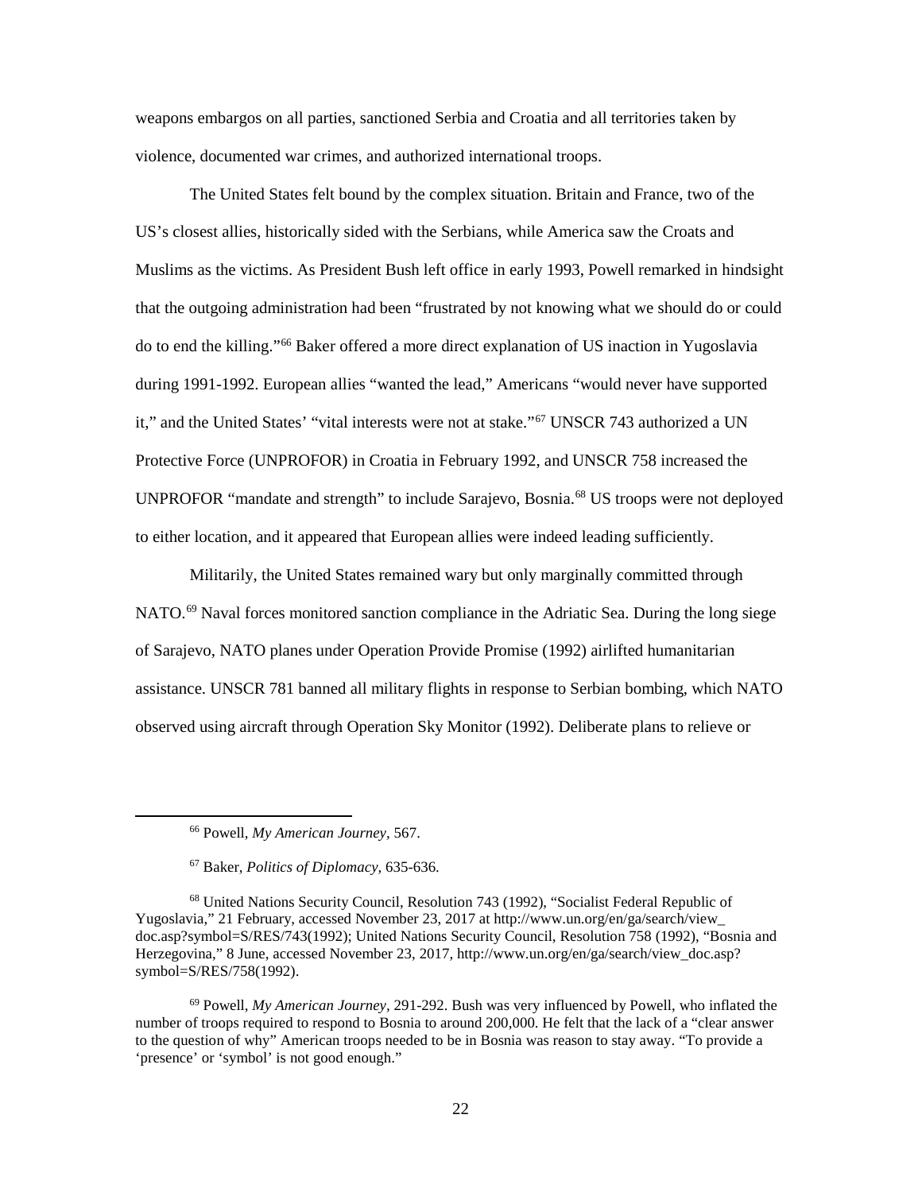weapons embargos on all parties, sanctioned Serbia and Croatia and all territories taken by violence, documented war crimes, and authorized international troops.

The United States felt bound by the complex situation. Britain and France, two of the US's closest allies, historically sided with the Serbians, while America saw the Croats and Muslims as the victims. As President Bush left office in early 1993, Powell remarked in hindsight that the outgoing administration had been "frustrated by not knowing what we should do or could do to end the killing."[66] Baker offered a more direct explanation of US inaction in Yugoslavia during 1991-1992. European allies "wanted the lead," Americans "would never have supported it," and the United States' "vital interests were not at stake."[67] UNSCR 743 authorized a UN Protective Force (UNPROFOR) in Croatia in February 1992, and UNSCR 758 increased the UNPROFOR "mandate and strength" to include Sarajevo, Bosnia.[68] US troops were not deployed to either location, and it appeared that European allies were indeed leading sufficiently.

Militarily, the United States remained wary but only marginally committed through NATO.[69] Naval forces monitored sanction compliance in the Adriatic Sea. During the long siege of Sarajevo, NATO planes under Operation Provide Promise (1992) airlifted humanitarian assistance. UNSCR 781 banned all military flights in response to Serbian bombing, which NATO observed using aircraft through Operation Sky Monitor (1992). Deliberate plans to relieve or

---

[66] Powell, *My American Journey*, 567.

[67] Baker, *Politics of Diplomacy,* 635-636.

[68] United Nations Security Council, Resolution 743 (1992), "Socialist Federal Republic of Yugoslavia," 21 February, accessed November 23, 2017 at http://www.un.org/en/ga/search/view_doc.asp?symbol=S/RES/743(1992); United Nations Security Council, Resolution 758 (1992), "Bosnia and Herzegovina," 8 June, accessed November 23, 2017, http://www.un.org/en/ga/search/view_doc.asp?symbol=S/RES/758(1992).

[69] Powell, *My American Journey*, 291-292. Bush was very influenced by Powell, who inflated the number of troops required to respond to Bosnia to around 200,000. He felt that the lack of a "clear answer to the question of why" American troops needed to be in Bosnia was reason to stay away. "To provide a 'presence' or 'symbol' is not good enough."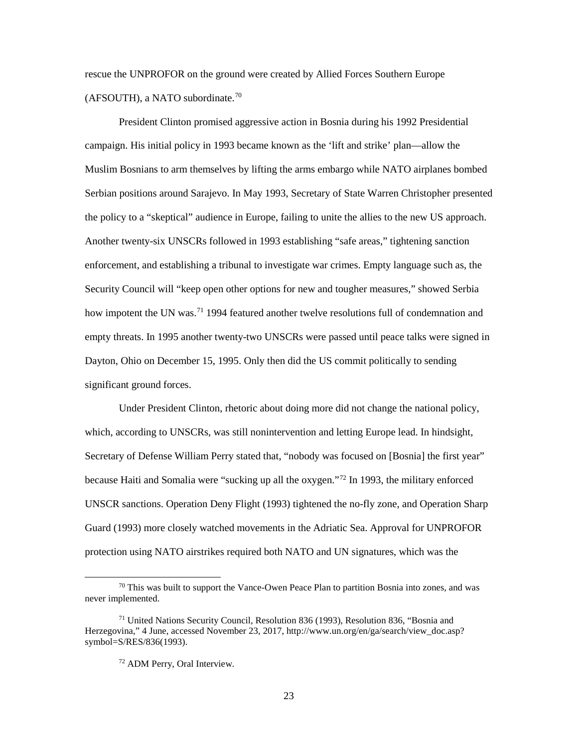rescue the UNPROFOR on the ground were created by Allied Forces Southern Europe (AFSOUTH), a NATO subordinate.[70]

President Clinton promised aggressive action in Bosnia during his 1992 Presidential campaign. His initial policy in 1993 became known as the 'lift and strike' plan—allow the Muslim Bosnians to arm themselves by lifting the arms embargo while NATO airplanes bombed Serbian positions around Sarajevo. In May 1993, Secretary of State Warren Christopher presented the policy to a "skeptical" audience in Europe, failing to unite the allies to the new US approach. Another twenty-six UNSCRs followed in 1993 establishing "safe areas," tightening sanction enforcement, and establishing a tribunal to investigate war crimes. Empty language such as, the Security Council will "keep open other options for new and tougher measures," showed Serbia how impotent the UN was.[71] 1994 featured another twelve resolutions full of condemnation and empty threats. In 1995 another twenty-two UNSCRs were passed until peace talks were signed in Dayton, Ohio on December 15, 1995. Only then did the US commit politically to sending significant ground forces.

Under President Clinton, rhetoric about doing more did not change the national policy, which, according to UNSCRs, was still nonintervention and letting Europe lead. In hindsight, Secretary of Defense William Perry stated that, "nobody was focused on [Bosnia] the first year" because Haiti and Somalia were "sucking up all the oxygen."[72] In 1993, the military enforced UNSCR sanctions. Operation Deny Flight (1993) tightened the no-fly zone, and Operation Sharp Guard (1993) more closely watched movements in the Adriatic Sea. Approval for UNPROFOR protection using NATO airstrikes required both NATO and UN signatures, which was the

---

[70] This was built to support the Vance-Owen Peace Plan to partition Bosnia into zones, and was never implemented.

[71] United Nations Security Council, Resolution 836 (1993), Resolution 836, "Bosnia and Herzegovina," 4 June, accessed November 23, 2017, http://www.un.org/en/ga/search/view_doc.asp?symbol=S/RES/836(1993).

[72] ADM Perry, Oral Interview.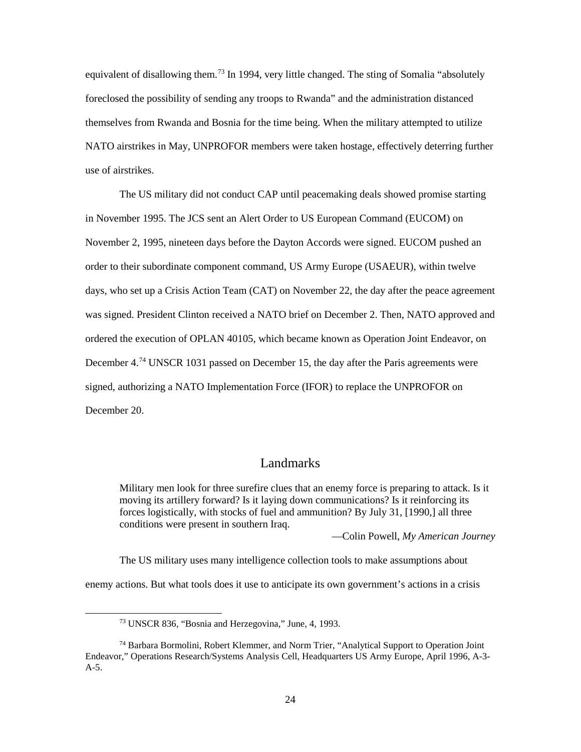equivalent of disallowing them.[73] In 1994, very little changed. The sting of Somalia "absolutely foreclosed the possibility of sending any troops to Rwanda" and the administration distanced themselves from Rwanda and Bosnia for the time being. When the military attempted to utilize NATO airstrikes in May, UNPROFOR members were taken hostage, effectively deterring further use of airstrikes.

The US military did not conduct CAP until peacemaking deals showed promise starting in November 1995. The JCS sent an Alert Order to US European Command (EUCOM) on November 2, 1995, nineteen days before the Dayton Accords were signed. EUCOM pushed an order to their subordinate component command, US Army Europe (USAEUR), within twelve days, who set up a Crisis Action Team (CAT) on November 22, the day after the peace agreement was signed. President Clinton received a NATO brief on December 2. Then, NATO approved and ordered the execution of OPLAN 40105, which became known as Operation Joint Endeavor, on December 4.[74] UNSCR 1031 passed on December 15, the day after the Paris agreements were signed, authorizing a NATO Implementation Force (IFOR) to replace the UNPROFOR on December 20.

## Landmarks

> Military men look for three surefire clues that an enemy force is preparing to attack. Is it moving its artillery forward? Is it laying down communications? Is it reinforcing its forces logistically, with stocks of fuel and ammunition? By July 31, [1990,] all three conditions were present in southern Iraq.
>
> —Colin Powell, *My American Journey*

The US military uses many intelligence collection tools to make assumptions about enemy actions. But what tools does it use to anticipate its own government's actions in a crisis

---

[73] UNSCR 836, "Bosnia and Herzegovina," June, 4, 1993.

[74] Barbara Bormolini, Robert Klemmer, and Norm Trier, "Analytical Support to Operation Joint Endeavor," Operations Research/Systems Analysis Cell, Headquarters US Army Europe, April 1996, A-3-A-5.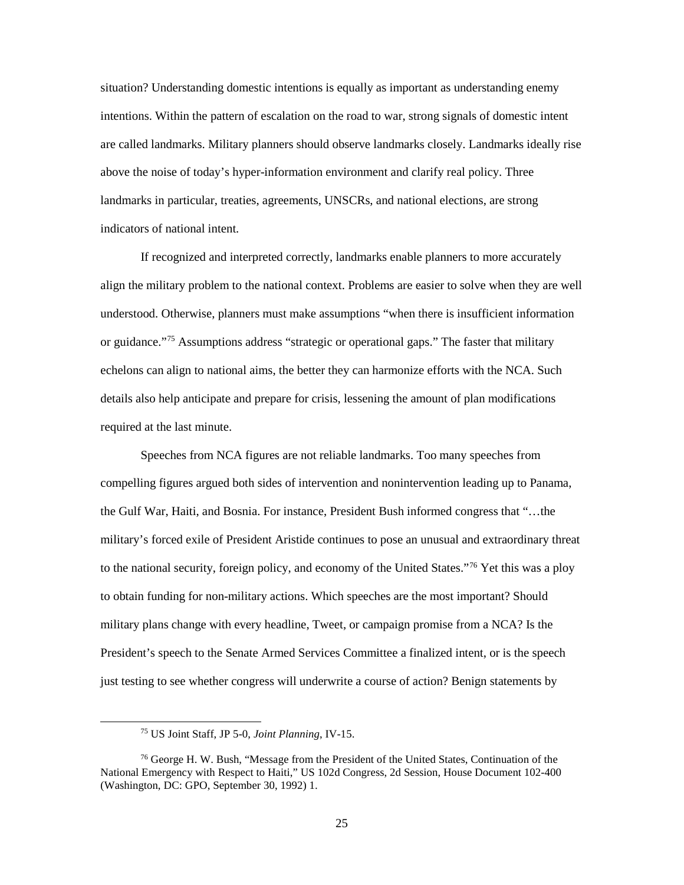situation? Understanding domestic intentions is equally as important as understanding enemy intentions. Within the pattern of escalation on the road to war, strong signals of domestic intent are called landmarks. Military planners should observe landmarks closely. Landmarks ideally rise above the noise of today's hyper-information environment and clarify real policy. Three landmarks in particular, treaties, agreements, UNSCRs, and national elections, are strong indicators of national intent.

If recognized and interpreted correctly, landmarks enable planners to more accurately align the military problem to the national context. Problems are easier to solve when they are well understood. Otherwise, planners must make assumptions "when there is insufficient information or guidance."[75] Assumptions address "strategic or operational gaps." The faster that military echelons can align to national aims, the better they can harmonize efforts with the NCA. Such details also help anticipate and prepare for crisis, lessening the amount of plan modifications required at the last minute.

Speeches from NCA figures are not reliable landmarks. Too many speeches from compelling figures argued both sides of intervention and nonintervention leading up to Panama, the Gulf War, Haiti, and Bosnia. For instance, President Bush informed congress that "…the military's forced exile of President Aristide continues to pose an unusual and extraordinary threat to the national security, foreign policy, and economy of the United States."[76] Yet this was a ploy to obtain funding for non-military actions. Which speeches are the most important? Should military plans change with every headline, Tweet, or campaign promise from a NCA? Is the President's speech to the Senate Armed Services Committee a finalized intent, or is the speech just testing to see whether congress will underwrite a course of action? Benign statements by

---

[75] US Joint Staff, JP 5-0, *Joint Planning*, IV-15.

[76] George H. W. Bush, "Message from the President of the United States, Continuation of the National Emergency with Respect to Haiti," US 102d Congress, 2d Session, House Document 102-400 (Washington, DC: GPO, September 30, 1992) 1.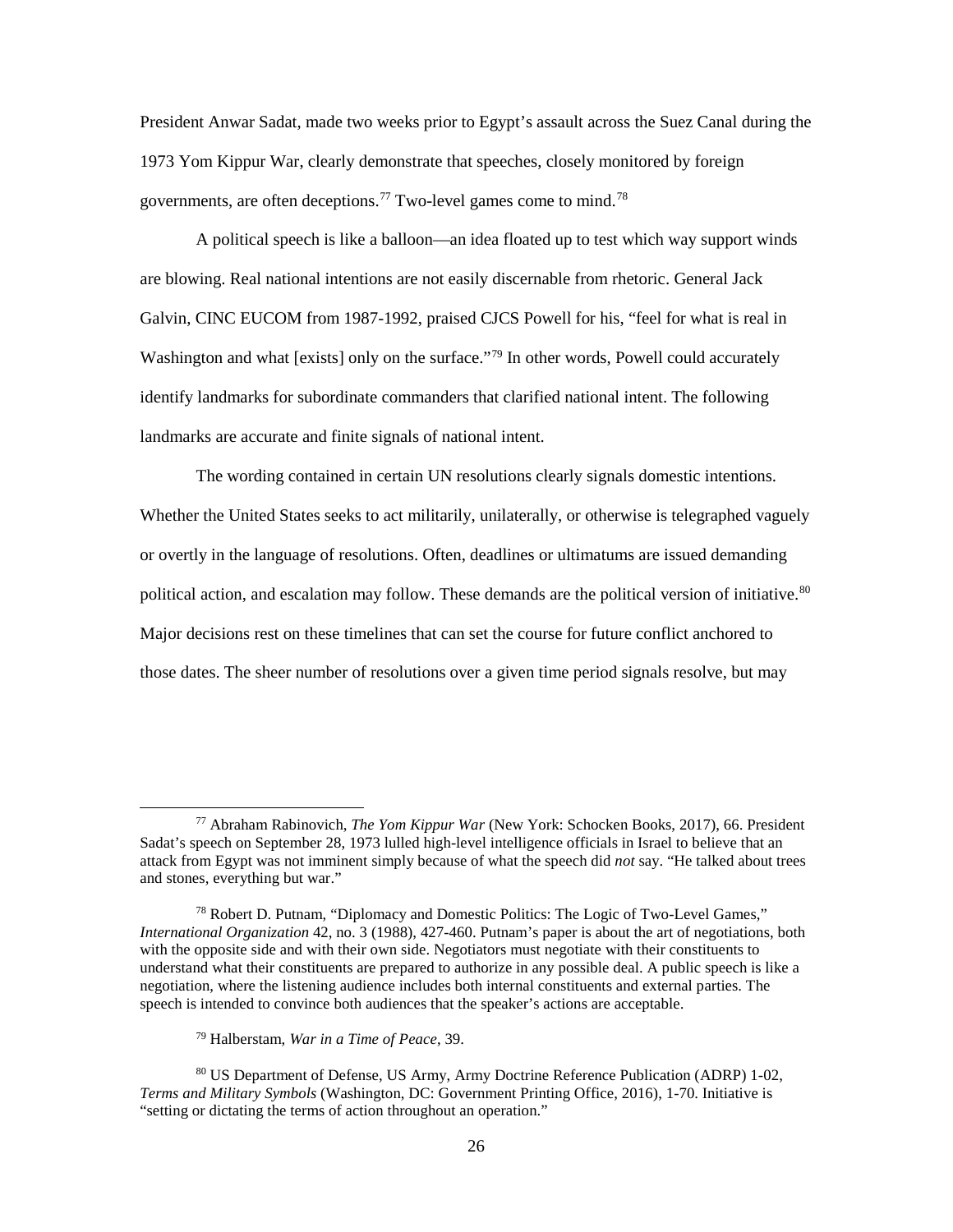President Anwar Sadat, made two weeks prior to Egypt's assault across the Suez Canal during the 1973 Yom Kippur War, clearly demonstrate that speeches, closely monitored by foreign governments, are often deceptions.[77] Two-level games come to mind.[78]

A political speech is like a balloon—an idea floated up to test which way support winds are blowing. Real national intentions are not easily discernable from rhetoric. General Jack Galvin, CINC EUCOM from 1987-1992, praised CJCS Powell for his, "feel for what is real in Washington and what [exists] only on the surface."[79] In other words, Powell could accurately identify landmarks for subordinate commanders that clarified national intent. The following landmarks are accurate and finite signals of national intent.

The wording contained in certain UN resolutions clearly signals domestic intentions. Whether the United States seeks to act militarily, unilaterally, or otherwise is telegraphed vaguely or overtly in the language of resolutions. Often, deadlines or ultimatums are issued demanding political action, and escalation may follow. These demands are the political version of initiative.[80] Major decisions rest on these timelines that can set the course for future conflict anchored to those dates. The sheer number of resolutions over a given time period signals resolve, but may

---

[77] Abraham Rabinovich, *The Yom Kippur War* (New York: Schocken Books, 2017), 66. President Sadat's speech on September 28, 1973 lulled high-level intelligence officials in Israel to believe that an attack from Egypt was not imminent simply because of what the speech did *not* say. "He talked about trees and stones, everything but war."

[78] Robert D. Putnam, "Diplomacy and Domestic Politics: The Logic of Two-Level Games," *International Organization* 42, no. 3 (1988), 427-460. Putnam's paper is about the art of negotiations, both with the opposite side and with their own side. Negotiators must negotiate with their constituents to understand what their constituents are prepared to authorize in any possible deal. A public speech is like a negotiation, where the listening audience includes both internal constituents and external parties. The speech is intended to convince both audiences that the speaker's actions are acceptable.

[79] Halberstam, *War in a Time of Peace*, 39.

[80] US Department of Defense, US Army, Army Doctrine Reference Publication (ADRP) 1-02, *Terms and Military Symbols* (Washington, DC: Government Printing Office, 2016), 1-70. Initiative is "setting or dictating the terms of action throughout an operation."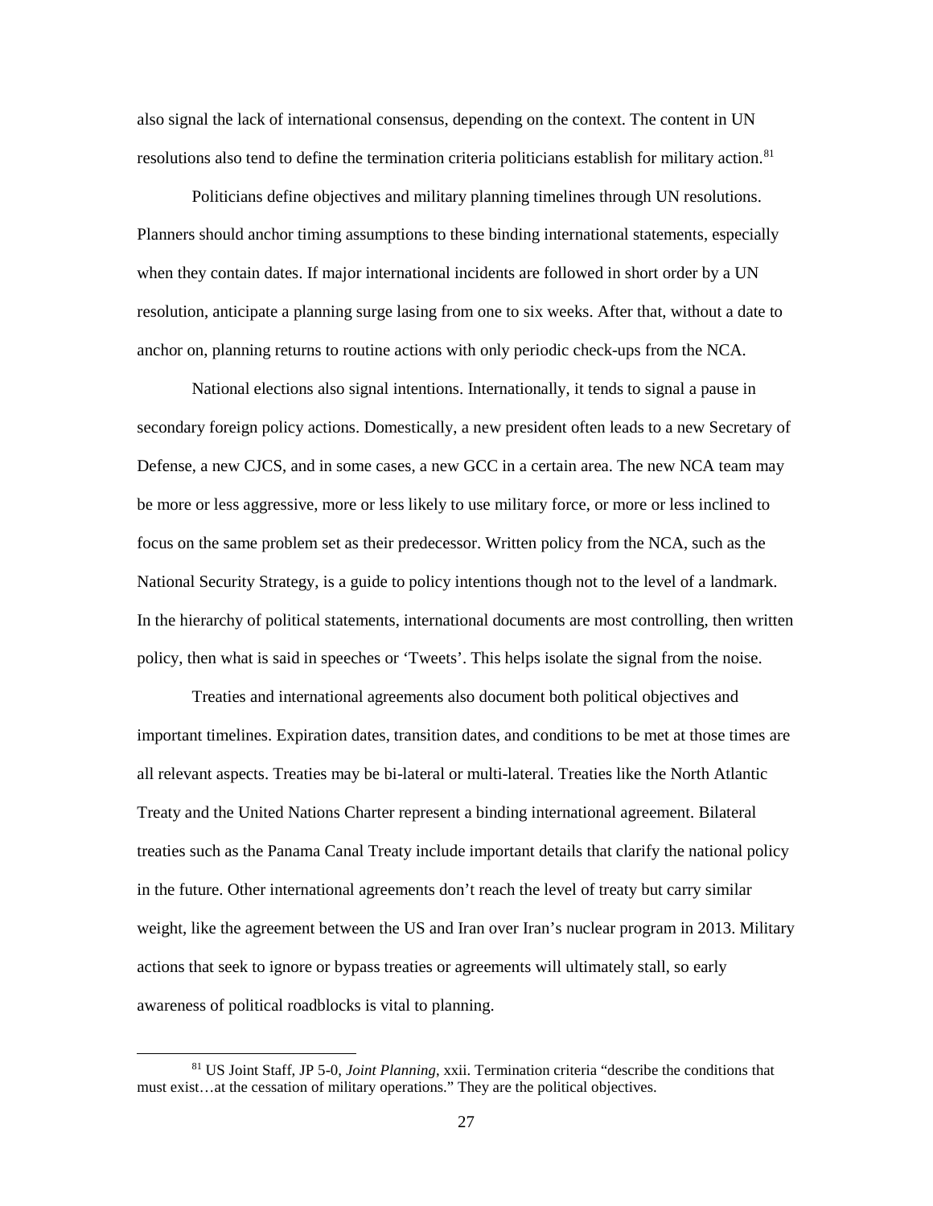also signal the lack of international consensus, depending on the context. The content in UN resolutions also tend to define the termination criteria politicians establish for military action.[81]

Politicians define objectives and military planning timelines through UN resolutions. Planners should anchor timing assumptions to these binding international statements, especially when they contain dates. If major international incidents are followed in short order by a UN resolution, anticipate a planning surge lasing from one to six weeks. After that, without a date to anchor on, planning returns to routine actions with only periodic check-ups from the NCA.

National elections also signal intentions. Internationally, it tends to signal a pause in secondary foreign policy actions. Domestically, a new president often leads to a new Secretary of Defense, a new CJCS, and in some cases, a new GCC in a certain area. The new NCA team may be more or less aggressive, more or less likely to use military force, or more or less inclined to focus on the same problem set as their predecessor. Written policy from the NCA, such as the National Security Strategy, is a guide to policy intentions though not to the level of a landmark. In the hierarchy of political statements, international documents are most controlling, then written policy, then what is said in speeches or 'Tweets'. This helps isolate the signal from the noise.

Treaties and international agreements also document both political objectives and important timelines. Expiration dates, transition dates, and conditions to be met at those times are all relevant aspects. Treaties may be bi-lateral or multi-lateral. Treaties like the North Atlantic Treaty and the United Nations Charter represent a binding international agreement. Bilateral treaties such as the Panama Canal Treaty include important details that clarify the national policy in the future. Other international agreements don't reach the level of treaty but carry similar weight, like the agreement between the US and Iran over Iran's nuclear program in 2013. Military actions that seek to ignore or bypass treaties or agreements will ultimately stall, so early awareness of political roadblocks is vital to planning.

[81] US Joint Staff, JP 5-0, *Joint Planning*, xxii. Termination criteria "describe the conditions that must exist…at the cessation of military operations." They are the political objectives.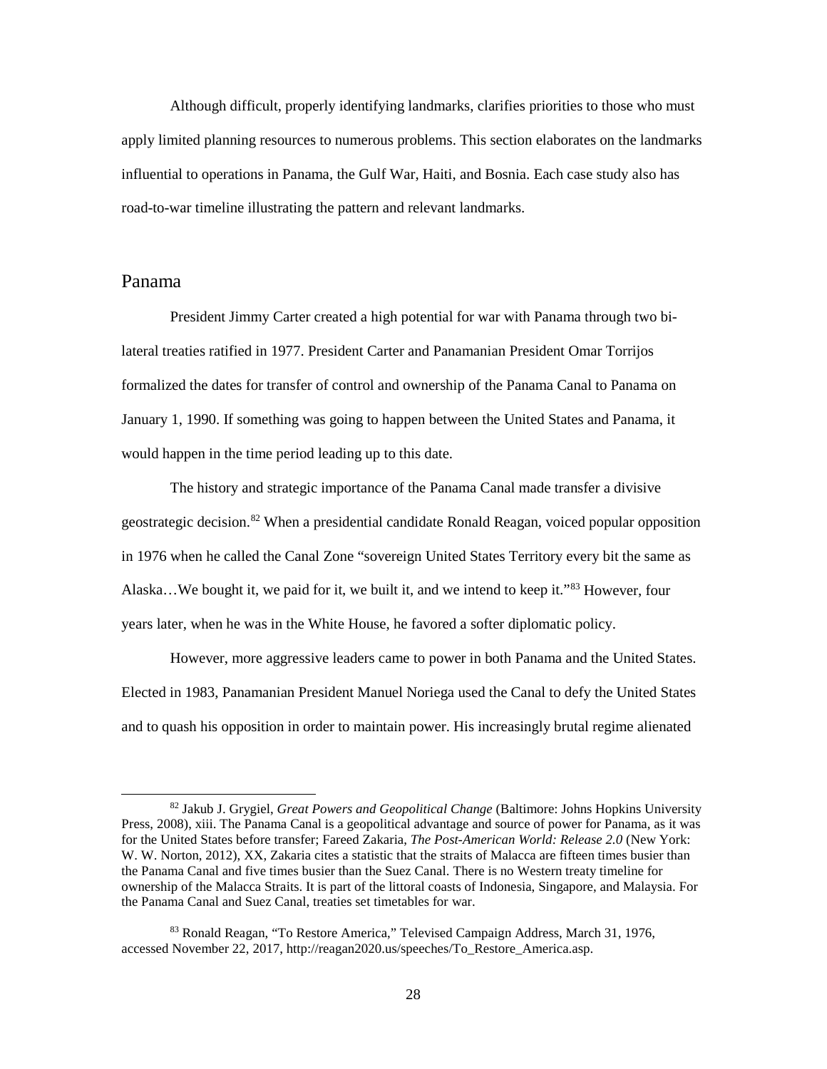Although difficult, properly identifying landmarks, clarifies priorities to those who must apply limited planning resources to numerous problems. This section elaborates on the landmarks influential to operations in Panama, the Gulf War, Haiti, and Bosnia. Each case study also has road-to-war timeline illustrating the pattern and relevant landmarks.

## Panama

President Jimmy Carter created a high potential for war with Panama through two bi-lateral treaties ratified in 1977. President Carter and Panamanian President Omar Torrijos formalized the dates for transfer of control and ownership of the Panama Canal to Panama on January 1, 1990. If something was going to happen between the United States and Panama, it would happen in the time period leading up to this date.

The history and strategic importance of the Panama Canal made transfer a divisive geostrategic decision.[82] When a presidential candidate Ronald Reagan, voiced popular opposition in 1976 when he called the Canal Zone "sovereign United States Territory every bit the same as Alaska…We bought it, we paid for it, we built it, and we intend to keep it."[83] However, four years later, when he was in the White House, he favored a softer diplomatic policy.

However, more aggressive leaders came to power in both Panama and the United States. Elected in 1983, Panamanian President Manuel Noriega used the Canal to defy the United States and to quash his opposition in order to maintain power. His increasingly brutal regime alienated

---

[82] Jakub J. Grygiel, *Great Powers and Geopolitical Change* (Baltimore: Johns Hopkins University Press, 2008), xiii. The Panama Canal is a geopolitical advantage and source of power for Panama, as it was for the United States before transfer; Fareed Zakaria, *The Post-American World: Release 2.0* (New York: W. W. Norton, 2012), XX, Zakaria cites a statistic that the straits of Malacca are fifteen times busier than the Panama Canal and five times busier than the Suez Canal. There is no Western treaty timeline for ownership of the Malacca Straits. It is part of the littoral coasts of Indonesia, Singapore, and Malaysia. For the Panama Canal and Suez Canal, treaties set timetables for war.

[83] Ronald Reagan, "To Restore America," Televised Campaign Address, March 31, 1976, accessed November 22, 2017, http://reagan2020.us/speeches/To_Restore_America.asp.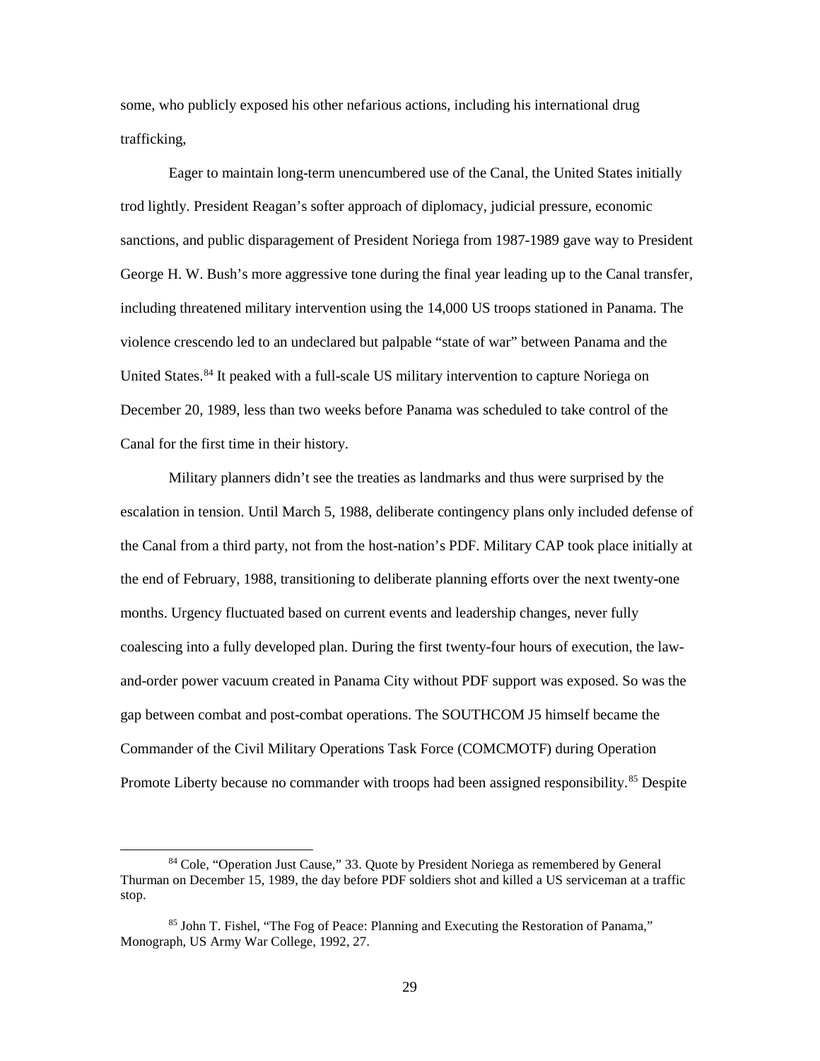some, who publicly exposed his other nefarious actions, including his international drug trafficking,

Eager to maintain long-term unencumbered use of the Canal, the United States initially trod lightly. President Reagan's softer approach of diplomacy, judicial pressure, economic sanctions, and public disparagement of President Noriega from 1987-1989 gave way to President George H. W. Bush's more aggressive tone during the final year leading up to the Canal transfer, including threatened military intervention using the 14,000 US troops stationed in Panama. The violence crescendo led to an undeclared but palpable "state of war" between Panama and the United States.[84] It peaked with a full-scale US military intervention to capture Noriega on December 20, 1989, less than two weeks before Panama was scheduled to take control of the Canal for the first time in their history.

Military planners didn't see the treaties as landmarks and thus were surprised by the escalation in tension. Until March 5, 1988, deliberate contingency plans only included defense of the Canal from a third party, not from the host-nation's PDF. Military CAP took place initially at the end of February, 1988, transitioning to deliberate planning efforts over the next twenty-one months. Urgency fluctuated based on current events and leadership changes, never fully coalescing into a fully developed plan. During the first twenty-four hours of execution, the law-and-order power vacuum created in Panama City without PDF support was exposed. So was the gap between combat and post-combat operations. The SOUTHCOM J5 himself became the Commander of the Civil Military Operations Task Force (COMCMOTF) during Operation Promote Liberty because no commander with troops had been assigned responsibility.[85] Despite

---

[84] Cole, "Operation Just Cause," 33. Quote by President Noriega as remembered by General Thurman on December 15, 1989, the day before PDF soldiers shot and killed a US serviceman at a traffic stop.

[85] John T. Fishel, "The Fog of Peace: Planning and Executing the Restoration of Panama," Monograph, US Army War College, 1992, 27.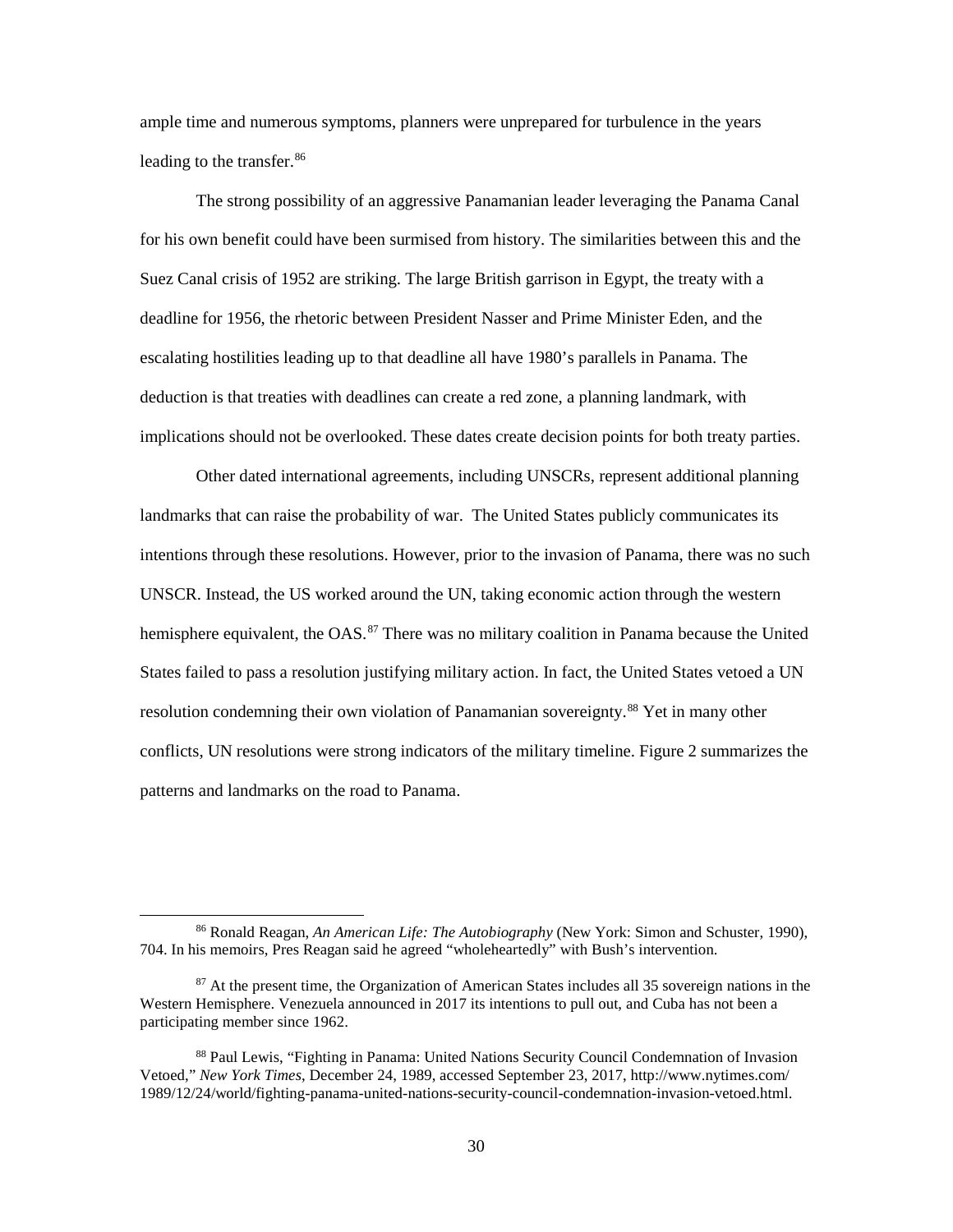ample time and numerous symptoms, planners were unprepared for turbulence in the years leading to the transfer.[86]

The strong possibility of an aggressive Panamanian leader leveraging the Panama Canal for his own benefit could have been surmised from history. The similarities between this and the Suez Canal crisis of 1952 are striking. The large British garrison in Egypt, the treaty with a deadline for 1956, the rhetoric between President Nasser and Prime Minister Eden, and the escalating hostilities leading up to that deadline all have 1980's parallels in Panama. The deduction is that treaties with deadlines can create a red zone, a planning landmark, with implications should not be overlooked. These dates create decision points for both treaty parties.

Other dated international agreements, including UNSCRs, represent additional planning landmarks that can raise the probability of war. The United States publicly communicates its intentions through these resolutions. However, prior to the invasion of Panama, there was no such UNSCR. Instead, the US worked around the UN, taking economic action through the western hemisphere equivalent, the OAS.[87] There was no military coalition in Panama because the United States failed to pass a resolution justifying military action. In fact, the United States vetoed a UN resolution condemning their own violation of Panamanian sovereignty.[88] Yet in many other conflicts, UN resolutions were strong indicators of the military timeline. Figure 2 summarizes the patterns and landmarks on the road to Panama.

---

[86] Ronald Reagan, *An American Life: The Autobiography* (New York: Simon and Schuster, 1990), 704. In his memoirs, Pres Reagan said he agreed "wholeheartedly" with Bush's intervention.

[87] At the present time, the Organization of American States includes all 35 sovereign nations in the Western Hemisphere. Venezuela announced in 2017 its intentions to pull out, and Cuba has not been a participating member since 1962.

[88] Paul Lewis, "Fighting in Panama: United Nations Security Council Condemnation of Invasion Vetoed," *New York Times*, December 24, 1989, accessed September 23, 2017, http://www.nytimes.com/1989/12/24/world/fighting-panama-united-nations-security-council-condemnation-invasion-vetoed.html.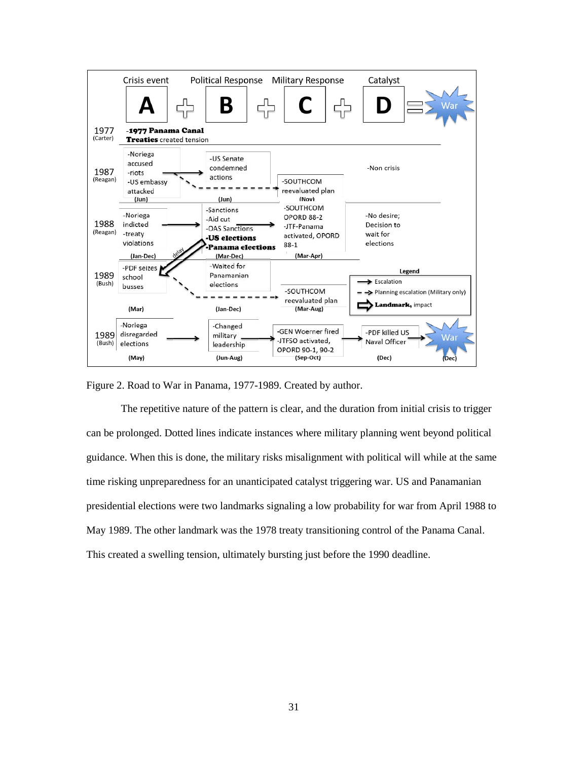| Year | Crisis event (A) | Political Response (B) | Military Response (C) | Catalyst (D) | = War |
|---|---|---|---|---|---|
| 1977 (Carter) | -**1977 Panama Canal Treaties** created tension | | | | |
| 1987 (Reagan) | -Noriega accused -riots -US embassy attacked (Jun) | -US Senate condemned actions (Jun) | -SOUTHCOM reevaluated plan (Nov) | -Non crisis | |
| 1988 (Reagan) | -Noriega indicted -treaty violations (Jan-Dec) | -Sanctions -Aid cut -OAS Sanctions **-US elections** **-Panama elections** (Mar-Dec) | -SOUTHCOM OPORD 88-2 -JTF-Panama activated, OPORD 88-1 (Mar-Apr) | -No desire; Decision to wait for elections | |
| 1989 (Bush) | -PDF seizes school busses (Mar) | -Waited for Panamanian elections (Jan-Dec) | -SOUTHCOM reevaluated plan (Mar-Aug) | | |
| 1989 (Bush) | -Noriega disregarded elections (May) | -Changed military leadership (Jun-Aug) | -GEN Woerner fired -JTFSO activated, OPORD 90-1, 90-2 (Sep-Oct) | -PDF killed US Naval Officer (Dec) | War (Dec) |

Legend: → Escalation; - -> Planning escalation (Military only); ⇨ **Landmark,** impact; delay

Figure 2. Road to War in Panama, 1977-1989. Created by author.

The repetitive nature of the pattern is clear, and the duration from initial crisis to trigger can be prolonged. Dotted lines indicate instances where military planning went beyond political guidance. When this is done, the military risks misalignment with political will while at the same time risking unpreparedness for an unanticipated catalyst triggering war. US and Panamanian presidential elections were two landmarks signaling a low probability for war from April 1988 to May 1989. The other landmark was the 1978 treaty transitioning control of the Panama Canal. This created a swelling tension, ultimately bursting just before the 1990 deadline.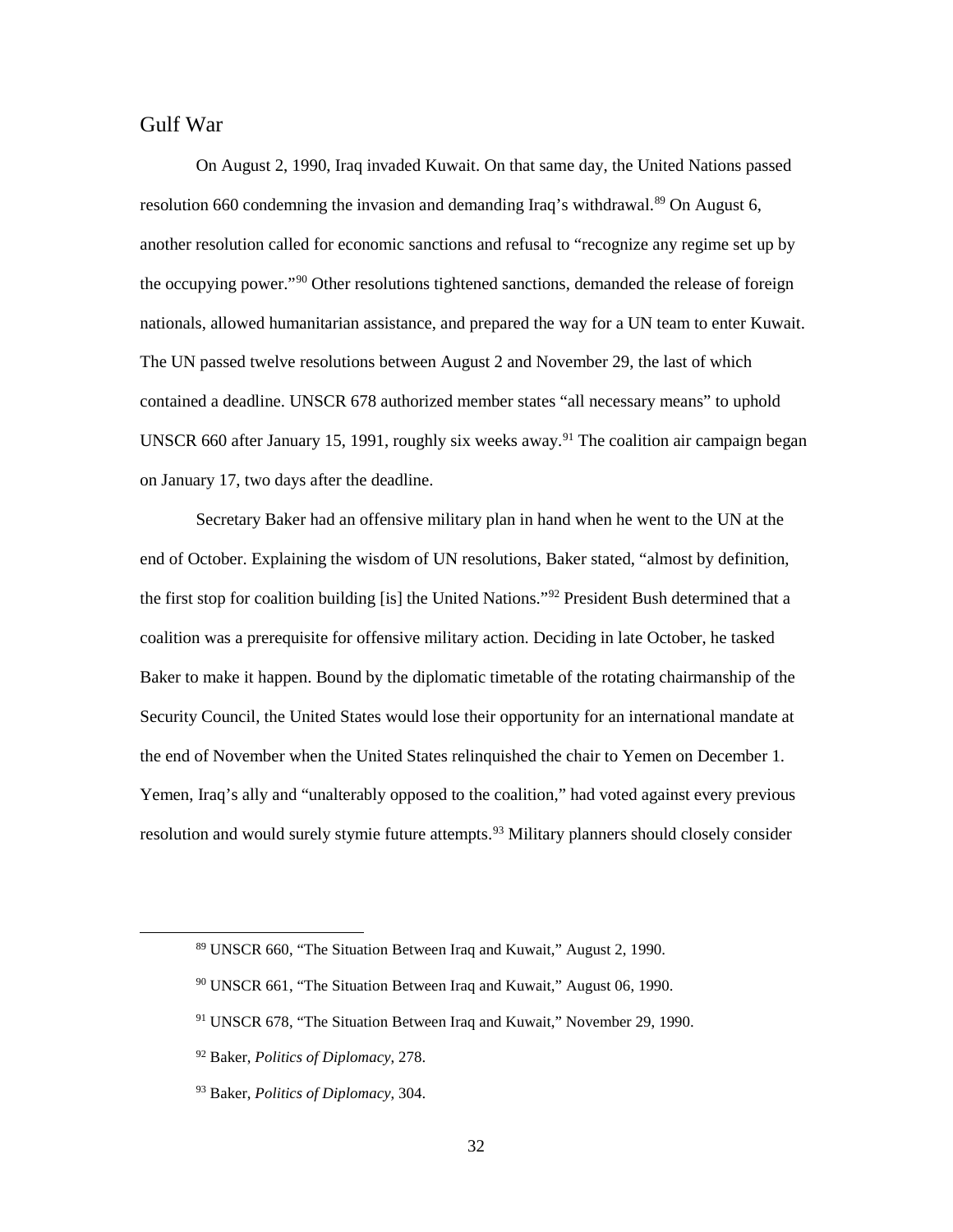## Gulf War

On August 2, 1990, Iraq invaded Kuwait. On that same day, the United Nations passed resolution 660 condemning the invasion and demanding Iraq's withdrawal.[89] On August 6, another resolution called for economic sanctions and refusal to "recognize any regime set up by the occupying power."[90] Other resolutions tightened sanctions, demanded the release of foreign nationals, allowed humanitarian assistance, and prepared the way for a UN team to enter Kuwait. The UN passed twelve resolutions between August 2 and November 29, the last of which contained a deadline. UNSCR 678 authorized member states "all necessary means" to uphold UNSCR 660 after January 15, 1991, roughly six weeks away.[91] The coalition air campaign began on January 17, two days after the deadline.

Secretary Baker had an offensive military plan in hand when he went to the UN at the end of October. Explaining the wisdom of UN resolutions, Baker stated, "almost by definition, the first stop for coalition building [is] the United Nations."[92] President Bush determined that a coalition was a prerequisite for offensive military action. Deciding in late October, he tasked Baker to make it happen. Bound by the diplomatic timetable of the rotating chairmanship of the Security Council, the United States would lose their opportunity for an international mandate at the end of November when the United States relinquished the chair to Yemen on December 1. Yemen, Iraq's ally and "unalterably opposed to the coalition," had voted against every previous resolution and would surely stymie future attempts.[93] Military planners should closely consider

---

[89] UNSCR 660, "The Situation Between Iraq and Kuwait," August 2, 1990.

[90] UNSCR 661, "The Situation Between Iraq and Kuwait," August 06, 1990.

[91] UNSCR 678, "The Situation Between Iraq and Kuwait," November 29, 1990.

[92] Baker, *Politics of Diplomacy*, 278.

[93] Baker, *Politics of Diplomacy*, 304.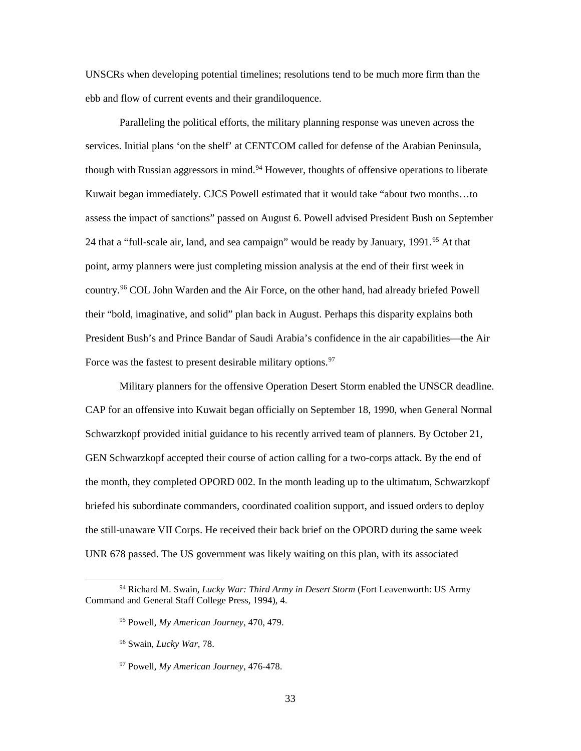UNSCRs when developing potential timelines; resolutions tend to be much more firm than the ebb and flow of current events and their grandiloquence.

Paralleling the political efforts, the military planning response was uneven across the services. Initial plans 'on the shelf' at CENTCOM called for defense of the Arabian Peninsula, though with Russian aggressors in mind.[94] However, thoughts of offensive operations to liberate Kuwait began immediately. CJCS Powell estimated that it would take "about two months…to assess the impact of sanctions" passed on August 6. Powell advised President Bush on September 24 that a "full-scale air, land, and sea campaign" would be ready by January, 1991.[95] At that point, army planners were just completing mission analysis at the end of their first week in country.[96] COL John Warden and the Air Force, on the other hand, had already briefed Powell their "bold, imaginative, and solid" plan back in August. Perhaps this disparity explains both President Bush's and Prince Bandar of Saudi Arabia's confidence in the air capabilities—the Air Force was the fastest to present desirable military options.[97]

Military planners for the offensive Operation Desert Storm enabled the UNSCR deadline. CAP for an offensive into Kuwait began officially on September 18, 1990, when General Normal Schwarzkopf provided initial guidance to his recently arrived team of planners. By October 21, GEN Schwarzkopf accepted their course of action calling for a two-corps attack. By the end of the month, they completed OPORD 002. In the month leading up to the ultimatum, Schwarzkopf briefed his subordinate commanders, coordinated coalition support, and issued orders to deploy the still-unaware VII Corps. He received their back brief on the OPORD during the same week UNR 678 passed. The US government was likely waiting on this plan, with its associated

[94] Richard M. Swain, *Lucky War: Third Army in Desert Storm* (Fort Leavenworth: US Army Command and General Staff College Press, 1994), 4.

[95] Powell, *My American Journey*, 470, 479.

[96] Swain, *Lucky War*, 78.

[97] Powell, *My American Journey*, 476-478.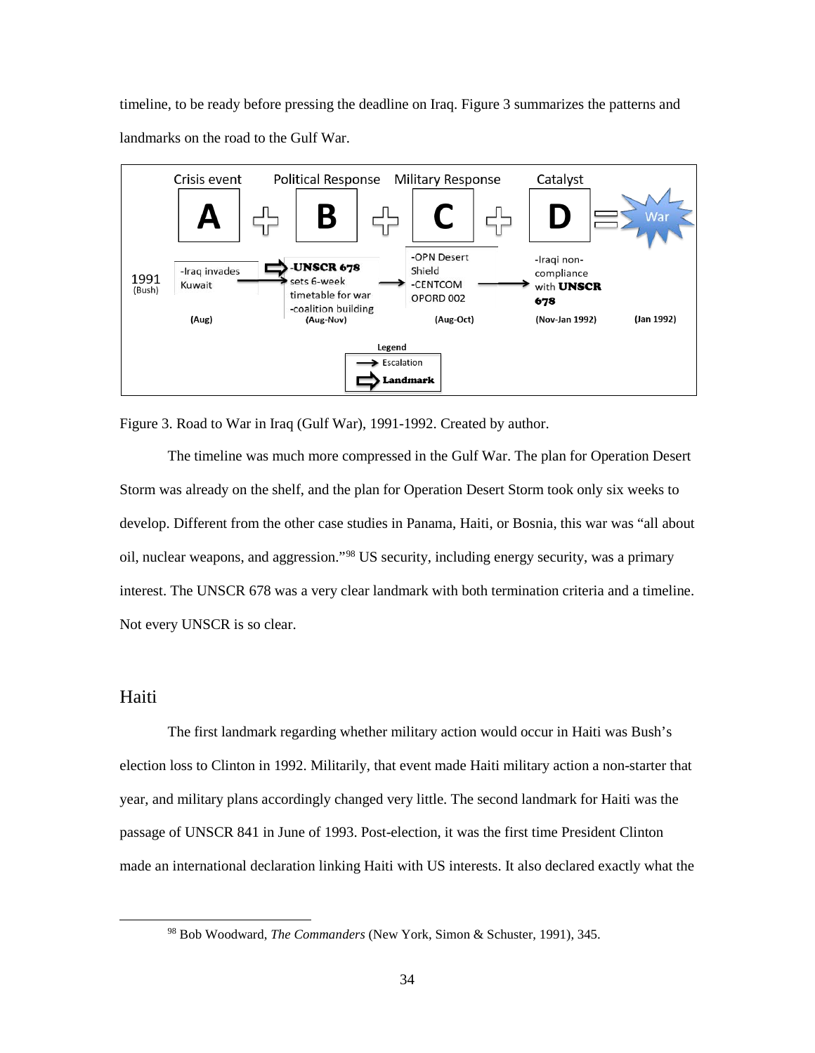timeline, to be ready before pressing the deadline on Iraq. Figure 3 summarizes the patterns and landmarks on the road to the Gulf War.

| | Crisis event | | Political Response | | Military Response | | Catalyst | | |
|---|---|---|---|---|---|---|---|---|---|
| | A | + | B | + | C | + | D | = | War |
| 1991 (Bush) | -Iraq invades Kuwait | → | -**UNSCR 678** sets 6-week timetable for war -coalition building | → | -OPN Desert Shield -CENTCOM OPORD 002 | → | -Iraqi non-compliance with **UNSCR 678** | | |
| | (Aug) | | (Aug-Nov) | | (Aug-Oct) | | (Nov-Jan 1992) | | (Jan 1992) |

Legend: → Escalation; ⇨ **Landmark**

Figure 3. Road to War in Iraq (Gulf War), 1991-1992. Created by author.

The timeline was much more compressed in the Gulf War. The plan for Operation Desert Storm was already on the shelf, and the plan for Operation Desert Storm took only six weeks to develop. Different from the other case studies in Panama, Haiti, or Bosnia, this war was "all about oil, nuclear weapons, and aggression."[98] US security, including energy security, was a primary interest. The UNSCR 678 was a very clear landmark with both termination criteria and a timeline. Not every UNSCR is so clear.

## Haiti

The first landmark regarding whether military action would occur in Haiti was Bush's election loss to Clinton in 1992. Militarily, that event made Haiti military action a non-starter that year, and military plans accordingly changed very little. The second landmark for Haiti was the passage of UNSCR 841 in June of 1993. Post-election, it was the first time President Clinton made an international declaration linking Haiti with US interests. It also declared exactly what the

[98] Bob Woodward, *The Commanders* (New York, Simon & Schuster, 1991), 345.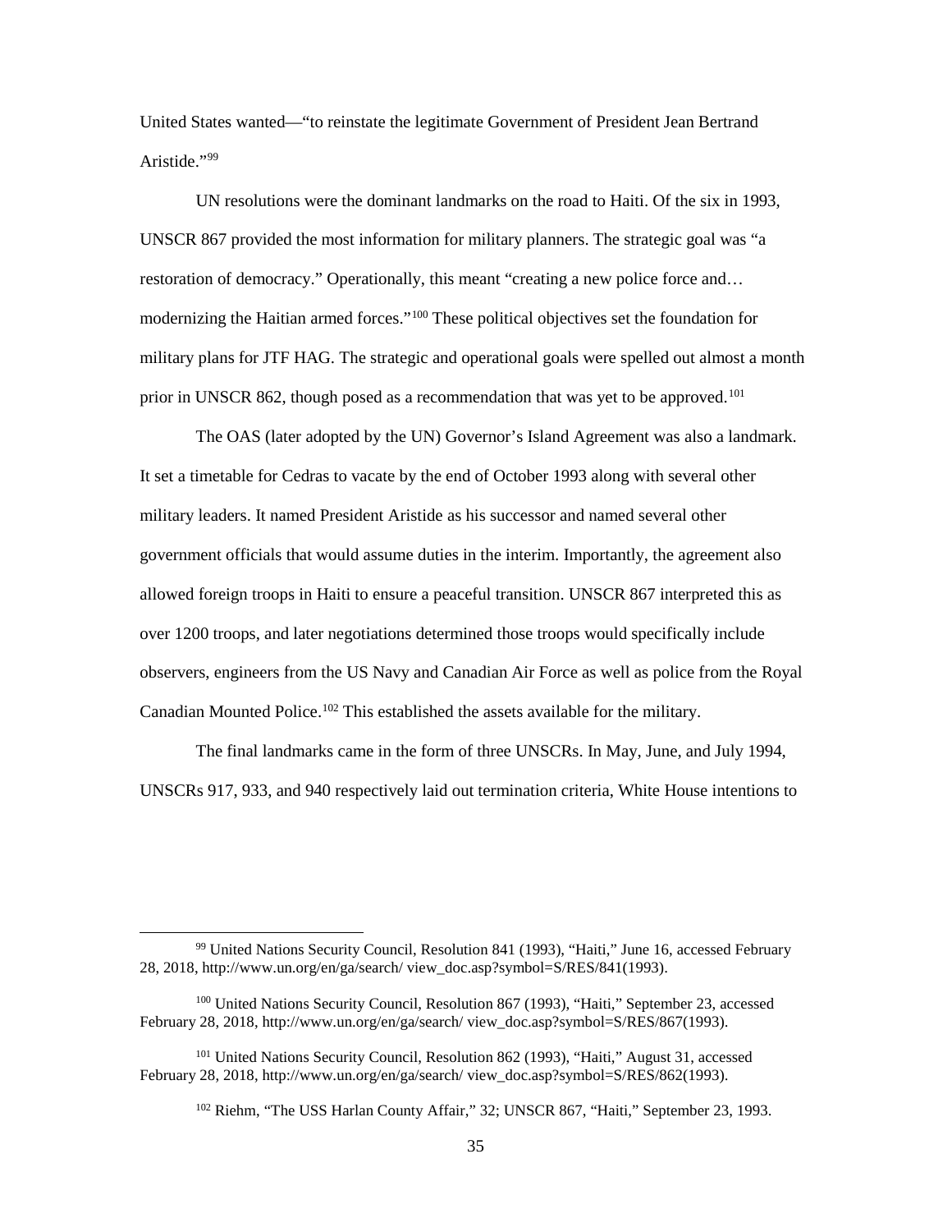United States wanted—"to reinstate the legitimate Government of President Jean Bertrand Aristide."[99]

UN resolutions were the dominant landmarks on the road to Haiti. Of the six in 1993, UNSCR 867 provided the most information for military planners. The strategic goal was "a restoration of democracy." Operationally, this meant "creating a new police force and… modernizing the Haitian armed forces."[100] These political objectives set the foundation for military plans for JTF HAG. The strategic and operational goals were spelled out almost a month prior in UNSCR 862, though posed as a recommendation that was yet to be approved.[101]

The OAS (later adopted by the UN) Governor's Island Agreement was also a landmark. It set a timetable for Cedras to vacate by the end of October 1993 along with several other military leaders. It named President Aristide as his successor and named several other government officials that would assume duties in the interim. Importantly, the agreement also allowed foreign troops in Haiti to ensure a peaceful transition. UNSCR 867 interpreted this as over 1200 troops, and later negotiations determined those troops would specifically include observers, engineers from the US Navy and Canadian Air Force as well as police from the Royal Canadian Mounted Police.[102] This established the assets available for the military.

The final landmarks came in the form of three UNSCRs. In May, June, and July 1994, UNSCRs 917, 933, and 940 respectively laid out termination criteria, White House intentions to

---

[99] United Nations Security Council, Resolution 841 (1993), "Haiti," June 16, accessed February 28, 2018, http://www.un.org/en/ga/search/ view_doc.asp?symbol=S/RES/841(1993).

[100] United Nations Security Council, Resolution 867 (1993), "Haiti," September 23, accessed February 28, 2018, http://www.un.org/en/ga/search/ view_doc.asp?symbol=S/RES/867(1993).

[101] United Nations Security Council, Resolution 862 (1993), "Haiti," August 31, accessed February 28, 2018, http://www.un.org/en/ga/search/ view_doc.asp?symbol=S/RES/862(1993).

[102] Riehm, "The USS Harlan County Affair," 32; UNSCR 867, "Haiti," September 23, 1993.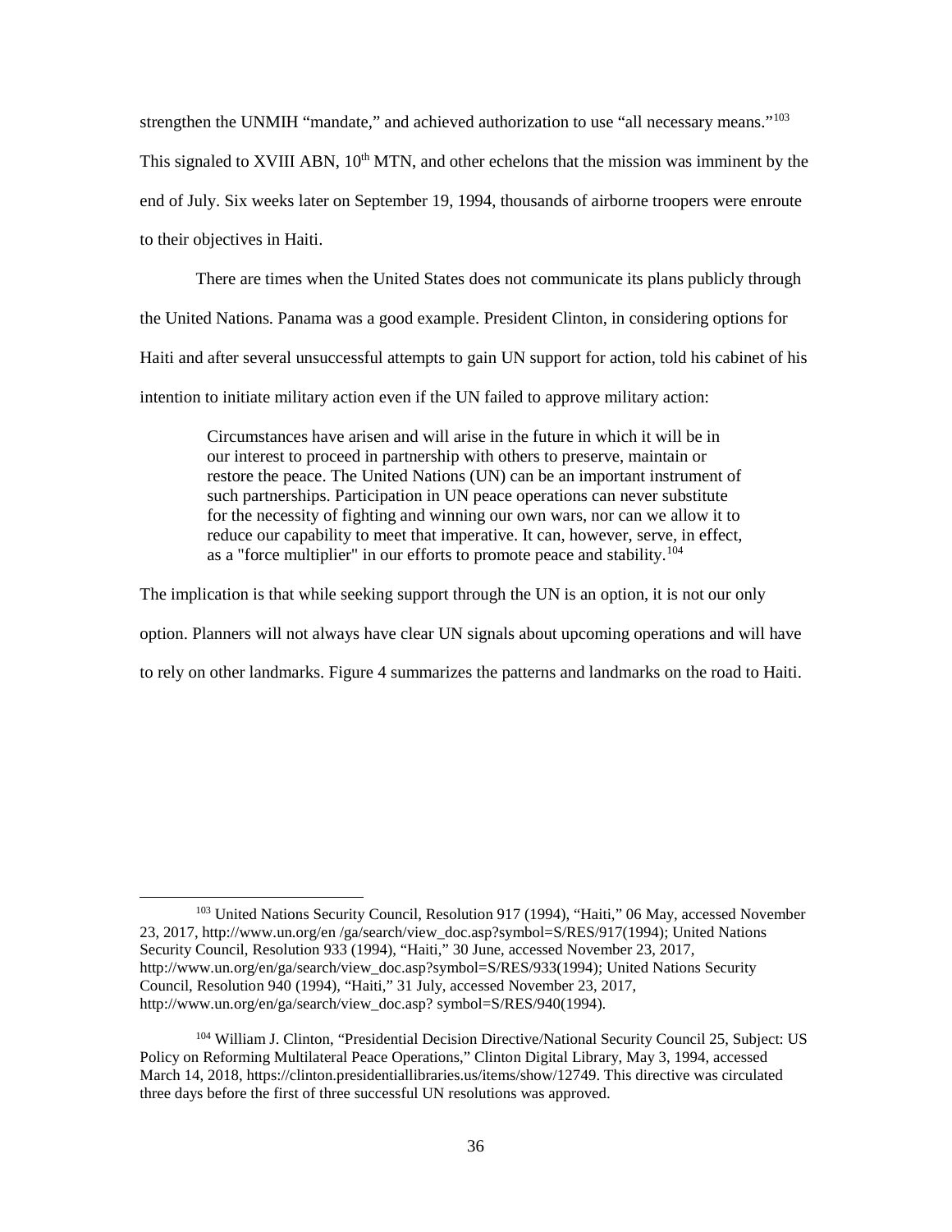strengthen the UNMIH "mandate," and achieved authorization to use "all necessary means."[103] This signaled to XVIII ABN, 10th MTN, and other echelons that the mission was imminent by the end of July. Six weeks later on September 19, 1994, thousands of airborne troopers were enroute to their objectives in Haiti.

There are times when the United States does not communicate its plans publicly through the United Nations. Panama was a good example. President Clinton, in considering options for Haiti and after several unsuccessful attempts to gain UN support for action, told his cabinet of his intention to initiate military action even if the UN failed to approve military action:

> Circumstances have arisen and will arise in the future in which it will be in our interest to proceed in partnership with others to preserve, maintain or restore the peace. The United Nations (UN) can be an important instrument of such partnerships. Participation in UN peace operations can never substitute for the necessity of fighting and winning our own wars, nor can we allow it to reduce our capability to meet that imperative. It can, however, serve, in effect, as a "force multiplier" in our efforts to promote peace and stability.[104]

The implication is that while seeking support through the UN is an option, it is not our only option. Planners will not always have clear UN signals about upcoming operations and will have to rely on other landmarks. Figure 4 summarizes the patterns and landmarks on the road to Haiti.

---

[103] United Nations Security Council, Resolution 917 (1994), "Haiti," 06 May, accessed November 23, 2017, http://www.un.org/en /ga/search/view_doc.asp?symbol=S/RES/917(1994); United Nations Security Council, Resolution 933 (1994), "Haiti," 30 June, accessed November 23, 2017, http://www.un.org/en/ga/search/view_doc.asp?symbol=S/RES/933(1994); United Nations Security Council, Resolution 940 (1994), "Haiti," 31 July, accessed November 23, 2017, http://www.un.org/en/ga/search/view_doc.asp? symbol=S/RES/940(1994).

[104] William J. Clinton, "Presidential Decision Directive/National Security Council 25, Subject: US Policy on Reforming Multilateral Peace Operations," Clinton Digital Library, May 3, 1994, accessed March 14, 2018, https://clinton.presidentiallibraries.us/items/show/12749. This directive was circulated three days before the first of three successful UN resolutions was approved.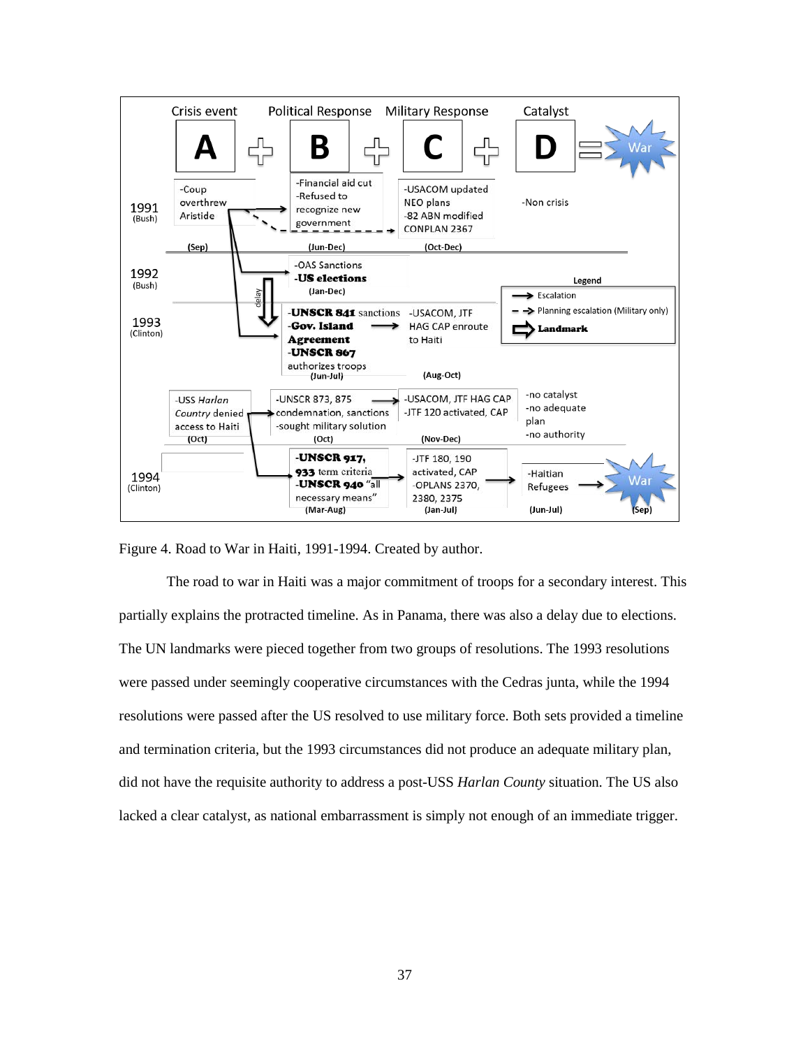Figure 4. Road to War in Haiti, 1991-1994. Created by author.

The road to war in Haiti was a major commitment of troops for a secondary interest. This partially explains the protracted timeline. As in Panama, there was also a delay due to elections. The UN landmarks were pieced together from two groups of resolutions. The 1993 resolutions were passed under seemingly cooperative circumstances with the Cedras junta, while the 1994 resolutions were passed after the US resolved to use military force. Both sets provided a timeline and termination criteria, but the 1993 circumstances did not produce an adequate military plan, did not have the requisite authority to address a post-USS *Harlan County* situation. The US also lacked a clear catalyst, as national embarrassment is simply not enough of an immediate trigger.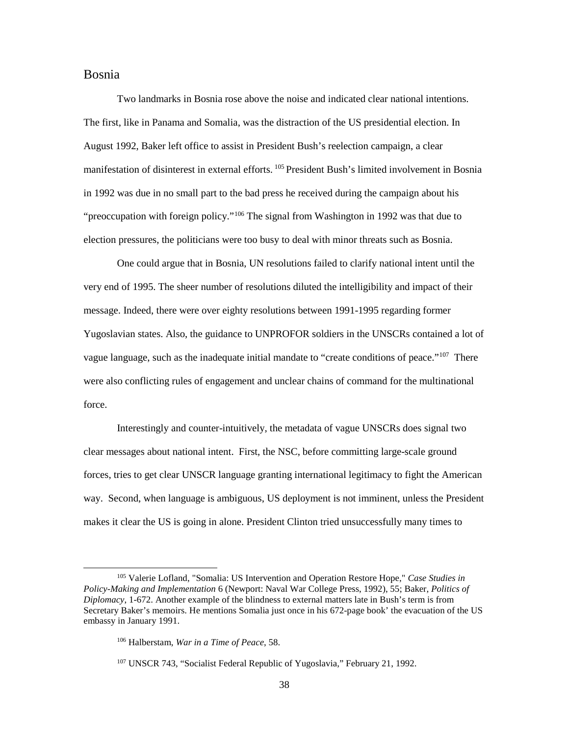## Bosnia

Two landmarks in Bosnia rose above the noise and indicated clear national intentions. The first, like in Panama and Somalia, was the distraction of the US presidential election. In August 1992, Baker left office to assist in President Bush's reelection campaign, a clear manifestation of disinterest in external efforts.[105] President Bush's limited involvement in Bosnia in 1992 was due in no small part to the bad press he received during the campaign about his "preoccupation with foreign policy."[106] The signal from Washington in 1992 was that due to election pressures, the politicians were too busy to deal with minor threats such as Bosnia.

One could argue that in Bosnia, UN resolutions failed to clarify national intent until the very end of 1995. The sheer number of resolutions diluted the intelligibility and impact of their message. Indeed, there were over eighty resolutions between 1991-1995 regarding former Yugoslavian states. Also, the guidance to UNPROFOR soldiers in the UNSCRs contained a lot of vague language, such as the inadequate initial mandate to "create conditions of peace."[107] There were also conflicting rules of engagement and unclear chains of command for the multinational force.

Interestingly and counter-intuitively, the metadata of vague UNSCRs does signal two clear messages about national intent. First, the NSC, before committing large-scale ground forces, tries to get clear UNSCR language granting international legitimacy to fight the American way. Second, when language is ambiguous, US deployment is not imminent, unless the President makes it clear the US is going in alone. President Clinton tried unsuccessfully many times to

---

[105] Valerie Lofland, "Somalia: US Intervention and Operation Restore Hope," *Case Studies in Policy-Making and Implementation* 6 (Newport: Naval War College Press, 1992), 55; Baker, *Politics of Diplomacy*, 1-672. Another example of the blindness to external matters late in Bush's term is from Secretary Baker's memoirs. He mentions Somalia just once in his 672-page book' the evacuation of the US embassy in January 1991.

[106] Halberstam, *War in a Time of Peace*, 58.

[107] UNSCR 743, "Socialist Federal Republic of Yugoslavia," February 21, 1992.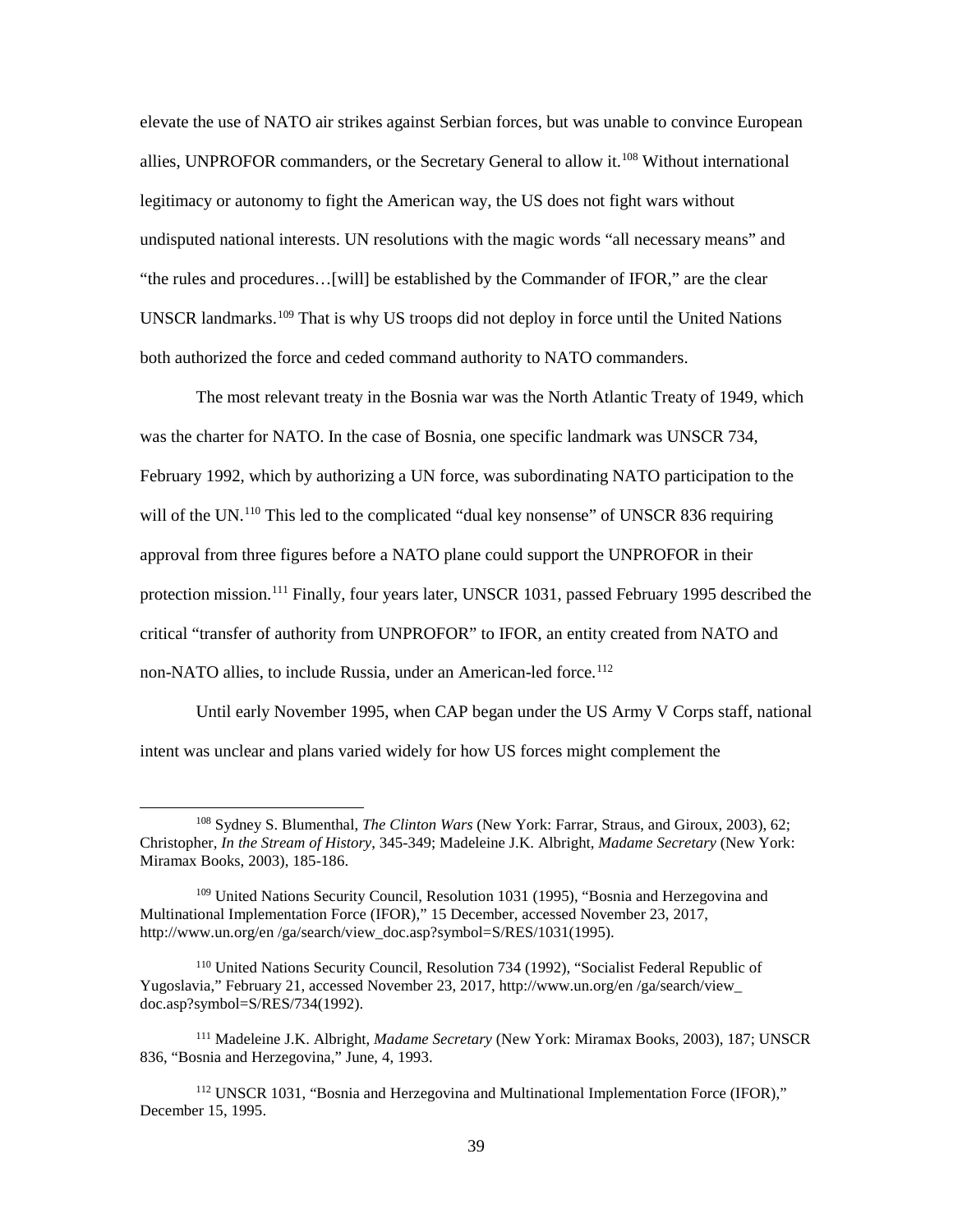elevate the use of NATO air strikes against Serbian forces, but was unable to convince European allies, UNPROFOR commanders, or the Secretary General to allow it.[108] Without international legitimacy or autonomy to fight the American way, the US does not fight wars without undisputed national interests. UN resolutions with the magic words "all necessary means" and "the rules and procedures…[will] be established by the Commander of IFOR," are the clear UNSCR landmarks.[109] That is why US troops did not deploy in force until the United Nations both authorized the force and ceded command authority to NATO commanders.

The most relevant treaty in the Bosnia war was the North Atlantic Treaty of 1949, which was the charter for NATO. In the case of Bosnia, one specific landmark was UNSCR 734, February 1992, which by authorizing a UN force, was subordinating NATO participation to the will of the UN.[110] This led to the complicated "dual key nonsense" of UNSCR 836 requiring approval from three figures before a NATO plane could support the UNPROFOR in their protection mission.[111] Finally, four years later, UNSCR 1031, passed February 1995 described the critical "transfer of authority from UNPROFOR" to IFOR, an entity created from NATO and non-NATO allies, to include Russia, under an American-led force.[112]

Until early November 1995, when CAP began under the US Army V Corps staff, national intent was unclear and plans varied widely for how US forces might complement the

---

[108] Sydney S. Blumenthal, *The Clinton Wars* (New York: Farrar, Straus, and Giroux, 2003), 62; Christopher, *In the Stream of History*, 345-349; Madeleine J.K. Albright, *Madame Secretary* (New York: Miramax Books, 2003), 185-186.

[109] United Nations Security Council, Resolution 1031 (1995), "Bosnia and Herzegovina and Multinational Implementation Force (IFOR)," 15 December, accessed November 23, 2017, http://www.un.org/en /ga/search/view_doc.asp?symbol=S/RES/1031(1995).

[110] United Nations Security Council, Resolution 734 (1992), "Socialist Federal Republic of Yugoslavia," February 21, accessed November 23, 2017, http://www.un.org/en /ga/search/view_ doc.asp?symbol=S/RES/734(1992).

[111] Madeleine J.K. Albright, *Madame Secretary* (New York: Miramax Books, 2003), 187; UNSCR 836, "Bosnia and Herzegovina," June, 4, 1993.

[112] UNSCR 1031, "Bosnia and Herzegovina and Multinational Implementation Force (IFOR)," December 15, 1995.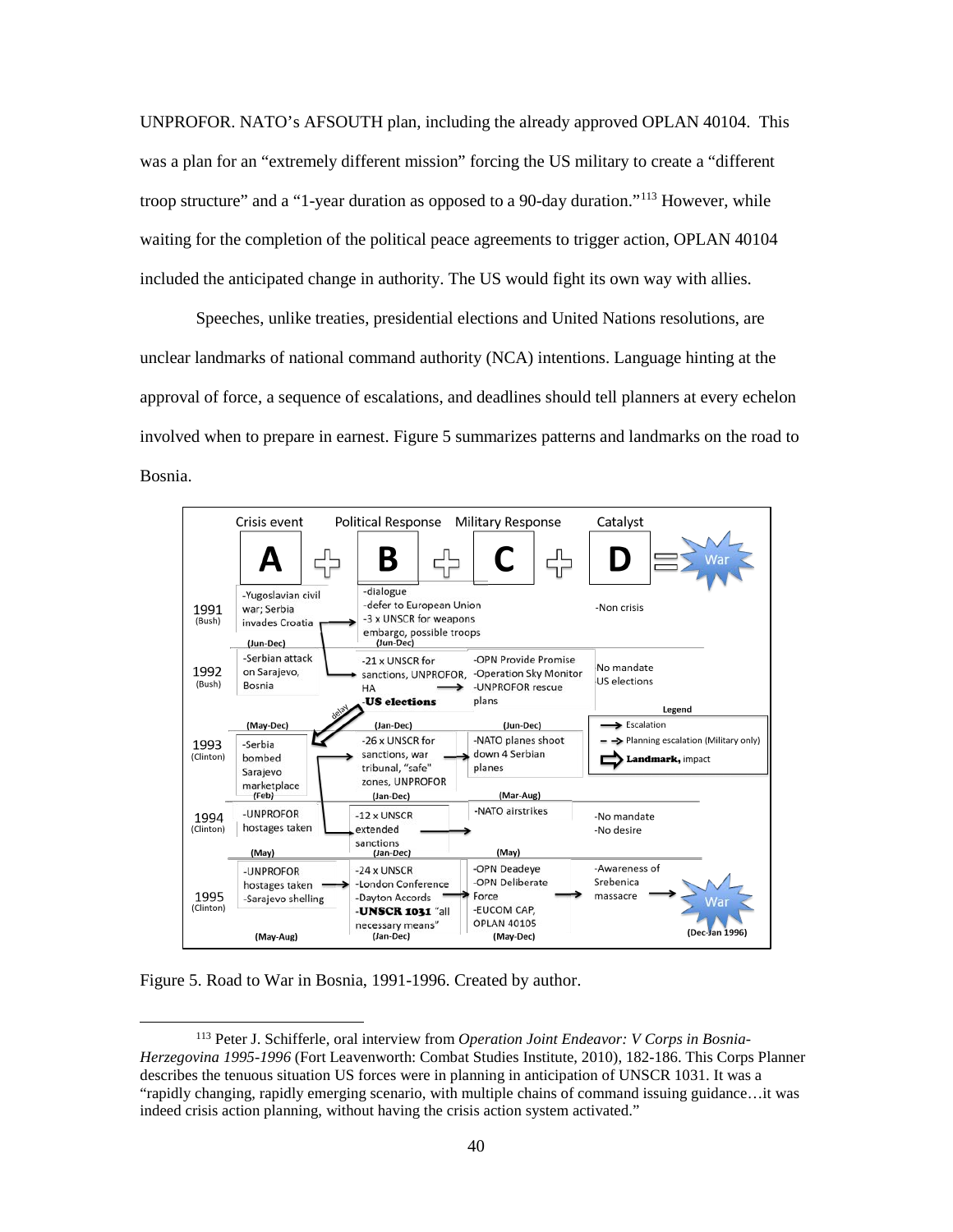UNPROFOR. NATO's AFSOUTH plan, including the already approved OPLAN 40104. This was a plan for an "extremely different mission" forcing the US military to create a "different troop structure" and a "1-year duration as opposed to a 90-day duration."[113] However, while waiting for the completion of the political peace agreements to trigger action, OPLAN 40104 included the anticipated change in authority. The US would fight its own way with allies.

Speeches, unlike treaties, presidential elections and United Nations resolutions, are unclear landmarks of national command authority (NCA) intentions. Language hinting at the approval of force, a sequence of escalations, and deadlines should tell planners at every echelon involved when to prepare in earnest. Figure 5 summarizes patterns and landmarks on the road to Bosnia.

Crisis event **A** + Political Response **B** + Military Response **C** + Catalyst **D** = War

| Year | A: Crisis event | B: Political Response | C: Military Response | D: Catalyst |
|---|---|---|---|---|
| 1991 (Bush) | -Yugoslavian civil war; Serbia invades Croatia (Jun-Dec) | -dialogue -defer to European Union -3 x UNSCR for weapons embargo, possible troops (Jun-Dec) | | -Non crisis |
| 1992 (Bush) | -Serbian attack on Sarajevo, Bosnia (May-Dec) | -21 x UNSCR for sanctions, UNPROFOR, HA **-US elections** (Jan-Dec) | -OPN Provide Promise -Operation Sky Monitor -UNPROFOR rescue plans (Jun-Dec) | No mandate US elections |
| 1993 (Clinton) | -Serbia bombed Sarajevo marketplace (Feb) | -26 x UNSCR for sanctions, war tribunal, "safe" zones, UNPROFOR (Jan-Dec) | -NATO planes shoot down 4 Serbian planes (Mar-Aug) | |
| 1994 (Clinton) | -UNPROFOR hostages taken (May) | -12 x UNSCR extended sanctions (Jan-Dec) | -NATO airstrikes (May) | -No mandate -No desire |
| 1995 (Clinton) | -UNPROFOR hostages taken -Sarajevo shelling (May-Aug) | -24 x UNSCR -London Conference -Dayton Accords **-UNSCR 1031** "all necessary means" (Jan-Dec) | -OPN Deadeye -OPN Deliberate Force -EUCOM CAP, OPLAN 40105 (May-Dec) | -Awareness of Srebenica massacre → War (Dec-Jan 1996) |

Legend: → Escalation; - - → Planning escalation (Military only); ⇨ **Landmark,** impact; (delay)

Figure 5. Road to War in Bosnia, 1991-1996. Created by author.

[113] Peter J. Schifferle, oral interview from *Operation Joint Endeavor: V Corps in Bosnia-Herzegovina 1995-1996* (Fort Leavenworth: Combat Studies Institute, 2010), 182-186. This Corps Planner describes the tenuous situation US forces were in planning in anticipation of UNSCR 1031. It was a "rapidly changing, rapidly emerging scenario, with multiple chains of command issuing guidance…it was indeed crisis action planning, without having the crisis action system activated."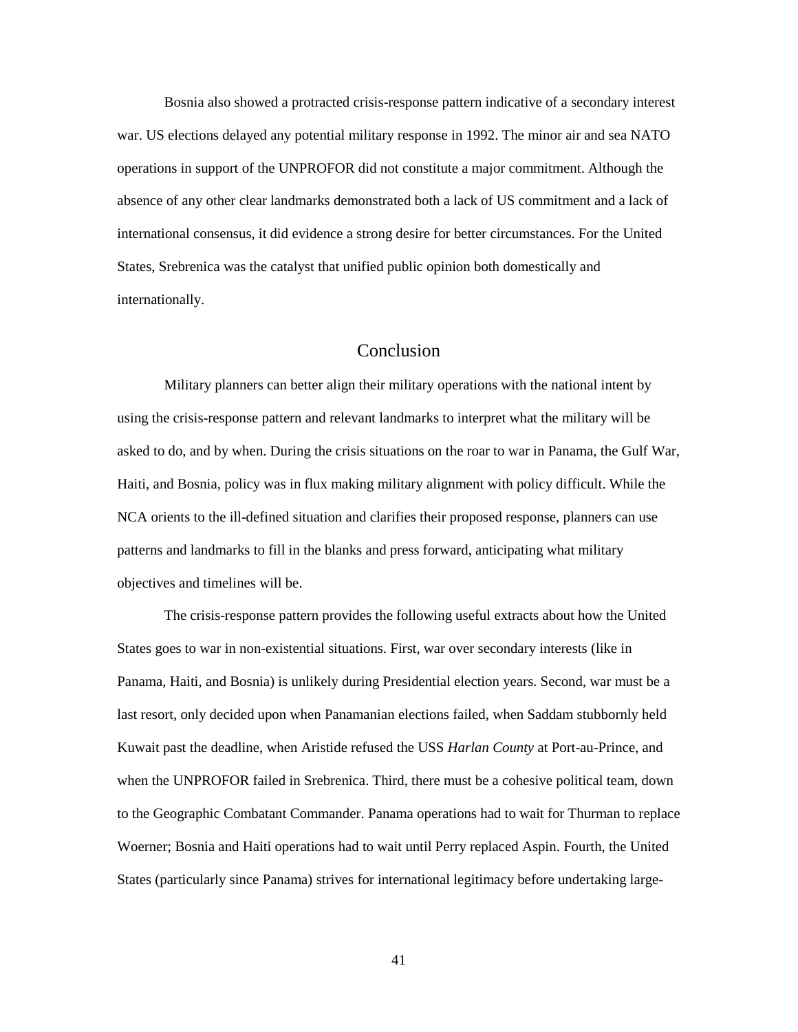Bosnia also showed a protracted crisis-response pattern indicative of a secondary interest war. US elections delayed any potential military response in 1992. The minor air and sea NATO operations in support of the UNPROFOR did not constitute a major commitment. Although the absence of any other clear landmarks demonstrated both a lack of US commitment and a lack of international consensus, it did evidence a strong desire for better circumstances. For the United States, Srebrenica was the catalyst that unified public opinion both domestically and internationally.

## Conclusion

Military planners can better align their military operations with the national intent by using the crisis-response pattern and relevant landmarks to interpret what the military will be asked to do, and by when. During the crisis situations on the roar to war in Panama, the Gulf War, Haiti, and Bosnia, policy was in flux making military alignment with policy difficult. While the NCA orients to the ill-defined situation and clarifies their proposed response, planners can use patterns and landmarks to fill in the blanks and press forward, anticipating what military objectives and timelines will be.

The crisis-response pattern provides the following useful extracts about how the United States goes to war in non-existential situations. First, war over secondary interests (like in Panama, Haiti, and Bosnia) is unlikely during Presidential election years. Second, war must be a last resort, only decided upon when Panamanian elections failed, when Saddam stubbornly held Kuwait past the deadline, when Aristide refused the USS *Harlan County* at Port-au-Prince, and when the UNPROFOR failed in Srebrenica. Third, there must be a cohesive political team, down to the Geographic Combatant Commander. Panama operations had to wait for Thurman to replace Woerner; Bosnia and Haiti operations had to wait until Perry replaced Aspin. Fourth, the United States (particularly since Panama) strives for international legitimacy before undertaking large-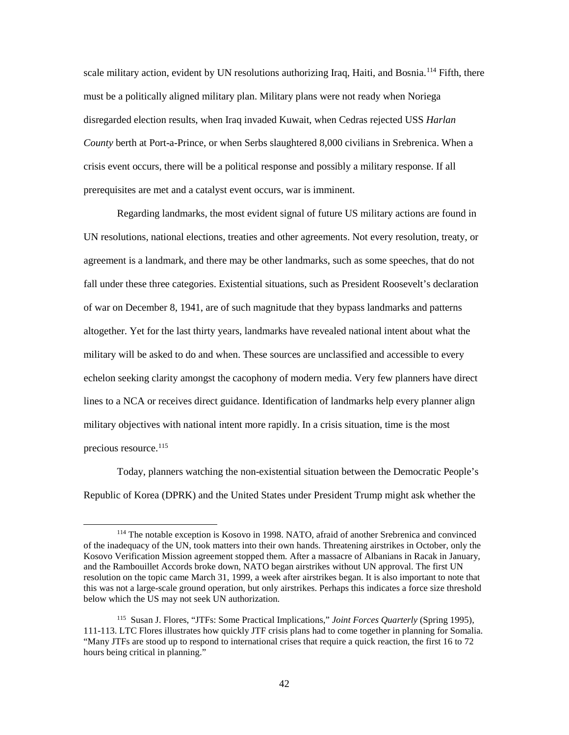scale military action, evident by UN resolutions authorizing Iraq, Haiti, and Bosnia.[114] Fifth, there must be a politically aligned military plan. Military plans were not ready when Noriega disregarded election results, when Iraq invaded Kuwait, when Cedras rejected USS *Harlan County* berth at Port-a-Prince, or when Serbs slaughtered 8,000 civilians in Srebrenica. When a crisis event occurs, there will be a political response and possibly a military response. If all prerequisites are met and a catalyst event occurs, war is imminent.

Regarding landmarks, the most evident signal of future US military actions are found in UN resolutions, national elections, treaties and other agreements. Not every resolution, treaty, or agreement is a landmark, and there may be other landmarks, such as some speeches, that do not fall under these three categories. Existential situations, such as President Roosevelt's declaration of war on December 8, 1941, are of such magnitude that they bypass landmarks and patterns altogether. Yet for the last thirty years, landmarks have revealed national intent about what the military will be asked to do and when. These sources are unclassified and accessible to every echelon seeking clarity amongst the cacophony of modern media. Very few planners have direct lines to a NCA or receives direct guidance. Identification of landmarks help every planner align military objectives with national intent more rapidly. In a crisis situation, time is the most precious resource.[115]

Today, planners watching the non-existential situation between the Democratic People's Republic of Korea (DPRK) and the United States under President Trump might ask whether the

---

[114] The notable exception is Kosovo in 1998. NATO, afraid of another Srebrenica and convinced of the inadequacy of the UN, took matters into their own hands. Threatening airstrikes in October, only the Kosovo Verification Mission agreement stopped them. After a massacre of Albanians in Racak in January, and the Rambouillet Accords broke down, NATO began airstrikes without UN approval. The first UN resolution on the topic came March 31, 1999, a week after airstrikes began. It is also important to note that this was not a large-scale ground operation, but only airstrikes. Perhaps this indicates a force size threshold below which the US may not seek UN authorization.

[115] Susan J. Flores, "JTFs: Some Practical Implications," *Joint Forces Quarterly* (Spring 1995), 111-113. LTC Flores illustrates how quickly JTF crisis plans had to come together in planning for Somalia. "Many JTFs are stood up to respond to international crises that require a quick reaction, the first 16 to 72 hours being critical in planning."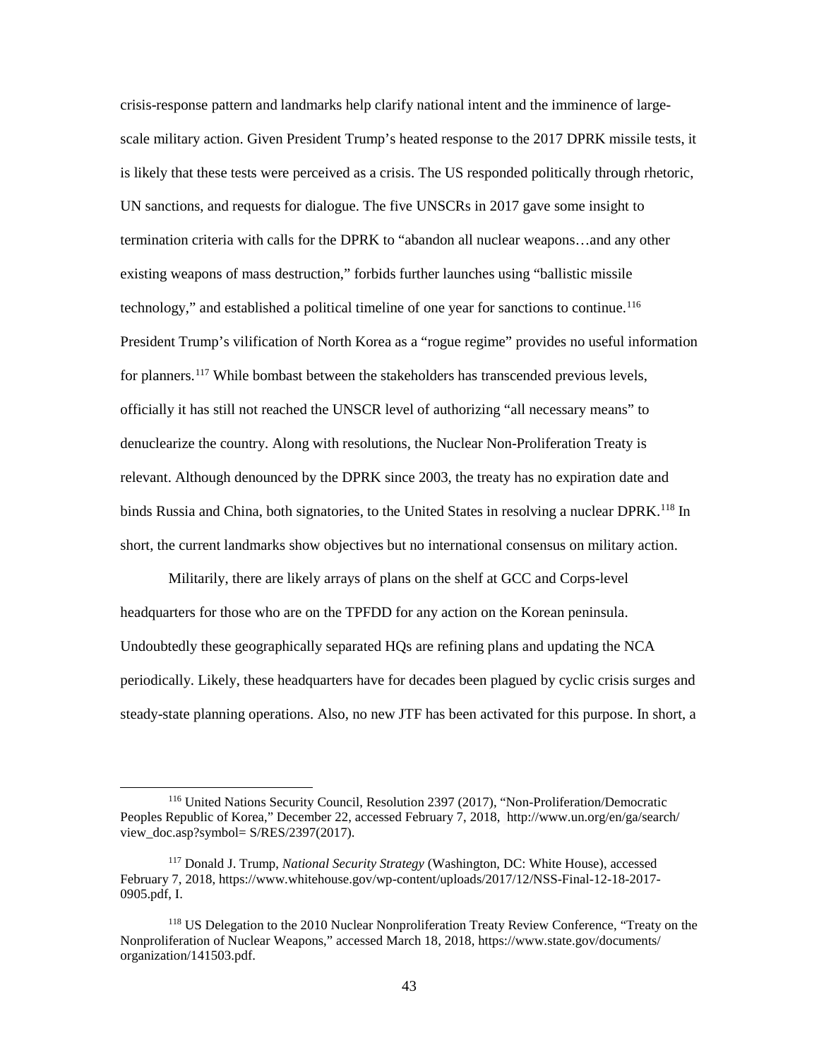crisis-response pattern and landmarks help clarify national intent and the imminence of large-scale military action. Given President Trump's heated response to the 2017 DPRK missile tests, it is likely that these tests were perceived as a crisis. The US responded politically through rhetoric, UN sanctions, and requests for dialogue. The five UNSCRs in 2017 gave some insight to termination criteria with calls for the DPRK to "abandon all nuclear weapons…and any other existing weapons of mass destruction," forbids further launches using "ballistic missile technology," and established a political timeline of one year for sanctions to continue.[116] President Trump's vilification of North Korea as a "rogue regime" provides no useful information for planners.[117] While bombast between the stakeholders has transcended previous levels, officially it has still not reached the UNSCR level of authorizing "all necessary means" to denuclearize the country. Along with resolutions, the Nuclear Non-Proliferation Treaty is relevant. Although denounced by the DPRK since 2003, the treaty has no expiration date and binds Russia and China, both signatories, to the United States in resolving a nuclear DPRK.[118] In short, the current landmarks show objectives but no international consensus on military action.

Militarily, there are likely arrays of plans on the shelf at GCC and Corps-level headquarters for those who are on the TPFDD for any action on the Korean peninsula. Undoubtedly these geographically separated HQs are refining plans and updating the NCA periodically. Likely, these headquarters have for decades been plagued by cyclic crisis surges and steady-state planning operations. Also, no new JTF has been activated for this purpose. In short, a

---

[116] United Nations Security Council, Resolution 2397 (2017), "Non-Proliferation/Democratic Peoples Republic of Korea," December 22, accessed February 7, 2018, http://www.un.org/en/ga/search/view_doc.asp?symbol= S/RES/2397(2017).

[117] Donald J. Trump, *National Security Strategy* (Washington, DC: White House), accessed February 7, 2018, https://www.whitehouse.gov/wp-content/uploads/2017/12/NSS-Final-12-18-2017-0905.pdf, I.

[118] US Delegation to the 2010 Nuclear Nonproliferation Treaty Review Conference, "Treaty on the Nonproliferation of Nuclear Weapons," accessed March 18, 2018, https://www.state.gov/documents/organization/141503.pdf.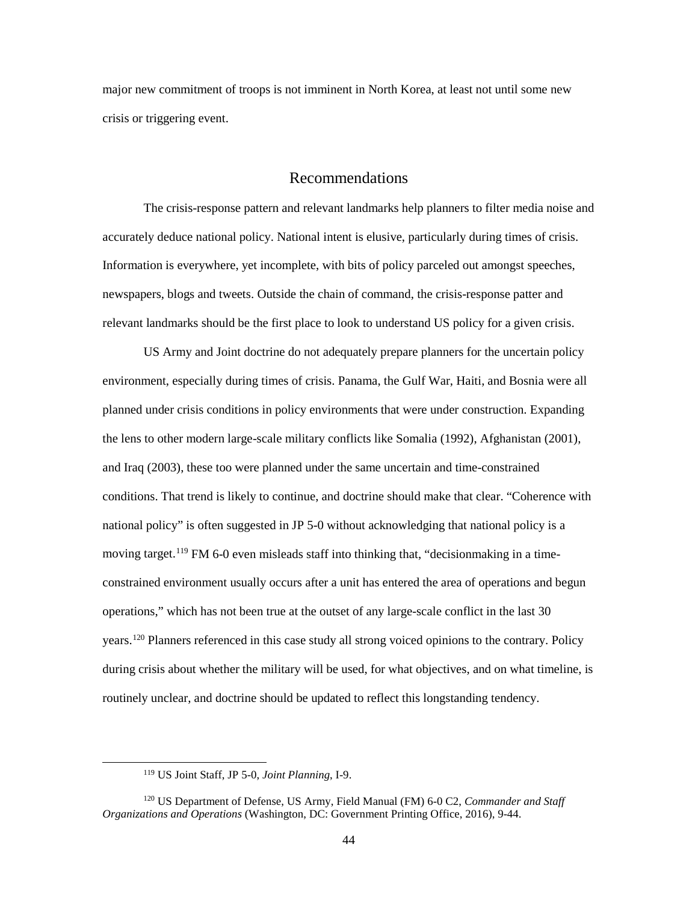major new commitment of troops is not imminent in North Korea, at least not until some new crisis or triggering event.

## Recommendations

The crisis-response pattern and relevant landmarks help planners to filter media noise and accurately deduce national policy. National intent is elusive, particularly during times of crisis. Information is everywhere, yet incomplete, with bits of policy parceled out amongst speeches, newspapers, blogs and tweets. Outside the chain of command, the crisis-response patter and relevant landmarks should be the first place to look to understand US policy for a given crisis.

US Army and Joint doctrine do not adequately prepare planners for the uncertain policy environment, especially during times of crisis. Panama, the Gulf War, Haiti, and Bosnia were all planned under crisis conditions in policy environments that were under construction. Expanding the lens to other modern large-scale military conflicts like Somalia (1992), Afghanistan (2001), and Iraq (2003), these too were planned under the same uncertain and time-constrained conditions. That trend is likely to continue, and doctrine should make that clear. "Coherence with national policy" is often suggested in JP 5-0 without acknowledging that national policy is a moving target.[119] FM 6-0 even misleads staff into thinking that, "decisionmaking in a time-constrained environment usually occurs after a unit has entered the area of operations and begun operations," which has not been true at the outset of any large-scale conflict in the last 30 years.[120] Planners referenced in this case study all strong voiced opinions to the contrary. Policy during crisis about whether the military will be used, for what objectives, and on what timeline, is routinely unclear, and doctrine should be updated to reflect this longstanding tendency.

---

[119] US Joint Staff, JP 5-0, *Joint Planning*, I-9.

[120] US Department of Defense, US Army, Field Manual (FM) 6-0 C2, *Commander and Staff Organizations and Operations* (Washington, DC: Government Printing Office, 2016), 9-44.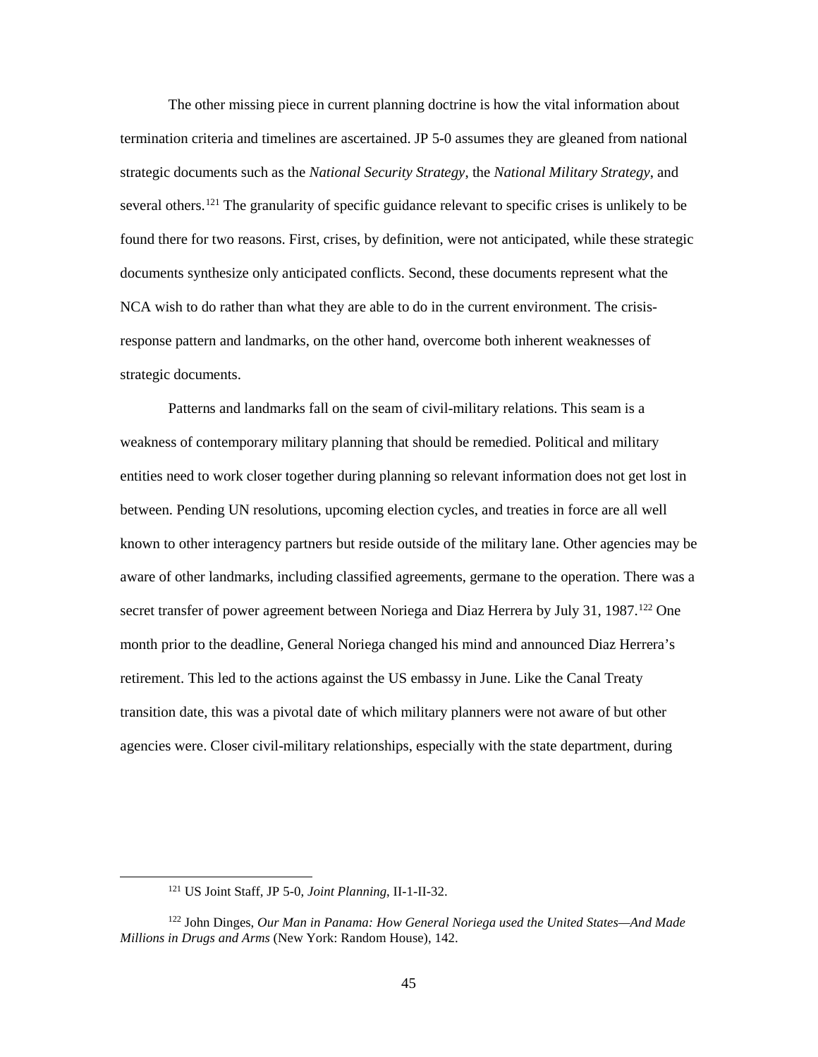The other missing piece in current planning doctrine is how the vital information about termination criteria and timelines are ascertained. JP 5-0 assumes they are gleaned from national strategic documents such as the *National Security Strategy*, the *National Military Strategy*, and several others.[121] The granularity of specific guidance relevant to specific crises is unlikely to be found there for two reasons. First, crises, by definition, were not anticipated, while these strategic documents synthesize only anticipated conflicts. Second, these documents represent what the NCA wish to do rather than what they are able to do in the current environment. The crisis-response pattern and landmarks, on the other hand, overcome both inherent weaknesses of strategic documents.

Patterns and landmarks fall on the seam of civil-military relations. This seam is a weakness of contemporary military planning that should be remedied. Political and military entities need to work closer together during planning so relevant information does not get lost in between. Pending UN resolutions, upcoming election cycles, and treaties in force are all well known to other interagency partners but reside outside of the military lane. Other agencies may be aware of other landmarks, including classified agreements, germane to the operation. There was a secret transfer of power agreement between Noriega and Diaz Herrera by July 31, 1987.[122] One month prior to the deadline, General Noriega changed his mind and announced Diaz Herrera's retirement. This led to the actions against the US embassy in June. Like the Canal Treaty transition date, this was a pivotal date of which military planners were not aware of but other agencies were. Closer civil-military relationships, especially with the state department, during

---

[121] US Joint Staff, JP 5-0, *Joint Planning*, II-1-II-32.

[122] John Dinges, *Our Man in Panama: How General Noriega used the United States—And Made Millions in Drugs and Arms* (New York: Random House), 142.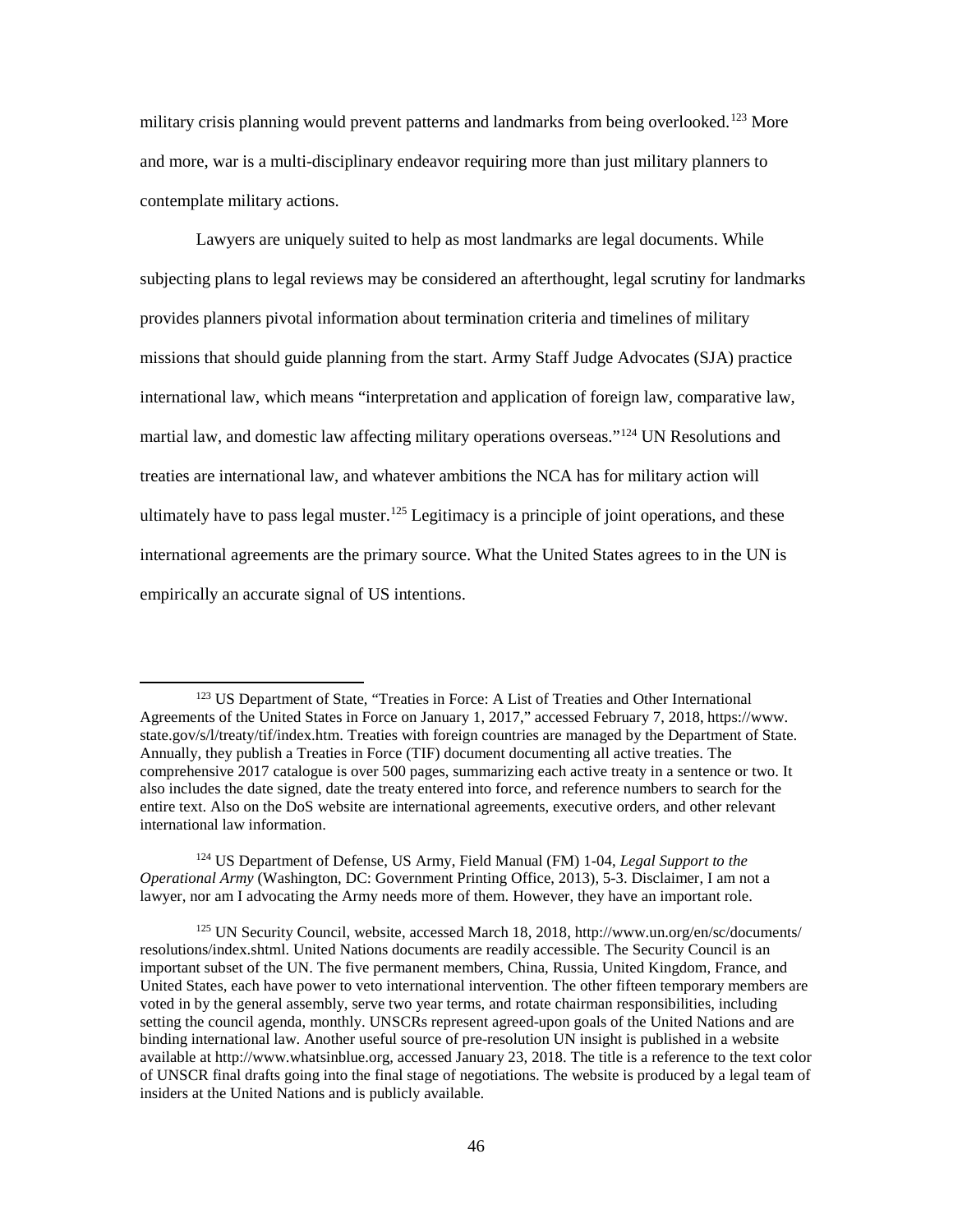military crisis planning would prevent patterns and landmarks from being overlooked.[123] More and more, war is a multi-disciplinary endeavor requiring more than just military planners to contemplate military actions.

Lawyers are uniquely suited to help as most landmarks are legal documents. While subjecting plans to legal reviews may be considered an afterthought, legal scrutiny for landmarks provides planners pivotal information about termination criteria and timelines of military missions that should guide planning from the start. Army Staff Judge Advocates (SJA) practice international law, which means "interpretation and application of foreign law, comparative law, martial law, and domestic law affecting military operations overseas."[124] UN Resolutions and treaties are international law, and whatever ambitions the NCA has for military action will ultimately have to pass legal muster.[125] Legitimacy is a principle of joint operations, and these international agreements are the primary source. What the United States agrees to in the UN is empirically an accurate signal of US intentions.

---

[123] US Department of State, "Treaties in Force: A List of Treaties and Other International Agreements of the United States in Force on January 1, 2017," accessed February 7, 2018, https://www.state.gov/s/l/treaty/tif/index.htm. Treaties with foreign countries are managed by the Department of State. Annually, they publish a Treaties in Force (TIF) document documenting all active treaties. The comprehensive 2017 catalogue is over 500 pages, summarizing each active treaty in a sentence or two. It also includes the date signed, date the treaty entered into force, and reference numbers to search for the entire text. Also on the DoS website are international agreements, executive orders, and other relevant international law information.

[124] US Department of Defense, US Army, Field Manual (FM) 1-04, *Legal Support to the Operational Army* (Washington, DC: Government Printing Office, 2013), 5-3. Disclaimer, I am not a lawyer, nor am I advocating the Army needs more of them. However, they have an important role.

[125] UN Security Council, website, accessed March 18, 2018, http://www.un.org/en/sc/documents/resolutions/index.shtml. United Nations documents are readily accessible. The Security Council is an important subset of the UN. The five permanent members, China, Russia, United Kingdom, France, and United States, each have power to veto international intervention. The other fifteen temporary members are voted in by the general assembly, serve two year terms, and rotate chairman responsibilities, including setting the council agenda, monthly. UNSCRs represent agreed-upon goals of the United Nations and are binding international law. Another useful source of pre-resolution UN insight is published in a website available at http://www.whatsinblue.org, accessed January 23, 2018. The title is a reference to the text color of UNSCR final drafts going into the final stage of negotiations. The website is produced by a legal team of insiders at the United Nations and is publicly available.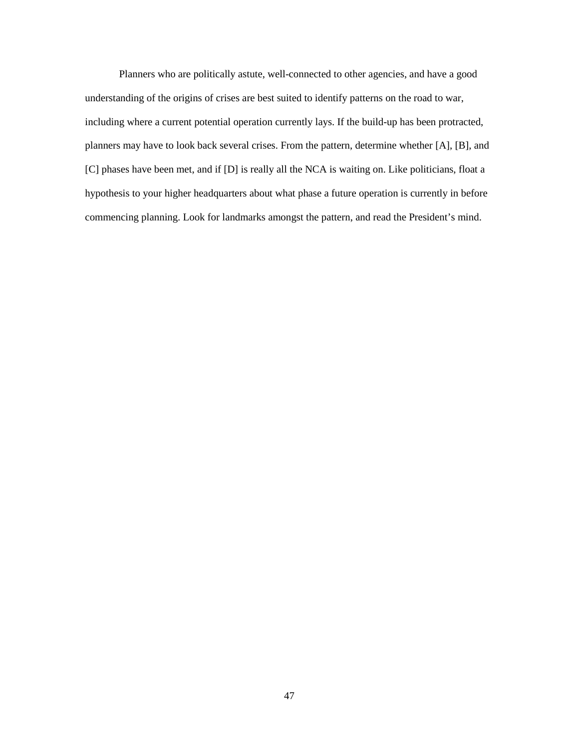Planners who are politically astute, well-connected to other agencies, and have a good understanding of the origins of crises are best suited to identify patterns on the road to war, including where a current potential operation currently lays. If the build-up has been protracted, planners may have to look back several crises. From the pattern, determine whether [A], [B], and [C] phases have been met, and if [D] is really all the NCA is waiting on. Like politicians, float a hypothesis to your higher headquarters about what phase a future operation is currently in before commencing planning. Look for landmarks amongst the pattern, and read the President's mind.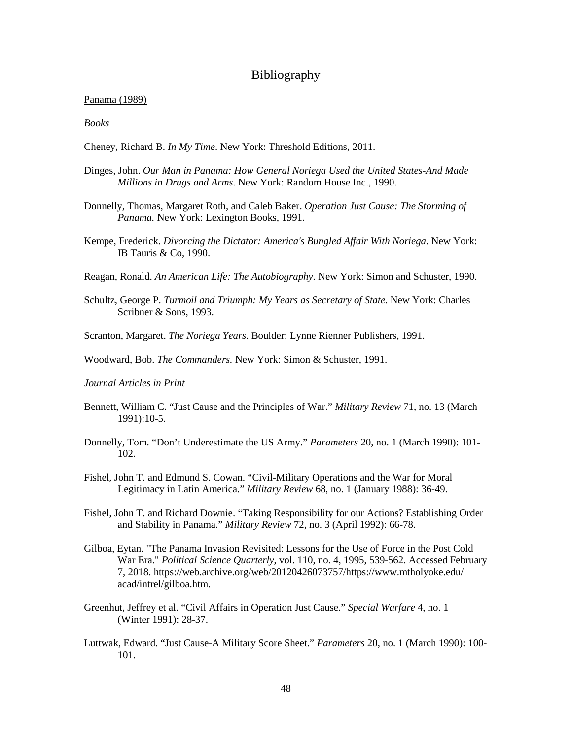# Bibliography

Panama (1989)

*Books*

Cheney, Richard B. *In My Time*. New York: Threshold Editions, 2011.

Dinges, John. *Our Man in Panama: How General Noriega Used the United States-And Made Millions in Drugs and Arms*. New York: Random House Inc., 1990.

Donnelly, Thomas, Margaret Roth, and Caleb Baker. *Operation Just Cause: The Storming of Panama.* New York: Lexington Books, 1991.

Kempe, Frederick. *Divorcing the Dictator: America's Bungled Affair With Noriega*. New York: IB Tauris & Co, 1990.

Reagan, Ronald. *An American Life: The Autobiography*. New York: Simon and Schuster, 1990.

Schultz, George P. *Turmoil and Triumph: My Years as Secretary of State*. New York: Charles Scribner & Sons, 1993.

Scranton, Margaret. *The Noriega Years*. Boulder: Lynne Rienner Publishers, 1991.

Woodward, Bob. *The Commanders.* New York: Simon & Schuster, 1991.

*Journal Articles in Print*

Bennett, William C. "Just Cause and the Principles of War." *Military Review* 71, no. 13 (March 1991):10-5.

Donnelly, Tom. "Don't Underestimate the US Army." *Parameters* 20, no. 1 (March 1990): 101-102.

Fishel, John T. and Edmund S. Cowan. "Civil-Military Operations and the War for Moral Legitimacy in Latin America." *Military Review* 68, no. 1 (January 1988): 36-49.

Fishel, John T. and Richard Downie. "Taking Responsibility for our Actions? Establishing Order and Stability in Panama." *Military Review* 72, no. 3 (April 1992): 66-78.

Gilboa, Eytan. "The Panama Invasion Revisited: Lessons for the Use of Force in the Post Cold War Era." *Political Science Quarterly*, vol. 110, no. 4, 1995, 539-562. Accessed February 7, 2018. https://web.archive.org/web/20120426073757/https://www.mtholyoke.edu/acad/intrel/gilboa.htm.

Greenhut, Jeffrey et al. "Civil Affairs in Operation Just Cause." *Special Warfare* 4, no. 1 (Winter 1991): 28-37.

Luttwak, Edward. "Just Cause-A Military Score Sheet." *Parameters* 20, no. 1 (March 1990): 100-101.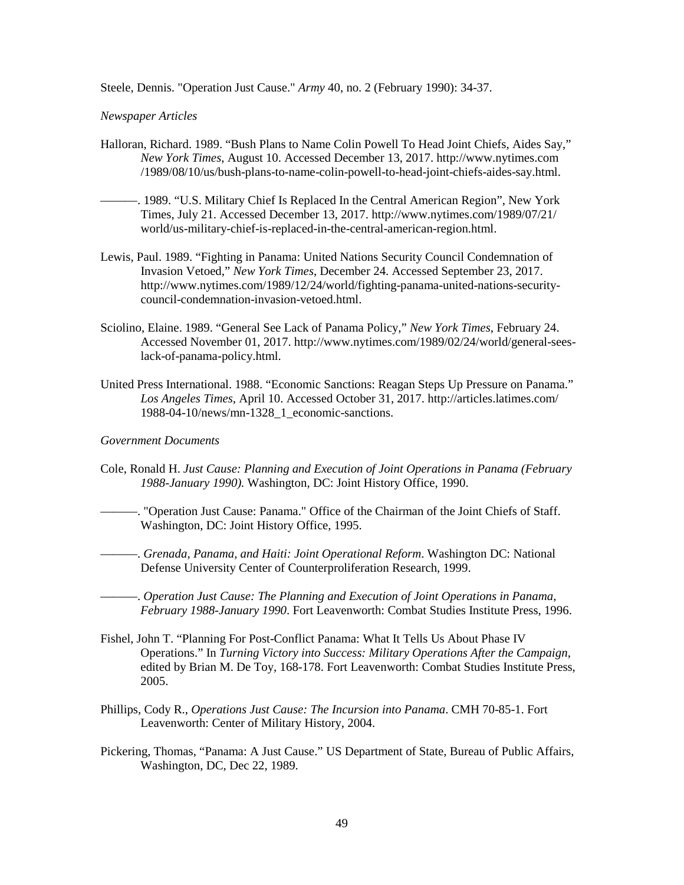Steele, Dennis. "Operation Just Cause." *Army* 40, no. 2 (February 1990): 34-37.

*Newspaper Articles*

Halloran, Richard. 1989. "Bush Plans to Name Colin Powell To Head Joint Chiefs, Aides Say," *New York Times*, August 10. Accessed December 13, 2017. http://www.nytimes.com /1989/08/10/us/bush-plans-to-name-colin-powell-to-head-joint-chiefs-aides-say.html.

———. 1989. "U.S. Military Chief Is Replaced In the Central American Region", New York Times, July 21. Accessed December 13, 2017. http://www.nytimes.com/1989/07/21/ world/us-military-chief-is-replaced-in-the-central-american-region.html.

Lewis, Paul. 1989. "Fighting in Panama: United Nations Security Council Condemnation of Invasion Vetoed," *New York Times*, December 24. Accessed September 23, 2017. http://www.nytimes.com/1989/12/24/world/fighting-panama-united-nations-security-council-condemnation-invasion-vetoed.html.

Sciolino, Elaine. 1989. "General See Lack of Panama Policy," *New York Times*, February 24. Accessed November 01, 2017. http://www.nytimes.com/1989/02/24/world/general-sees-lack-of-panama-policy.html.

United Press International. 1988. "Economic Sanctions: Reagan Steps Up Pressure on Panama." *Los Angeles Times*, April 10. Accessed October 31, 2017. http://articles.latimes.com/ 1988-04-10/news/mn-1328_1_economic-sanctions.

*Government Documents*

Cole, Ronald H. *Just Cause: Planning and Execution of Joint Operations in Panama (February 1988-January 1990).* Washington, DC: Joint History Office, 1990.

———. "Operation Just Cause: Panama." Office of the Chairman of the Joint Chiefs of Staff. Washington, DC: Joint History Office, 1995.

———. *Grenada, Panama, and Haiti: Joint Operational Reform*. Washington DC: National Defense University Center of Counterproliferation Research, 1999.

———. *Operation Just Cause: The Planning and Execution of Joint Operations in Panama, February 1988-January 1990*. Fort Leavenworth: Combat Studies Institute Press, 1996.

Fishel, John T. "Planning For Post-Conflict Panama: What It Tells Us About Phase IV Operations." In *Turning Victory into Success: Military Operations After the Campaign*, edited by Brian M. De Toy, 168-178. Fort Leavenworth: Combat Studies Institute Press, 2005.

Phillips, Cody R., *Operations Just Cause: The Incursion into Panama*. CMH 70-85-1. Fort Leavenworth: Center of Military History, 2004.

Pickering, Thomas, "Panama: A Just Cause." US Department of State, Bureau of Public Affairs, Washington, DC, Dec 22, 1989.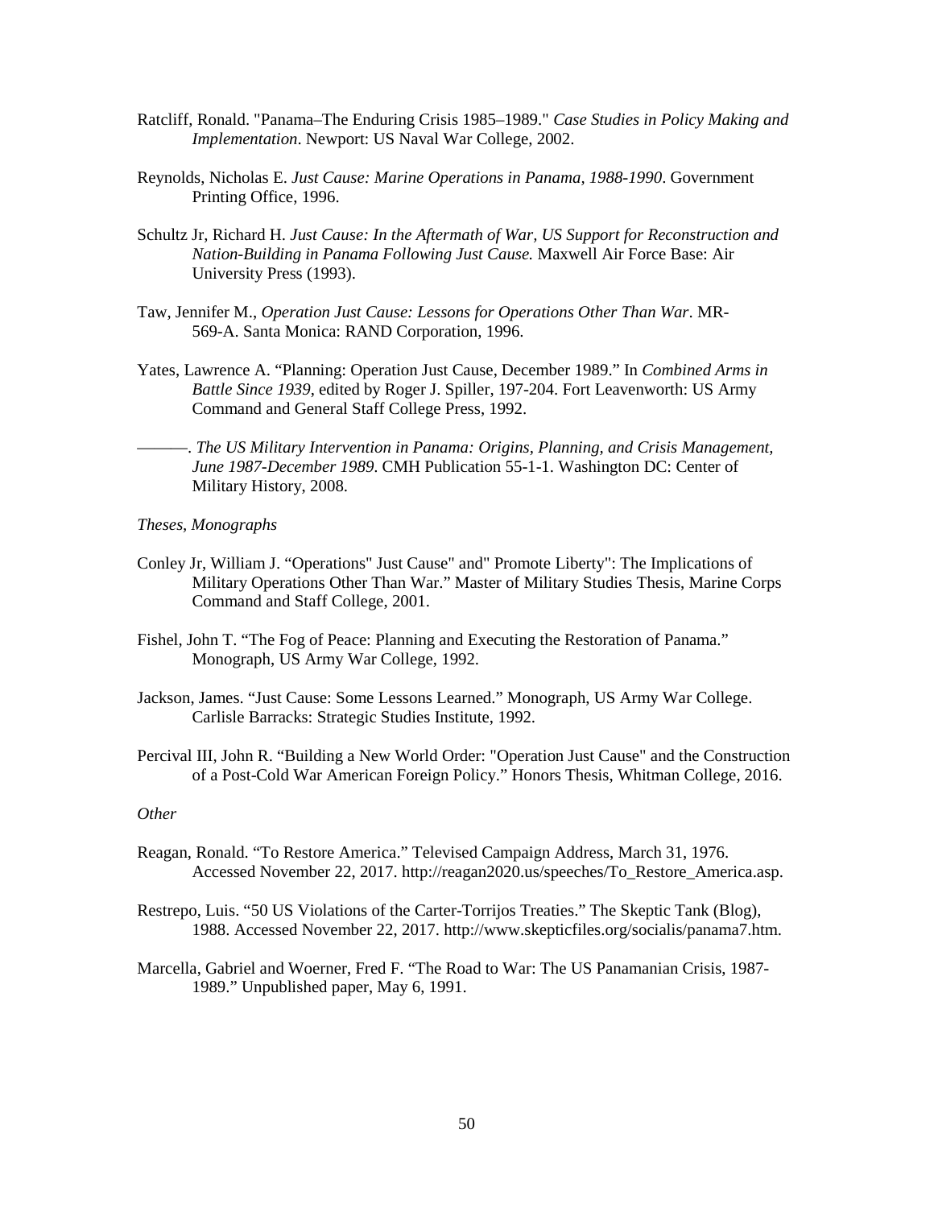Ratcliff, Ronald. "Panama–The Enduring Crisis 1985–1989." *Case Studies in Policy Making and Implementation*. Newport: US Naval War College, 2002.

Reynolds, Nicholas E. *Just Cause: Marine Operations in Panama, 1988-1990*. Government Printing Office, 1996.

Schultz Jr, Richard H. *Just Cause: In the Aftermath of War, US Support for Reconstruction and Nation-Building in Panama Following Just Cause.* Maxwell Air Force Base: Air University Press (1993).

Taw, Jennifer M., *Operation Just Cause: Lessons for Operations Other Than War*. MR-569-A. Santa Monica: RAND Corporation, 1996.

Yates, Lawrence A. "Planning: Operation Just Cause, December 1989." In *Combined Arms in Battle Since 1939*, edited by Roger J. Spiller, 197-204. Fort Leavenworth: US Army Command and General Staff College Press, 1992.

———. *The US Military Intervention in Panama: Origins, Planning, and Crisis Management, June 1987-December 1989*. CMH Publication 55-1-1. Washington DC: Center of Military History, 2008.

*Theses, Monographs*

Conley Jr, William J. "Operations" Just Cause" and" Promote Liberty": The Implications of Military Operations Other Than War." Master of Military Studies Thesis, Marine Corps Command and Staff College, 2001.

Fishel, John T. "The Fog of Peace: Planning and Executing the Restoration of Panama." Monograph, US Army War College, 1992.

Jackson, James. "Just Cause: Some Lessons Learned." Monograph, US Army War College. Carlisle Barracks: Strategic Studies Institute, 1992.

Percival III, John R. "Building a New World Order: "Operation Just Cause" and the Construction of a Post-Cold War American Foreign Policy." Honors Thesis, Whitman College, 2016.

*Other*

Reagan, Ronald. "To Restore America." Televised Campaign Address, March 31, 1976. Accessed November 22, 2017. http://reagan2020.us/speeches/To_Restore_America.asp.

Restrepo, Luis. "50 US Violations of the Carter-Torrijos Treaties." The Skeptic Tank (Blog), 1988. Accessed November 22, 2017. http://www.skepticfiles.org/socialis/panama7.htm.

Marcella, Gabriel and Woerner, Fred F. "The Road to War: The US Panamanian Crisis, 1987-1989." Unpublished paper, May 6, 1991.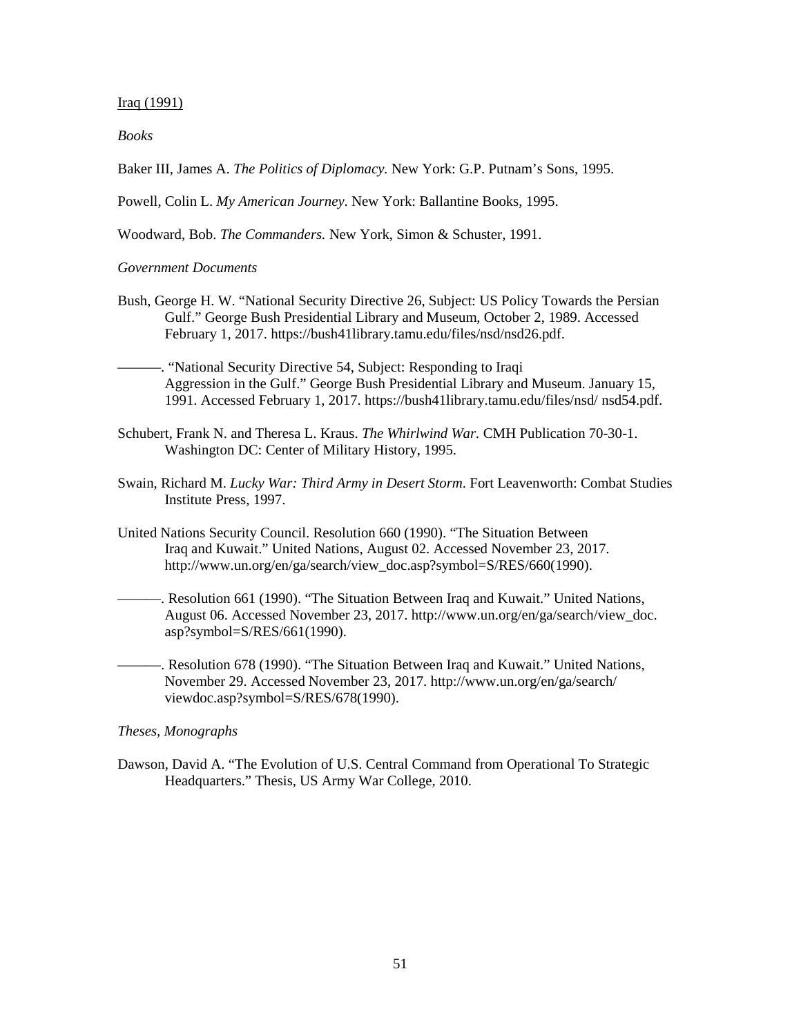<u>Iraq (1991)</u>

*Books*

Baker III, James A. *The Politics of Diplomacy*. New York: G.P. Putnam's Sons, 1995.

Powell, Colin L. *My American Journey*. New York: Ballantine Books, 1995.

Woodward, Bob. *The Commanders.* New York, Simon & Schuster, 1991.

*Government Documents*

Bush, George H. W. "National Security Directive 26, Subject: US Policy Towards the Persian Gulf." George Bush Presidential Library and Museum, October 2, 1989. Accessed February 1, 2017. https://bush41library.tamu.edu/files/nsd/nsd26.pdf.

———. "National Security Directive 54, Subject: Responding to Iraqi Aggression in the Gulf." George Bush Presidential Library and Museum. January 15, 1991. Accessed February 1, 2017. https://bush41library.tamu.edu/files/nsd/ nsd54.pdf.

Schubert, Frank N. and Theresa L. Kraus. *The Whirlwind War.* CMH Publication 70-30-1. Washington DC: Center of Military History, 1995.

Swain, Richard M. *Lucky War: Third Army in Desert Storm*. Fort Leavenworth: Combat Studies Institute Press, 1997.

United Nations Security Council. Resolution 660 (1990). "The Situation Between Iraq and Kuwait." United Nations, August 02. Accessed November 23, 2017. http://www.un.org/en/ga/search/view_doc.asp?symbol=S/RES/660(1990).

———. Resolution 661 (1990). "The Situation Between Iraq and Kuwait." United Nations, August 06. Accessed November 23, 2017. http://www.un.org/en/ga/search/view_doc. asp?symbol=S/RES/661(1990).

———. Resolution 678 (1990). "The Situation Between Iraq and Kuwait." United Nations, November 29. Accessed November 23, 2017. http://www.un.org/en/ga/search/ viewdoc.asp?symbol=S/RES/678(1990).

*Theses, Monographs*

Dawson, David A. "The Evolution of U.S. Central Command from Operational To Strategic Headquarters." Thesis, US Army War College, 2010.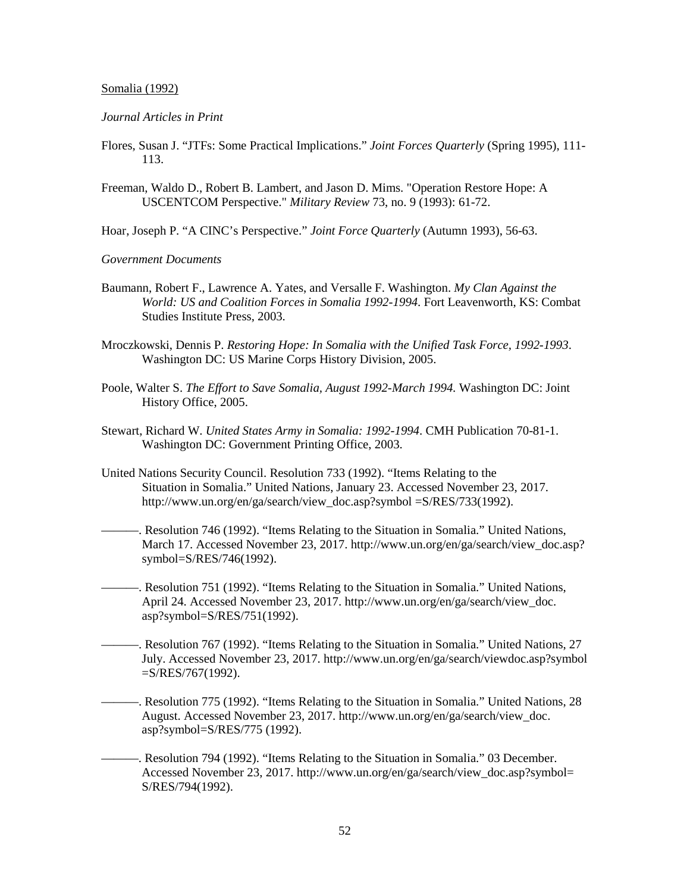Somalia (1992)

*Journal Articles in Print*

Flores, Susan J. "JTFs: Some Practical Implications." *Joint Forces Quarterly* (Spring 1995), 111-113.

Freeman, Waldo D., Robert B. Lambert, and Jason D. Mims. "Operation Restore Hope: A USCENTCOM Perspective." *Military Review* 73, no. 9 (1993): 61-72.

Hoar, Joseph P. "A CINC's Perspective." *Joint Force Quarterly* (Autumn 1993), 56-63.

*Government Documents*

Baumann, Robert F., Lawrence A. Yates, and Versalle F. Washington. *My Clan Against the World: US and Coalition Forces in Somalia 1992-1994.* Fort Leavenworth, KS: Combat Studies Institute Press, 2003.

Mroczkowski, Dennis P. *Restoring Hope: In Somalia with the Unified Task Force, 1992-1993*. Washington DC: US Marine Corps History Division, 2005.

Poole, Walter S. *The Effort to Save Somalia, August 1992-March 1994.* Washington DC: Joint History Office, 2005.

Stewart, Richard W. *United States Army in Somalia: 1992-1994*. CMH Publication 70-81-1. Washington DC: Government Printing Office, 2003.

United Nations Security Council. Resolution 733 (1992). "Items Relating to the Situation in Somalia." United Nations, January 23. Accessed November 23, 2017. http://www.un.org/en/ga/search/view_doc.asp?symbol =S/RES/733(1992).

———. Resolution 746 (1992). "Items Relating to the Situation in Somalia." United Nations, March 17. Accessed November 23, 2017. http://www.un.org/en/ga/search/view_doc.asp?symbol=S/RES/746(1992).

———. Resolution 751 (1992). "Items Relating to the Situation in Somalia." United Nations, April 24. Accessed November 23, 2017. http://www.un.org/en/ga/search/view_doc.asp?symbol=S/RES/751(1992).

———. Resolution 767 (1992). "Items Relating to the Situation in Somalia." United Nations, 27 July. Accessed November 23, 2017. http://www.un.org/en/ga/search/viewdoc.asp?symbol =S/RES/767(1992).

———. Resolution 775 (1992). "Items Relating to the Situation in Somalia." United Nations, 28 August. Accessed November 23, 2017. http://www.un.org/en/ga/search/view_doc.asp?symbol=S/RES/775 (1992).

———. Resolution 794 (1992). "Items Relating to the Situation in Somalia." 03 December. Accessed November 23, 2017. http://www.un.org/en/ga/search/view_doc.asp?symbol= S/RES/794(1992).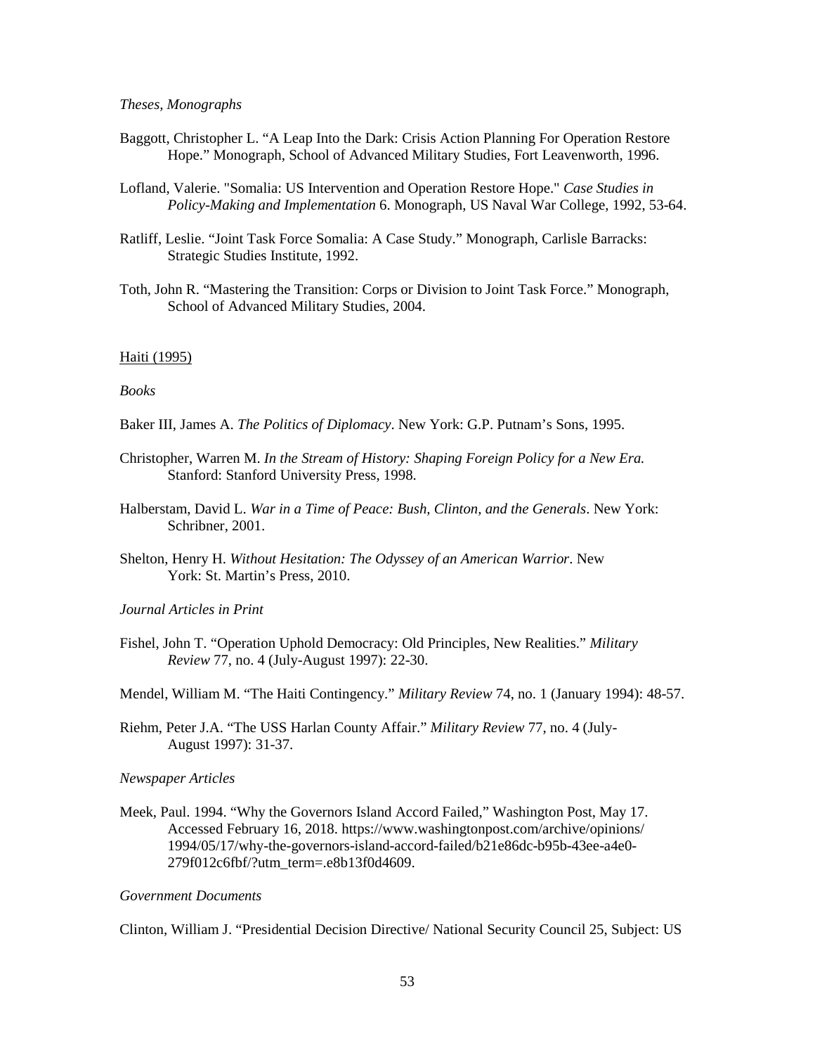*Theses, Monographs*

Baggott, Christopher L. “A Leap Into the Dark: Crisis Action Planning For Operation Restore Hope.” Monograph, School of Advanced Military Studies, Fort Leavenworth, 1996.

Lofland, Valerie. "Somalia: US Intervention and Operation Restore Hope." *Case Studies in Policy-Making and Implementation* 6. Monograph, US Naval War College, 1992, 53-64.

Ratliff, Leslie. “Joint Task Force Somalia: A Case Study.” Monograph, Carlisle Barracks: Strategic Studies Institute, 1992.

Toth, John R. “Mastering the Transition: Corps or Division to Joint Task Force.” Monograph, School of Advanced Military Studies, 2004.

Haiti (1995)

*Books*

Baker III, James A. *The Politics of Diplomacy*. New York: G.P. Putnam’s Sons, 1995.

Christopher, Warren M. *In the Stream of History: Shaping Foreign Policy for a New Era.* Stanford: Stanford University Press, 1998.

Halberstam, David L. *War in a Time of Peace: Bush, Clinton, and the Generals*. New York: Schribner, 2001.

Shelton, Henry H. *Without Hesitation: The Odyssey of an American Warrior*. New York: St. Martin’s Press, 2010.

*Journal Articles in Print*

Fishel, John T. “Operation Uphold Democracy: Old Principles, New Realities.” *Military Review* 77, no. 4 (July-August 1997): 22-30.

Mendel, William M. “The Haiti Contingency.” *Military Review* 74, no. 1 (January 1994): 48-57.

Riehm, Peter J.A. “The USS Harlan County Affair.” *Military Review* 77, no. 4 (July-August 1997): 31-37.

*Newspaper Articles*

Meek, Paul. 1994. “Why the Governors Island Accord Failed,” Washington Post, May 17. Accessed February 16, 2018. https://www.washingtonpost.com/archive/opinions/1994/05/17/why-the-governors-island-accord-failed/b21e86dc-b95b-43ee-a4e0-279f012c6fbf/?utm_term=.e8b13f0d4609.

*Government Documents*

Clinton, William J. “Presidential Decision Directive/ National Security Council 25, Subject: US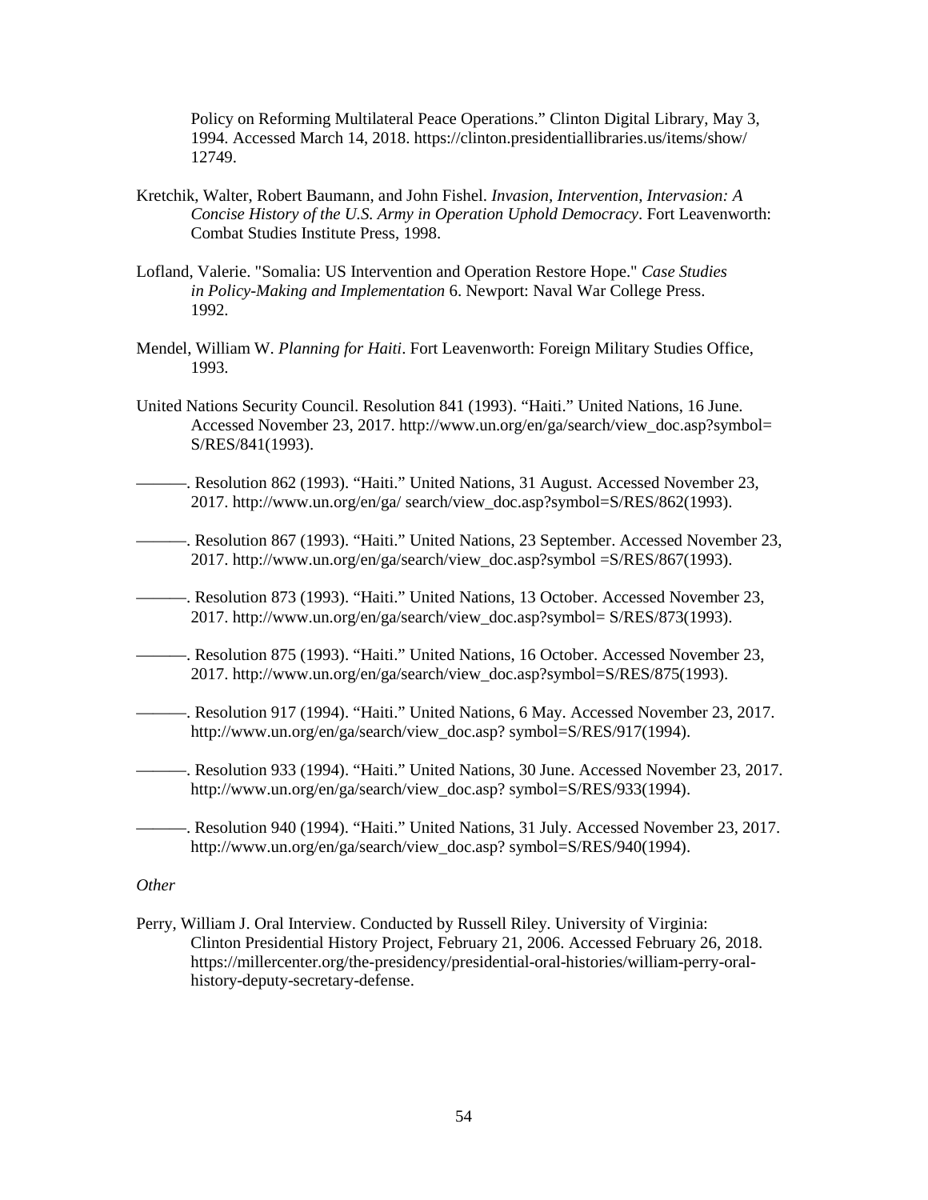Policy on Reforming Multilateral Peace Operations." Clinton Digital Library, May 3, 1994. Accessed March 14, 2018. https://clinton.presidentiallibraries.us/items/show/12749.

Kretchik, Walter, Robert Baumann, and John Fishel. *Invasion, Intervention, Intervasion: A Concise History of the U.S. Army in Operation Uphold Democracy*. Fort Leavenworth: Combat Studies Institute Press, 1998.

Lofland, Valerie. "Somalia: US Intervention and Operation Restore Hope." *Case Studies in Policy-Making and Implementation* 6. Newport: Naval War College Press. 1992.

Mendel, William W. *Planning for Haiti*. Fort Leavenworth: Foreign Military Studies Office, 1993.

United Nations Security Council. Resolution 841 (1993). "Haiti." United Nations, 16 June. Accessed November 23, 2017. http://www.un.org/en/ga/search/view_doc.asp?symbol=S/RES/841(1993).

———. Resolution 862 (1993). "Haiti." United Nations, 31 August. Accessed November 23, 2017. http://www.un.org/en/ga/ search/view_doc.asp?symbol=S/RES/862(1993).

———. Resolution 867 (1993). "Haiti." United Nations, 23 September. Accessed November 23, 2017. http://www.un.org/en/ga/search/view_doc.asp?symbol =S/RES/867(1993).

———. Resolution 873 (1993). "Haiti." United Nations, 13 October. Accessed November 23, 2017. http://www.un.org/en/ga/search/view_doc.asp?symbol= S/RES/873(1993).

———. Resolution 875 (1993). "Haiti." United Nations, 16 October. Accessed November 23, 2017. http://www.un.org/en/ga/search/view_doc.asp?symbol=S/RES/875(1993).

———. Resolution 917 (1994). "Haiti." United Nations, 6 May. Accessed November 23, 2017. http://www.un.org/en/ga/search/view_doc.asp? symbol=S/RES/917(1994).

———. Resolution 933 (1994). "Haiti." United Nations, 30 June. Accessed November 23, 2017. http://www.un.org/en/ga/search/view_doc.asp? symbol=S/RES/933(1994).

———. Resolution 940 (1994). "Haiti." United Nations, 31 July. Accessed November 23, 2017. http://www.un.org/en/ga/search/view_doc.asp? symbol=S/RES/940(1994).

*Other*

Perry, William J. Oral Interview. Conducted by Russell Riley. University of Virginia: Clinton Presidential History Project, February 21, 2006. Accessed February 26, 2018. https://millercenter.org/the-presidency/presidential-oral-histories/william-perry-oral-history-deputy-secretary-defense.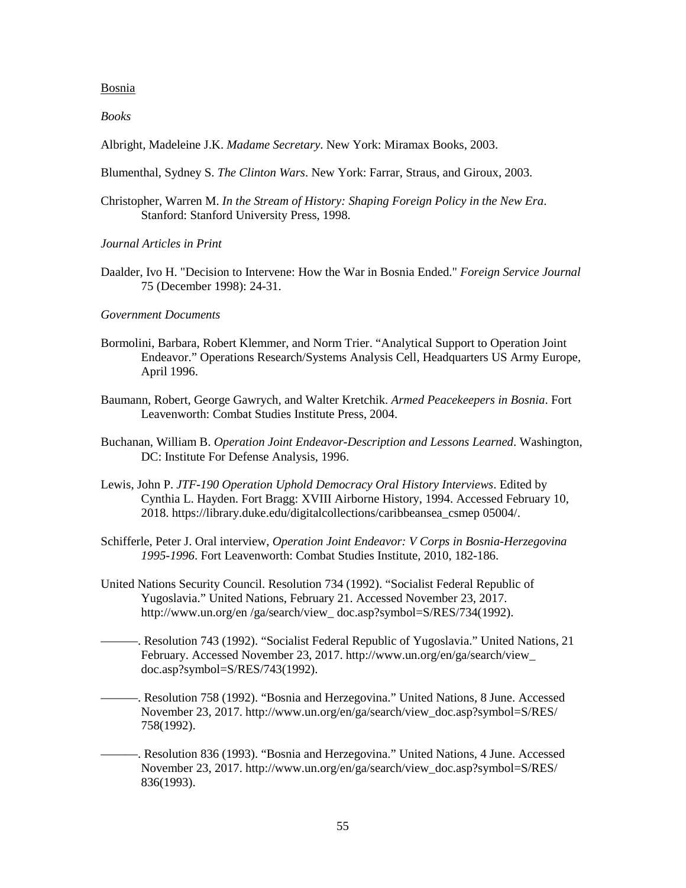<u>Bosnia</u>

*Books*

Albright, Madeleine J.K. *Madame Secretary*. New York: Miramax Books, 2003.

Blumenthal, Sydney S. *The Clinton Wars*. New York: Farrar, Straus, and Giroux, 2003.

Christopher, Warren M. *In the Stream of History: Shaping Foreign Policy in the New Era*. Stanford: Stanford University Press, 1998.

*Journal Articles in Print*

Daalder, Ivo H. "Decision to Intervene: How the War in Bosnia Ended." *Foreign Service Journal* 75 (December 1998): 24-31.

*Government Documents*

Bormolini, Barbara, Robert Klemmer, and Norm Trier. "Analytical Support to Operation Joint Endeavor." Operations Research/Systems Analysis Cell, Headquarters US Army Europe, April 1996.

Baumann, Robert, George Gawrych, and Walter Kretchik. *Armed Peacekeepers in Bosnia*. Fort Leavenworth: Combat Studies Institute Press, 2004.

Buchanan, William B. *Operation Joint Endeavor-Description and Lessons Learned*. Washington, DC: Institute For Defense Analysis, 1996.

Lewis, John P. *JTF-190 Operation Uphold Democracy Oral History Interviews*. Edited by Cynthia L. Hayden. Fort Bragg: XVIII Airborne History, 1994. Accessed February 10, 2018. https://library.duke.edu/digitalcollections/caribbeansea_csmep 05004/.

Schifferle, Peter J. Oral interview, *Operation Joint Endeavor: V Corps in Bosnia-Herzegovina 1995-1996*. Fort Leavenworth: Combat Studies Institute, 2010, 182-186.

United Nations Security Council. Resolution 734 (1992). "Socialist Federal Republic of Yugoslavia." United Nations, February 21. Accessed November 23, 2017. http://www.un.org/en /ga/search/view_ doc.asp?symbol=S/RES/734(1992).

———. Resolution 743 (1992). "Socialist Federal Republic of Yugoslavia." United Nations, 21 February. Accessed November 23, 2017. http://www.un.org/en/ga/search/view_ doc.asp?symbol=S/RES/743(1992).

———. Resolution 758 (1992). "Bosnia and Herzegovina." United Nations, 8 June. Accessed November 23, 2017. http://www.un.org/en/ga/search/view_doc.asp?symbol=S/RES/ 758(1992).

———. Resolution 836 (1993). "Bosnia and Herzegovina." United Nations, 4 June. Accessed November 23, 2017. http://www.un.org/en/ga/search/view_doc.asp?symbol=S/RES/ 836(1993).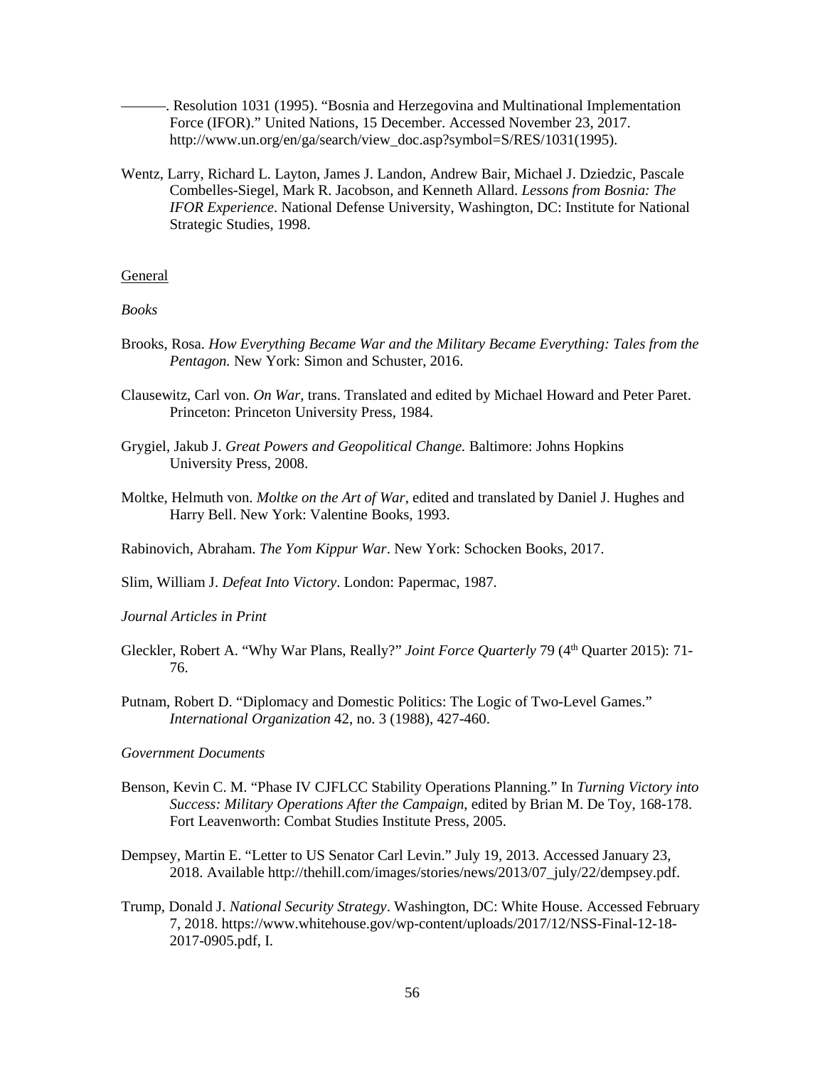———. Resolution 1031 (1995). "Bosnia and Herzegovina and Multinational Implementation Force (IFOR)." United Nations, 15 December. Accessed November 23, 2017. http://www.un.org/en/ga/search/view_doc.asp?symbol=S/RES/1031(1995).

Wentz, Larry, Richard L. Layton, James J. Landon, Andrew Bair, Michael J. Dziedzic, Pascale Combelles-Siegel, Mark R. Jacobson, and Kenneth Allard. *Lessons from Bosnia: The IFOR Experience*. National Defense University, Washington, DC: Institute for National Strategic Studies, 1998.

General

*Books*

Brooks, Rosa. *How Everything Became War and the Military Became Everything: Tales from the Pentagon.* New York: Simon and Schuster, 2016.

Clausewitz, Carl von. *On War*, trans. Translated and edited by Michael Howard and Peter Paret. Princeton: Princeton University Press, 1984.

Grygiel, Jakub J. *Great Powers and Geopolitical Change.* Baltimore: Johns Hopkins University Press, 2008.

Moltke, Helmuth von. *Moltke on the Art of War*, edited and translated by Daniel J. Hughes and Harry Bell. New York: Valentine Books, 1993.

Rabinovich, Abraham. *The Yom Kippur War*. New York: Schocken Books, 2017.

Slim, William J. *Defeat Into Victory*. London: Papermac, 1987.

*Journal Articles in Print*

Gleckler, Robert A. "Why War Plans, Really?" *Joint Force Quarterly* 79 (4th Quarter 2015): 71-76.

Putnam, Robert D. "Diplomacy and Domestic Politics: The Logic of Two-Level Games." *International Organization* 42, no. 3 (1988), 427-460.

*Government Documents*

Benson, Kevin C. M. "Phase IV CJFLCC Stability Operations Planning." In *Turning Victory into Success: Military Operations After the Campaign*, edited by Brian M. De Toy, 168-178. Fort Leavenworth: Combat Studies Institute Press, 2005.

Dempsey, Martin E. "Letter to US Senator Carl Levin." July 19, 2013. Accessed January 23, 2018. Available http://thehill.com/images/stories/news/2013/07_july/22/dempsey.pdf.

Trump, Donald J. *National Security Strategy*. Washington, DC: White House. Accessed February 7, 2018. https://www.whitehouse.gov/wp-content/uploads/2017/12/NSS-Final-12-18-2017-0905.pdf, I.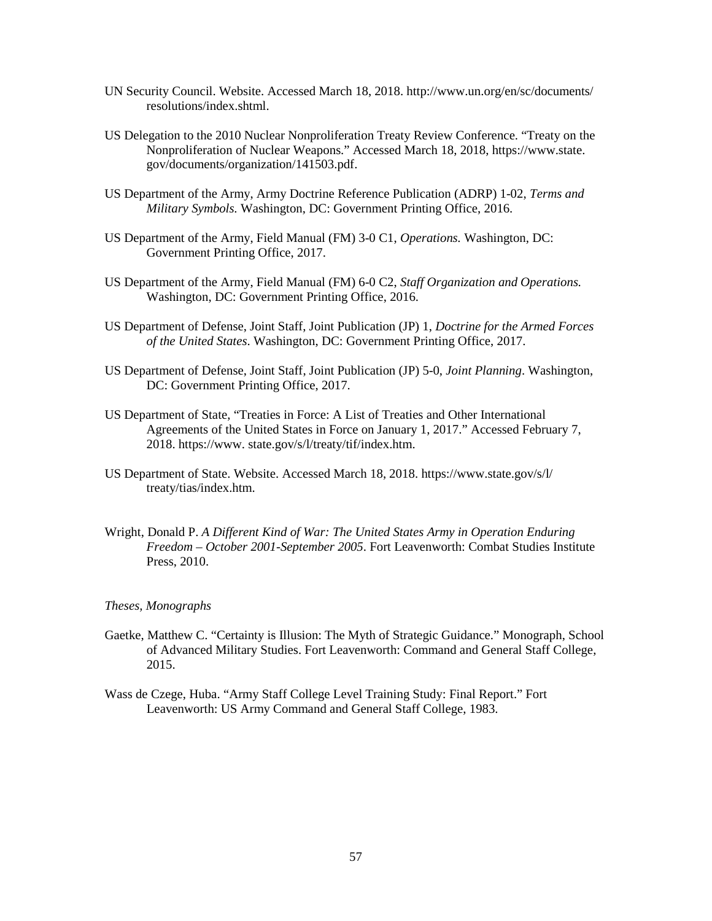UN Security Council. Website. Accessed March 18, 2018. http://www.un.org/en/sc/documents/resolutions/index.shtml.

US Delegation to the 2010 Nuclear Nonproliferation Treaty Review Conference. "Treaty on the Nonproliferation of Nuclear Weapons." Accessed March 18, 2018, https://www.state.gov/documents/organization/141503.pdf.

US Department of the Army, Army Doctrine Reference Publication (ADRP) 1-02, *Terms and Military Symbols.* Washington, DC: Government Printing Office, 2016.

US Department of the Army, Field Manual (FM) 3-0 C1, *Operations.* Washington, DC: Government Printing Office, 2017.

US Department of the Army, Field Manual (FM) 6-0 C2, *Staff Organization and Operations.* Washington, DC: Government Printing Office, 2016.

US Department of Defense, Joint Staff, Joint Publication (JP) 1, *Doctrine for the Armed Forces of the United States*. Washington, DC: Government Printing Office, 2017.

US Department of Defense, Joint Staff, Joint Publication (JP) 5-0, *Joint Planning*. Washington, DC: Government Printing Office, 2017.

US Department of State, "Treaties in Force: A List of Treaties and Other International Agreements of the United States in Force on January 1, 2017." Accessed February 7, 2018. https://www. state.gov/s/l/treaty/tif/index.htm.

US Department of State. Website. Accessed March 18, 2018. https://www.state.gov/s/l/treaty/tias/index.htm.

Wright, Donald P. *A Different Kind of War: The United States Army in Operation Enduring Freedom – October 2001-September 2005*. Fort Leavenworth: Combat Studies Institute Press, 2010.

*Theses, Monographs*

Gaetke, Matthew C. "Certainty is Illusion: The Myth of Strategic Guidance." Monograph, School of Advanced Military Studies. Fort Leavenworth: Command and General Staff College, 2015.

Wass de Czege, Huba. "Army Staff College Level Training Study: Final Report." Fort Leavenworth: US Army Command and General Staff College, 1983.